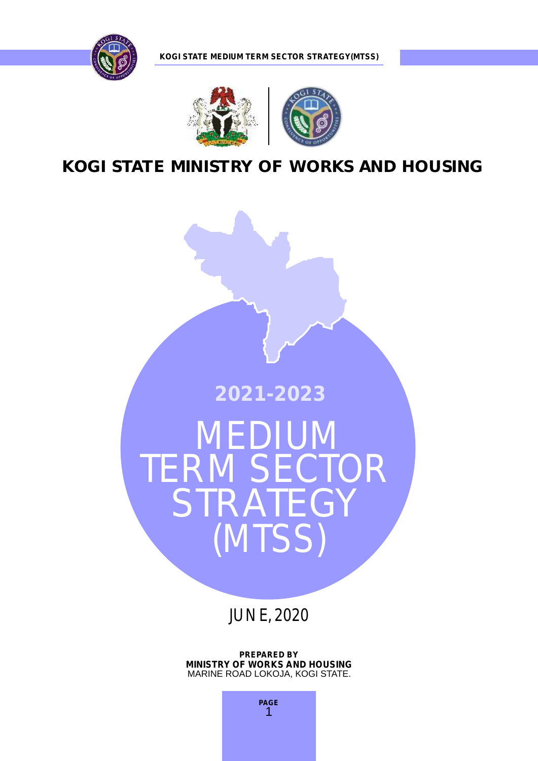# KOGI STATE MINISTRY OF WORKS AND HOUSING

**2021-2023**

# MEDIUM TERM SECTOR STRATEGY (MTSS)

JUNE, 2020

**PREPARED BY**
**MINISTRY OF WORKS AND HOUSING**
MARINE ROAD LOKOJA, KOGI STATE.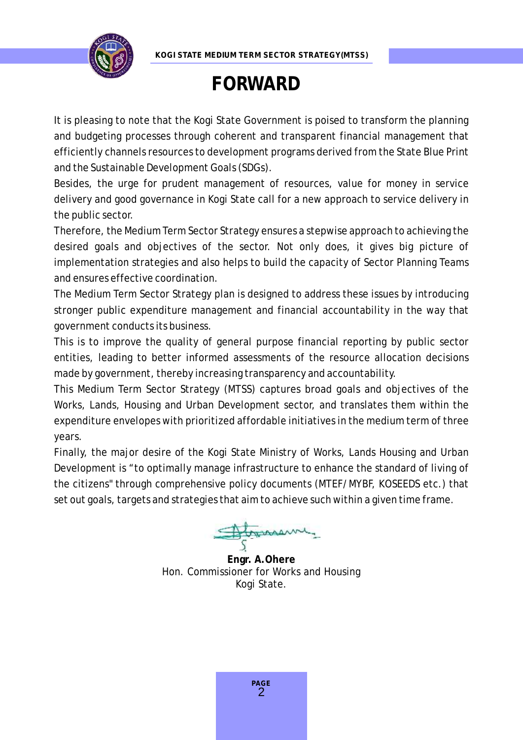# FORWARD

It is pleasing to note that the Kogi State Government is poised to transform the planning and budgeting processes through coherent and transparent financial management that efficiently channels resources to development programs derived from the State Blue Print and the Sustainable Development Goals (SDGs).

Besides, the urge for prudent management of resources, value for money in service delivery and good governance in Kogi State call for a new approach to service delivery in the public sector.

Therefore, the Medium Term Sector Strategy ensures a stepwise approach to achieving the desired goals and objectives of the sector. Not only does, it gives big picture of implementation strategies and also helps to build the capacity of Sector Planning Teams and ensures effective coordination.

The Medium Term Sector Strategy plan is designed to address these issues by introducing stronger public expenditure management and financial accountability in the way that government conducts its business.

This is to improve the quality of general purpose financial reporting by public sector entities, leading to better informed assessments of the resource allocation decisions made by government, thereby increasing transparency and accountability.

This Medium Term Sector Strategy (MTSS) captures broad goals and objectives of the Works, Lands, Housing and Urban Development sector, and translates them within the expenditure envelopes with prioritized affordable initiatives in the medium term of three years.

Finally, the major desire of the Kogi State Ministry of Works, Lands Housing and Urban Development is "to optimally manage infrastructure to enhance the standard of living of the citizens" through comprehensive policy documents (MTEF/MYBF, KOSEEDS etc.) that set out goals, targets and strategies that aim to achieve such within a given time frame.

**Engr. A.Ohere**
Hon. Commissioner for Works and Housing
Kogi State.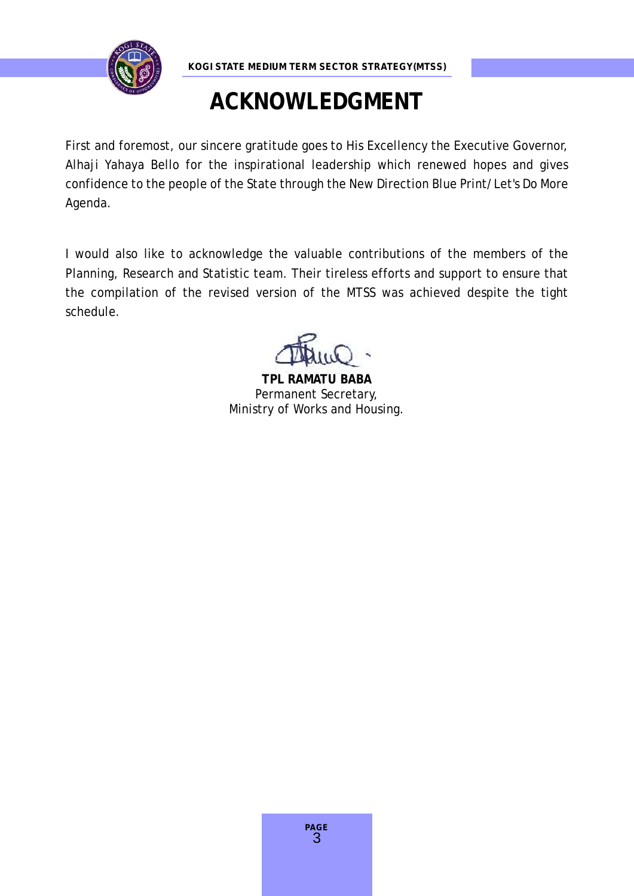# ACKNOWLEDGMENT

First and foremost, our sincere gratitude goes to His Excellency the Executive Governor, Alhaji Yahaya Bello for the inspirational leadership which renewed hopes and gives confidence to the people of the State through the New Direction Blue Print/Let's Do More Agenda.

I would also like to acknowledge the valuable contributions of the members of the Planning, Research and Statistic team. Their tireless efforts and support to ensure that the compilation of the revised version of the MTSS was achieved despite the tight schedule.

**TPL RAMATU BABA**
Permanent Secretary,
Ministry of Works and Housing.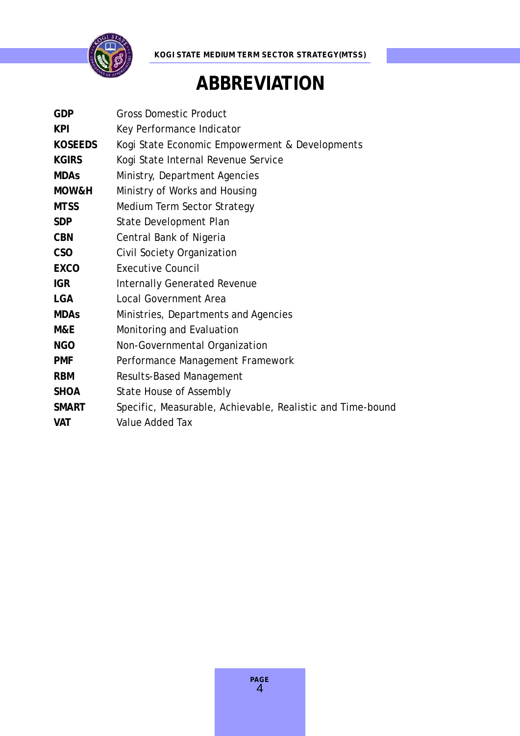# ABBREVIATION

| | |
|---|---|
| **GDP** | Gross Domestic Product |
| **KPI** | Key Performance Indicator |
| **KOSEEDS** | Kogi State Economic Empowerment & Developments |
| **KGIRS** | Kogi State Internal Revenue Service |
| **MDAs** | Ministry, Department Agencies |
| **MOW&H** | Ministry of Works and Housing |
| **MTSS** | Medium Term Sector Strategy |
| **SDP** | State Development Plan |
| **CBN** | Central Bank of Nigeria |
| **CSO** | Civil Society Organization |
| **EXCO** | Executive Council |
| **IGR** | Internally Generated Revenue |
| **LGA** | Local Government Area |
| **MDAs** | Ministries, Departments and Agencies |
| **M&E** | Monitoring and Evaluation |
| **NGO** | Non-Governmental Organization |
| **PMF** | Performance Management Framework |
| **RBM** | Results-Based Management |
| **SHOA** | State House of Assembly |
| **SMART** | Specific, Measurable, Achievable, Realistic and Time-bound |
| **VAT** | Value Added Tax |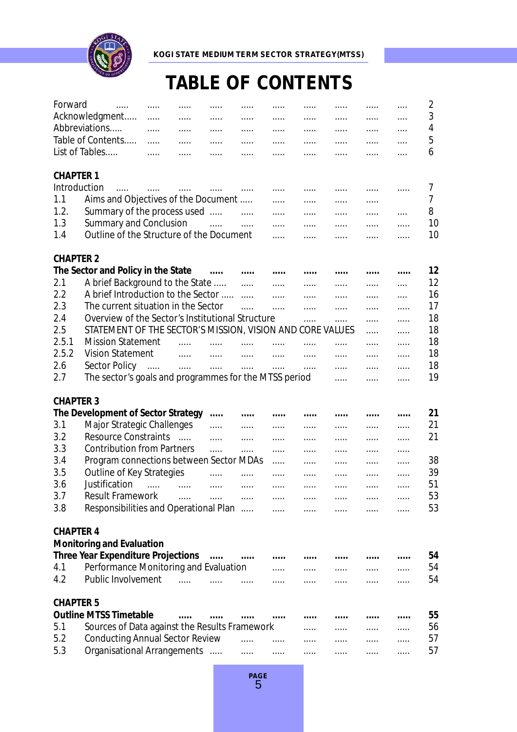# TABLE OF CONTENTS

| | | |
|---|---|---|
| Forward | | 2 |
| Acknowledgment | | 3 |
| Abbreviations | | 4 |
| Table of Contents | | 5 |
| List of Tables | | 6 |
| **CHAPTER 1** | | |
| Introduction | | 7 |
| 1.1 | Aims and Objectives of the Document | 7 |
| 1.2. | Summary of the process used | 8 |
| 1.3 | Summary and Conclusion | 10 |
| 1.4 | Outline of the Structure of the Document | 10 |
| **CHAPTER 2** | | |
| **The Sector and Policy in the State** | | **12** |
| 2.1 | A brief Background to the State | 12 |
| 2.2 | A brief Introduction to the Sector | 16 |
| 2.3 | The current situation in the Sector | 17 |
| 2.4 | Overview of the Sector's Institutional Structure | 18 |
| 2.5 | STATEMENT OF THE SECTOR'S MISSION, VISION AND CORE VALUES | 18 |
| 2.5.1 | Mission Statement | 18 |
| 2.5.2 | Vision Statement | 18 |
| 2.6 | Sector Policy | 18 |
| 2.7 | The sector's goals and programmes for the MTSS period | 19 |
| **CHAPTER 3** | | |
| **The Development of Sector Strategy** | | **21** |
| 3.1 | Major Strategic Challenges | 21 |
| 3.2 | Resource Constraints | 21 |
| 3.3 | Contribution from Partners | |
| 3.4 | Program connections between Sector MDAs | 38 |
| 3.5 | Outline of Key Strategies | 39 |
| 3.6 | Justification | 51 |
| 3.7 | Result Framework | 53 |
| 3.8 | Responsibilities and Operational Plan | 53 |
| **CHAPTER 4** | | |
| **Monitoring and Evaluation** | | |
| **Three Year Expenditure Projections** | | **54** |
| 4.1 | Performance Monitoring and Evaluation | 54 |
| 4.2 | Public Involvement | 54 |
| **CHAPTER 5** | | |
| **Outline MTSS Timetable** | | **55** |
| 5.1 | Sources of Data against the Results Framework | 56 |
| 5.2 | Conducting Annual Sector Review | 57 |
| 5.3 | Organisational Arrangements | 57 |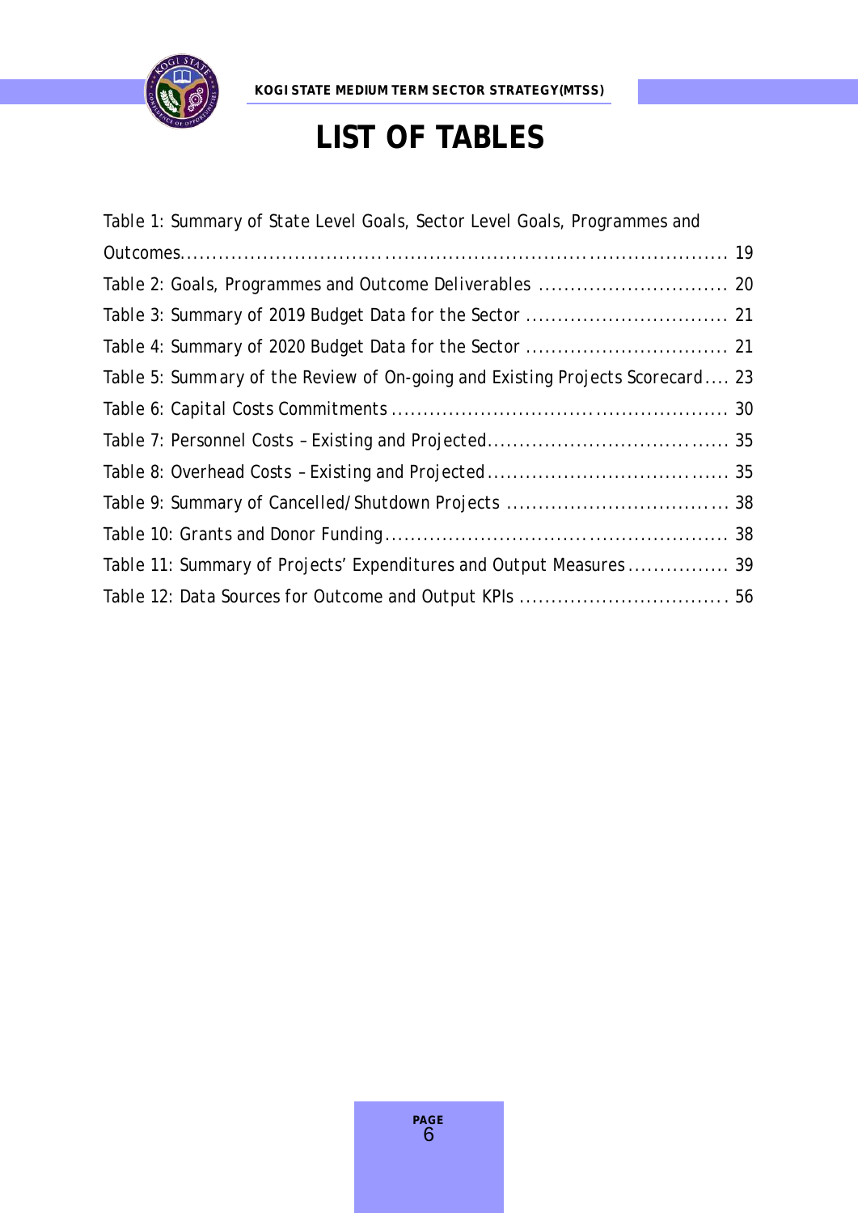# LIST OF TABLES

Table 1: Summary of State Level Goals, Sector Level Goals, Programmes and Outcomes.......... 19

Table 2: Goals, Programmes and Outcome Deliverables .......... 20

Table 3: Summary of 2019 Budget Data for the Sector .......... 21

Table 4: Summary of 2020 Budget Data for the Sector .......... 21

Table 5: Summary of the Review of On-going and Existing Projects Scorecard.... 23

Table 6: Capital Costs Commitments .......... 30

Table 7: Personnel Costs – Existing and Projected.......... 35

Table 8: Overhead Costs – Existing and Projected.......... 35

Table 9: Summary of Cancelled/Shutdown Projects .......... 38

Table 10: Grants and Donor Funding.......... 38

Table 11: Summary of Projects' Expenditures and Output Measures.......... 39

Table 12: Data Sources for Outcome and Output KPIs .......... 56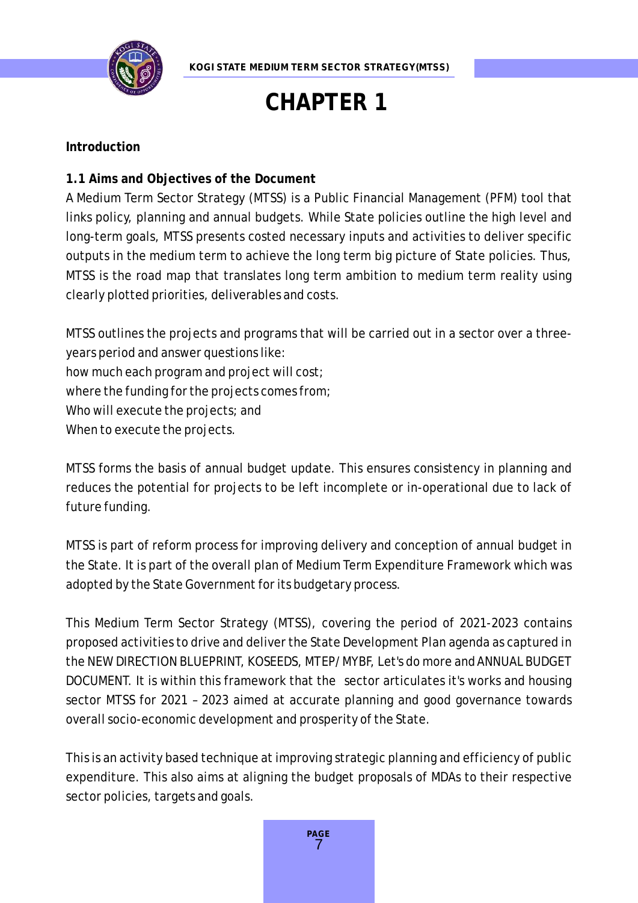# CHAPTER 1

**Introduction**

**1.1 Aims and Objectives of the Document**

A Medium Term Sector Strategy (MTSS) is a Public Financial Management (PFM) tool that links policy, planning and annual budgets. While State policies outline the high level and long-term goals, MTSS presents costed necessary inputs and activities to deliver specific outputs in the medium term to achieve the long term big picture of State policies. Thus, MTSS is the road map that translates long term ambition to medium term reality using clearly plotted priorities, deliverables and costs.

MTSS outlines the projects and programs that will be carried out in a sector over a three-years period and answer questions like:
how much each program and project will cost;
where the funding for the projects comes from;
Who will execute the projects; and
When to execute the projects.

MTSS forms the basis of annual budget update. This ensures consistency in planning and reduces the potential for projects to be left incomplete or in-operational due to lack of future funding.

MTSS is part of reform process for improving delivery and conception of annual budget in the State. It is part of the overall plan of Medium Term Expenditure Framework which was adopted by the State Government for its budgetary process.

This Medium Term Sector Strategy (MTSS), covering the period of 2021-2023 contains proposed activities to drive and deliver the State Development Plan agenda as captured in the NEW DIRECTION BLUEPRINT, KOSEEDS, MTEP/MYBF, Let's do more and ANNUAL BUDGET DOCUMENT. It is within this framework that the sector articulates it's works and housing sector MTSS for 2021 – 2023 aimed at accurate planning and good governance towards overall socio-economic development and prosperity of the State.

This is an activity based technique at improving strategic planning and efficiency of public expenditure. This also aims at aligning the budget proposals of MDAs to their respective sector policies, targets and goals.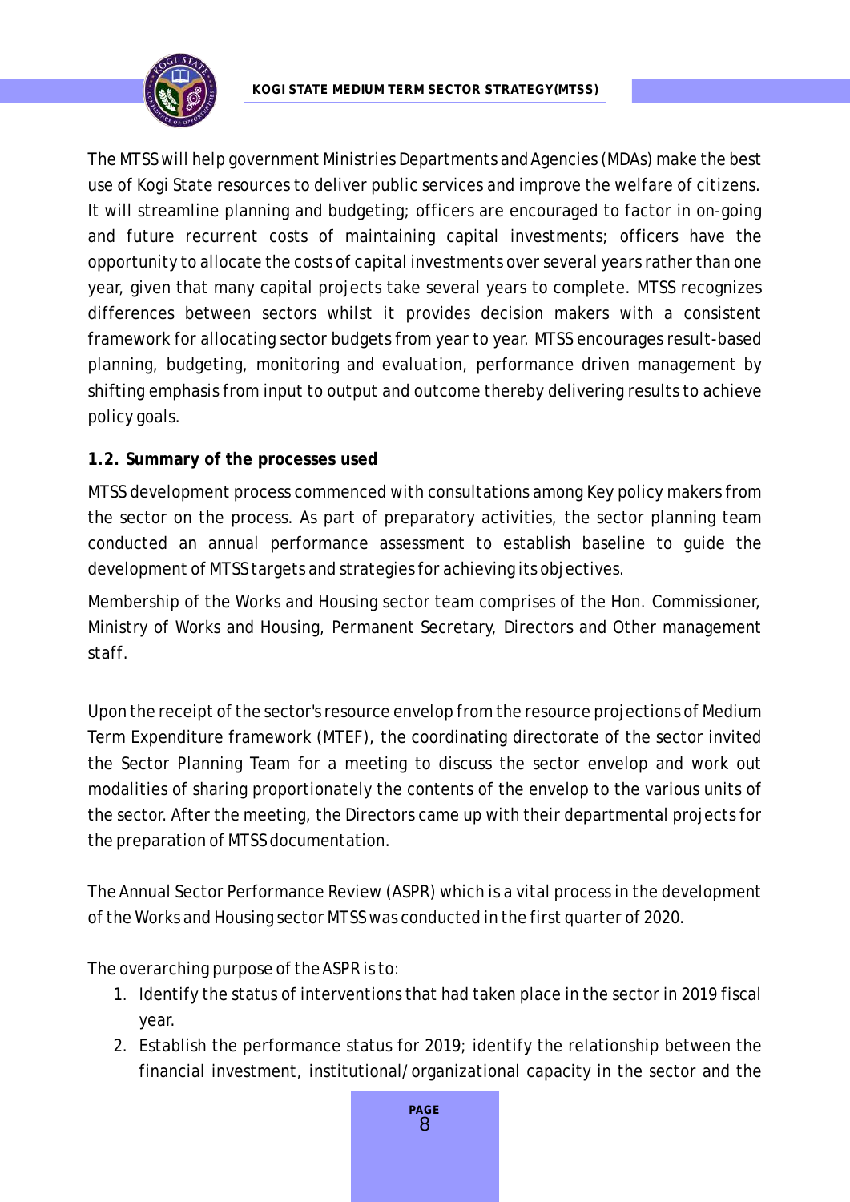The MTSS will help government Ministries Departments and Agencies (MDAs) make the best use of Kogi State resources to deliver public services and improve the welfare of citizens. It will streamline planning and budgeting; officers are encouraged to factor in on-going and future recurrent costs of maintaining capital investments; officers have the opportunity to allocate the costs of capital investments over several years rather than one year, given that many capital projects take several years to complete. MTSS recognizes differences between sectors whilst it provides decision makers with a consistent framework for allocating sector budgets from year to year. MTSS encourages result-based planning, budgeting, monitoring and evaluation, performance driven management by shifting emphasis from input to output and outcome thereby delivering results to achieve policy goals.

### 1.2. Summary of the processes used

MTSS development process commenced with consultations among Key policy makers from the sector on the process. As part of preparatory activities, the sector planning team conducted an annual performance assessment to establish baseline to guide the development of MTSS targets and strategies for achieving its objectives.

Membership of the Works and Housing sector team comprises of the Hon. Commissioner, Ministry of Works and Housing, Permanent Secretary, Directors and Other management staff.

Upon the receipt of the sector's resource envelop from the resource projections of Medium Term Expenditure framework (MTEF), the coordinating directorate of the sector invited the Sector Planning Team for a meeting to discuss the sector envelop and work out modalities of sharing proportionately the contents of the envelop to the various units of the sector. After the meeting, the Directors came up with their departmental projects for the preparation of MTSS documentation.

The Annual Sector Performance Review (ASPR) which is a vital process in the development of the Works and Housing sector MTSS was conducted in the first quarter of 2020.

The overarching purpose of the ASPR is to:

1. Identify the status of interventions that had taken place in the sector in 2019 fiscal year.
2. Establish the performance status for 2019; identify the relationship between the financial investment, institutional/organizational capacity in the sector and the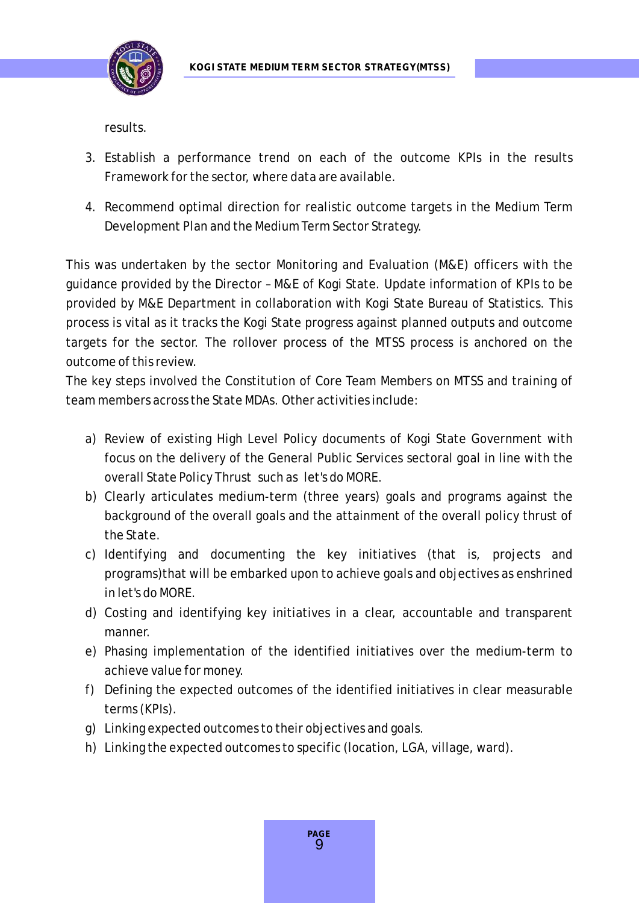results.

3. Establish a performance trend on each of the outcome KPIs in the results Framework for the sector, where data are available.

4. Recommend optimal direction for realistic outcome targets in the Medium Term Development Plan and the Medium Term Sector Strategy.

This was undertaken by the sector Monitoring and Evaluation (M&E) officers with the guidance provided by the Director – M&E of Kogi State. Update information of KPIs to be provided by M&E Department in collaboration with Kogi State Bureau of Statistics. This process is vital as it tracks the Kogi State progress against planned outputs and outcome targets for the sector. The rollover process of the MTSS process is anchored on the outcome of this review.

The key steps involved the Constitution of Core Team Members on MTSS and training of team members across the State MDAs. Other activities include:

a) Review of existing High Level Policy documents of Kogi State Government with focus on the delivery of the General Public Services sectoral goal in line with the overall State Policy Thrust such as let's do MORE.
b) Clearly articulates medium-term (three years) goals and programs against the background of the overall goals and the attainment of the overall policy thrust of the State.
c) Identifying and documenting the key initiatives (that is, projects and programs)that will be embarked upon to achieve goals and objectives as enshrined in let's do MORE.
d) Costing and identifying key initiatives in a clear, accountable and transparent manner.
e) Phasing implementation of the identified initiatives over the medium-term to achieve value for money.
f) Defining the expected outcomes of the identified initiatives in clear measurable terms (KPIs).
g) Linking expected outcomes to their objectives and goals.
h) Linking the expected outcomes to specific (location, LGA, village, ward).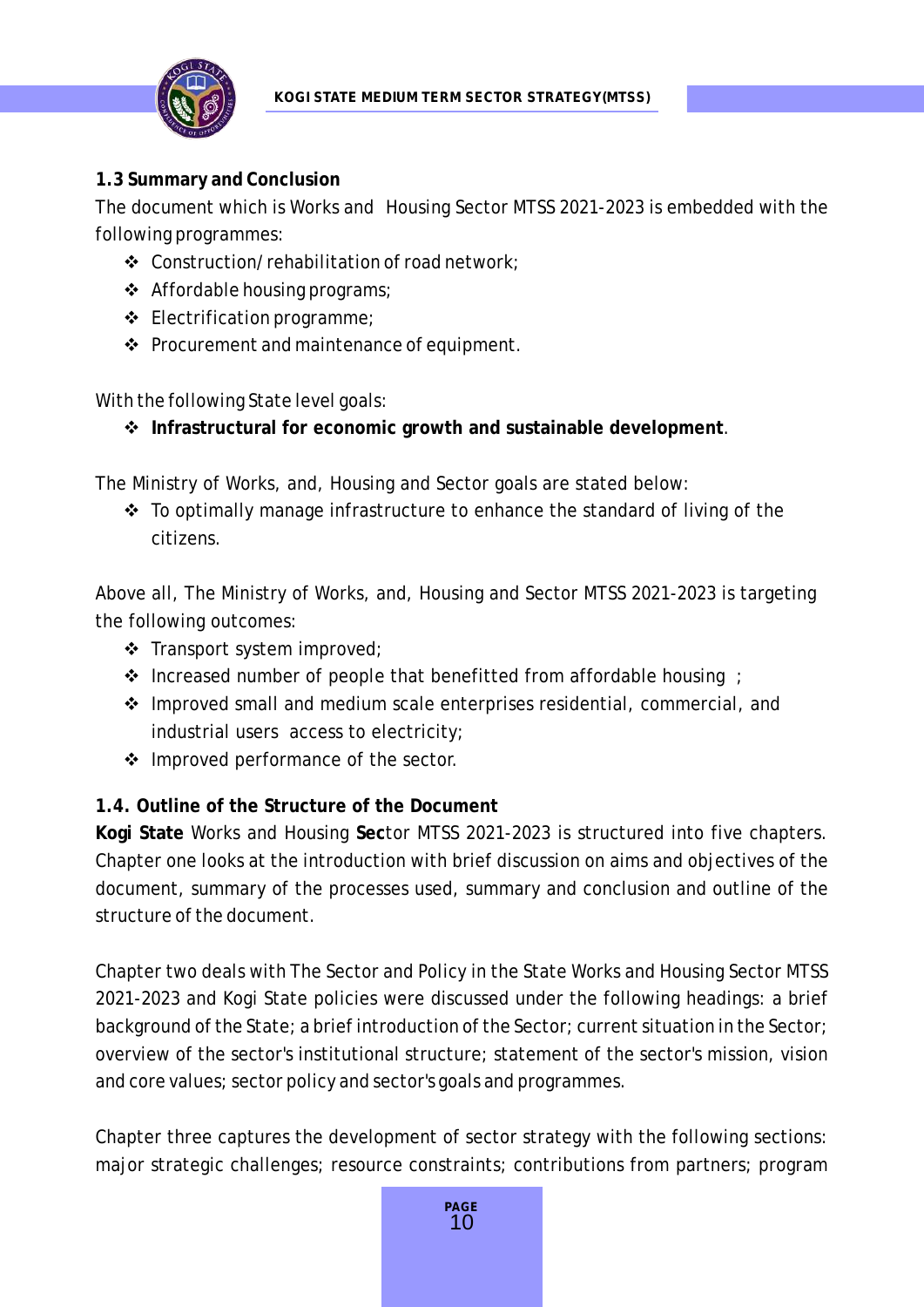### 1.3 Summary and Conclusion

The document which is Works and Housing Sector MTSS 2021-2023 is embedded with the following programmes:

- Construction/rehabilitation of road network;
- Affordable housing programs;
- Electrification programme;
- Procurement and maintenance of equipment.

With the following State level goals:

- **Infrastructural for economic growth and sustainable development**.

The Ministry of Works, and, Housing and Sector goals are stated below:

- To optimally manage infrastructure to enhance the standard of living of the citizens.

Above all, The Ministry of Works, and, Housing and Sector MTSS 2021-2023 is targeting the following outcomes:

- Transport system improved;
- Increased number of people that benefitted from affordable housing ;
- Improved small and medium scale enterprises residential, commercial, and industrial users access to electricity;
- Improved performance of the sector.

### 1.4. Outline of the Structure of the Document

**Kogi State** Works and Housing **Sec**tor MTSS 2021-2023 is structured into five chapters. Chapter one looks at the introduction with brief discussion on aims and objectives of the document, summary of the processes used, summary and conclusion and outline of the structure of the document.

Chapter two deals with The Sector and Policy in the State Works and Housing Sector MTSS 2021-2023 and Kogi State policies were discussed under the following headings: a brief background of the State; a brief introduction of the Sector; current situation in the Sector; overview of the sector's institutional structure; statement of the sector's mission, vision and core values; sector policy and sector's goals and programmes.

Chapter three captures the development of sector strategy with the following sections: major strategic challenges; resource constraints; contributions from partners; program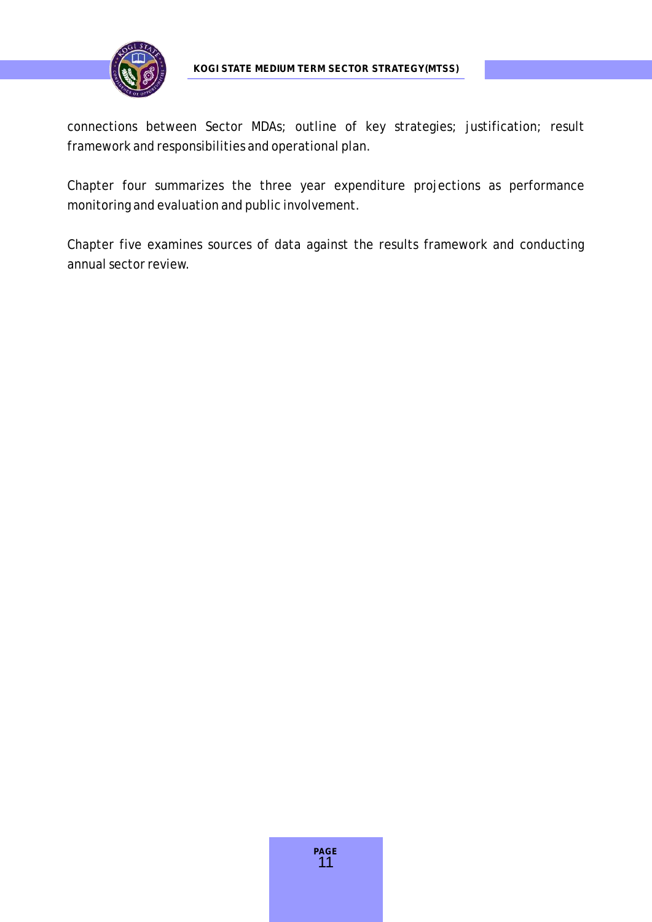connections between Sector MDAs; outline of key strategies; justification; result framework and responsibilities and operational plan.

Chapter four summarizes the three year expenditure projections as performance monitoring and evaluation and public involvement.

Chapter five examines sources of data against the results framework and conducting annual sector review.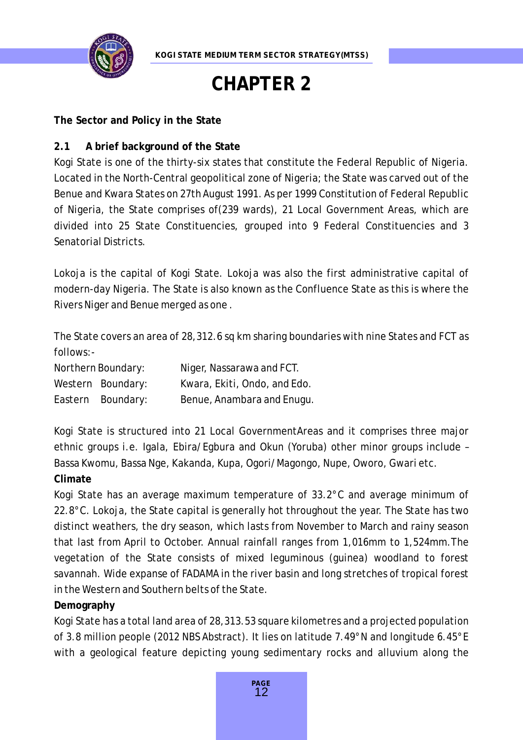# CHAPTER 2

**The Sector and Policy in the State**

## 2.1 A brief background of the State

Kogi State is one of the thirty-six states that constitute the Federal Republic of Nigeria. Located in the North-Central geopolitical zone of Nigeria; the State was carved out of the Benue and Kwara States on 27th August 1991. As per 1999 Constitution of Federal Republic of Nigeria, the State comprises of(239 wards), 21 Local Government Areas, which are divided into 25 State Constituencies, grouped into 9 Federal Constituencies and 3 Senatorial Districts.

Lokoja is the capital of Kogi State. Lokoja was also the first administrative capital of modern-day Nigeria. The State is also known as the Confluence State as this is where the Rivers Niger and Benue merged as one .

The State covers an area of 28,312.6 sq km sharing boundaries with nine States and FCT as follows:-

| | |
|---|---|
| Northern Boundary: | Niger, Nassarawa and FCT. |
| Western Boundary: | Kwara, Ekiti, Ondo, and Edo. |
| Eastern Boundary: | Benue, Anambara and Enugu. |

Kogi State is structured into 21 Local GovernmentAreas and it comprises three major ethnic groups i.e. Igala, Ebira/Egbura and Okun (Yoruba) other minor groups include – Bassa Kwomu, Bassa Nge, Kakanda, Kupa, Ogori/Magongo, Nupe, Oworo, Gwari etc.

**Climate**

Kogi State has an average maximum temperature of 33.2°C and average minimum of 22.8°C. Lokoja, the State capital is generally hot throughout the year. The State has two distinct weathers, the dry season, which lasts from November to March and rainy season that last from April to October. Annual rainfall ranges from 1,016mm to 1,524mm.The vegetation of the State consists of mixed leguminous (guinea) woodland to forest savannah. Wide expanse of FADAMA in the river basin and long stretches of tropical forest in the Western and Southern belts of the State.

**Demography**

Kogi State has a total land area of 28,313.53 square kilometres and a projected population of 3.8 million people (2012 NBS Abstract). It lies on latitude 7.49°N and longitude 6.45°E with a geological feature depicting young sedimentary rocks and alluvium along the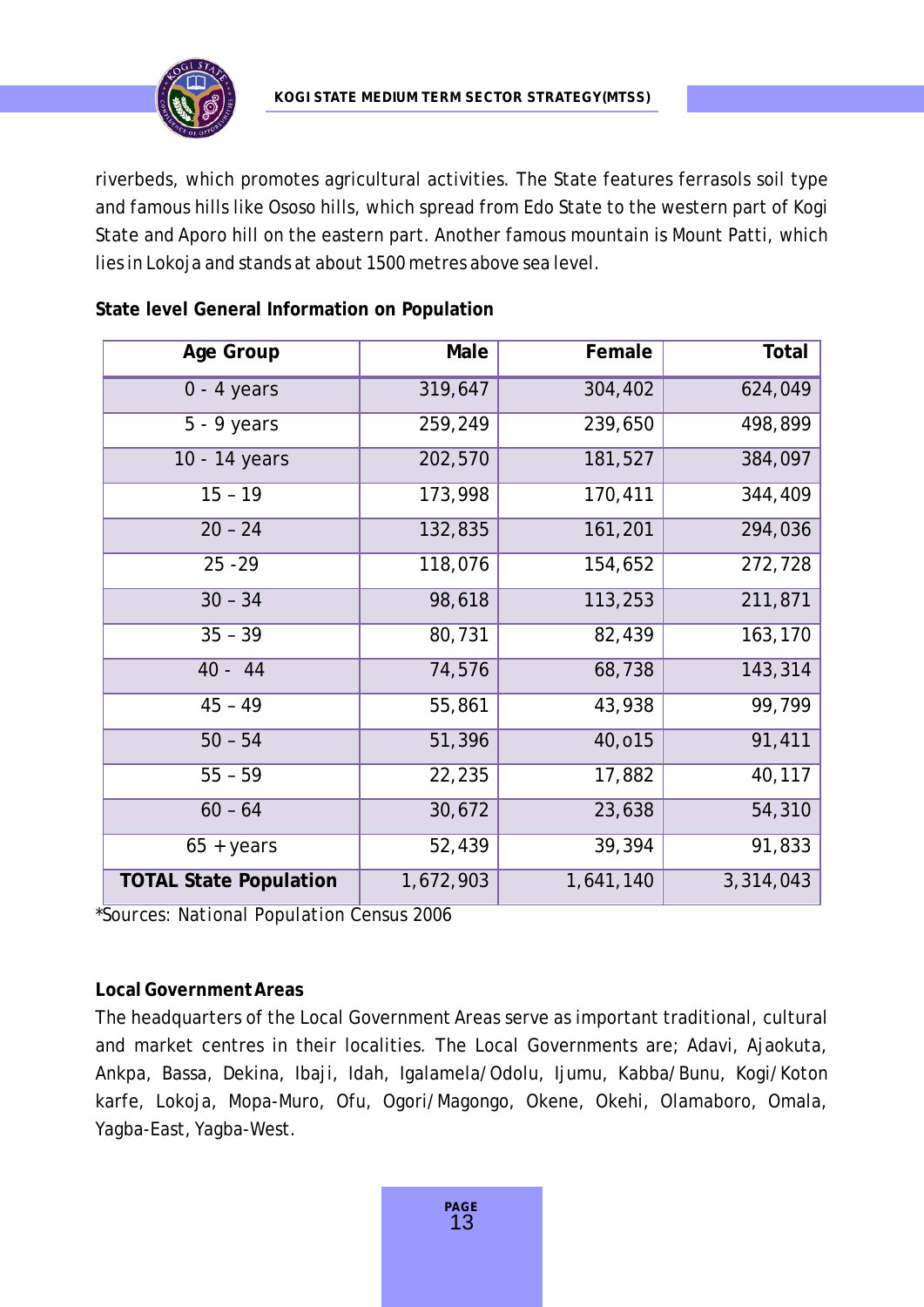riverbeds, which promotes agricultural activities. The State features ferrasols soil type and famous hills like Ososo hills, which spread from Edo State to the western part of Kogi State and Aporo hill on the eastern part. Another famous mountain is Mount Patti, which lies in Lokoja and stands at about 1500 metres above sea level.

**State level General Information on Population**

| Age Group | Male | Female | Total |
|---|---|---|---|
| 0 - 4 years | 319,647 | 304,402 | 624,049 |
| 5 - 9 years | 259,249 | 239,650 | 498,899 |
| 10 - 14 years | 202,570 | 181,527 | 384,097 |
| 15 – 19 | 173,998 | 170,411 | 344,409 |
| 20 – 24 | 132,835 | 161,201 | 294,036 |
| 25 -29 | 118,076 | 154,652 | 272,728 |
| 30 – 34 | 98,618 | 113,253 | 211,871 |
| 35 – 39 | 80,731 | 82,439 | 163,170 |
| 40 - 44 | 74,576 | 68,738 | 143,314 |
| 45 – 49 | 55,861 | 43,938 | 99,799 |
| 50 – 54 | 51,396 | 40,o15 | 91,411 |
| 55 – 59 | 22,235 | 17,882 | 40,117 |
| 60 – 64 | 30,672 | 23,638 | 54,310 |
| 65 + years | 52,439 | 39,394 | 91,833 |
| **TOTAL State Population** | 1,672,903 | 1,641,140 | 3,314,043 |

*Sources: National Population Census 2006

**Local Government Areas**

The headquarters of the Local Government Areas serve as important traditional, cultural and market centres in their localities. The Local Governments are; Adavi, Ajaokuta, Ankpa, Bassa, Dekina, Ibaji, Idah, Igalamela/Odolu, Ijumu, Kabba/Bunu, Kogi/Koton karfe, Lokoja, Mopa-Muro, Ofu, Ogori/Magongo, Okene, Okehi, Olamaboro, Omala, Yagba-East, Yagba-West.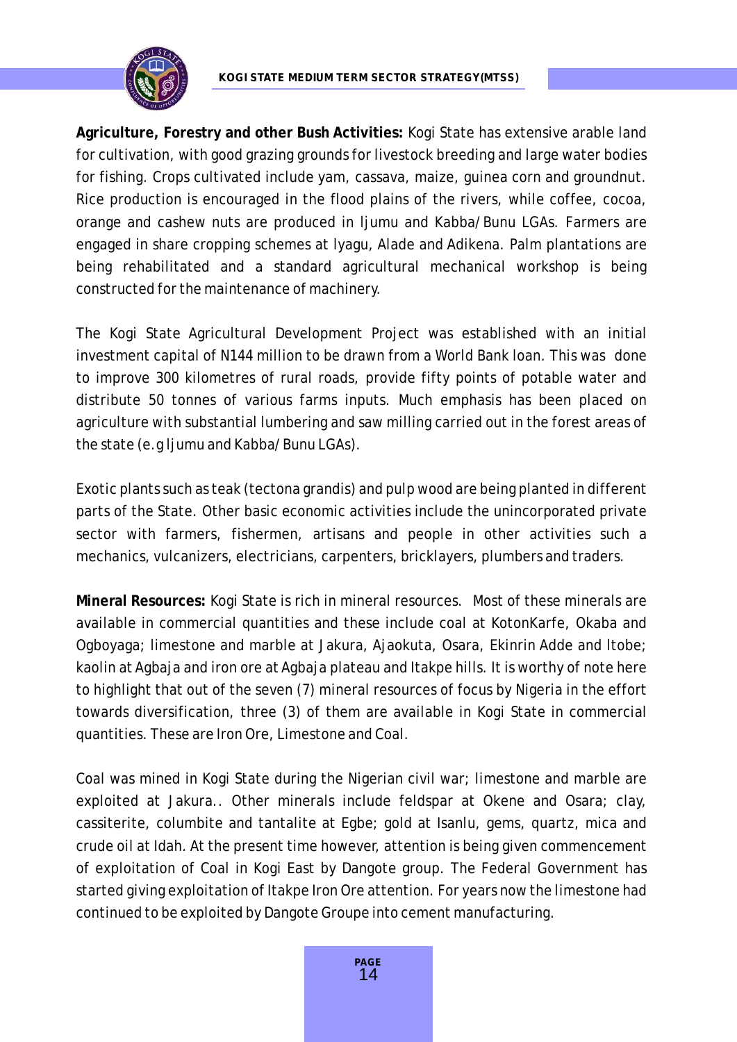**Agriculture, Forestry and other Bush Activities:** Kogi State has extensive arable land for cultivation, with good grazing grounds for livestock breeding and large water bodies for fishing. Crops cultivated include yam, cassava, maize, guinea corn and groundnut. Rice production is encouraged in the flood plains of the rivers, while coffee, cocoa, orange and cashew nuts are produced in Ijumu and Kabba/Bunu LGAs. Farmers are engaged in share cropping schemes at Iyagu, Alade and Adikena. Palm plantations are being rehabilitated and a standard agricultural mechanical workshop is being constructed for the maintenance of machinery.

The Kogi State Agricultural Development Project was established with an initial investment capital of N144 million to be drawn from a World Bank loan. This was done to improve 300 kilometres of rural roads, provide fifty points of potable water and distribute 50 tonnes of various farms inputs. Much emphasis has been placed on agriculture with substantial lumbering and saw milling carried out in the forest areas of the state (e.g Ijumu and Kabba/Bunu LGAs).

Exotic plants such as teak (tectona grandis) and pulp wood are being planted in different parts of the State. Other basic economic activities include the unincorporated private sector with farmers, fishermen, artisans and people in other activities such a mechanics, vulcanizers, electricians, carpenters, bricklayers, plumbers and traders.

**Mineral Resources:** Kogi State is rich in mineral resources. Most of these minerals are available in commercial quantities and these include coal at KotonKarfe, Okaba and Ogboyaga; limestone and marble at Jakura, Ajaokuta, Osara, Ekinrin Adde and Itobe; kaolin at Agbaja and iron ore at Agbaja plateau and Itakpe hills. It is worthy of note here to highlight that out of the seven (7) mineral resources of focus by Nigeria in the effort towards diversification, three (3) of them are available in Kogi State in commercial quantities. These are Iron Ore, Limestone and Coal.

Coal was mined in Kogi State during the Nigerian civil war; limestone and marble are exploited at Jakura.. Other minerals include feldspar at Okene and Osara; clay, cassiterite, columbite and tantalite at Egbe; gold at Isanlu, gems, quartz, mica and crude oil at Idah. At the present time however, attention is being given commencement of exploitation of Coal in Kogi East by Dangote group. The Federal Government has started giving exploitation of Itakpe Iron Ore attention. For years now the limestone had continued to be exploited by Dangote Groupe into cement manufacturing.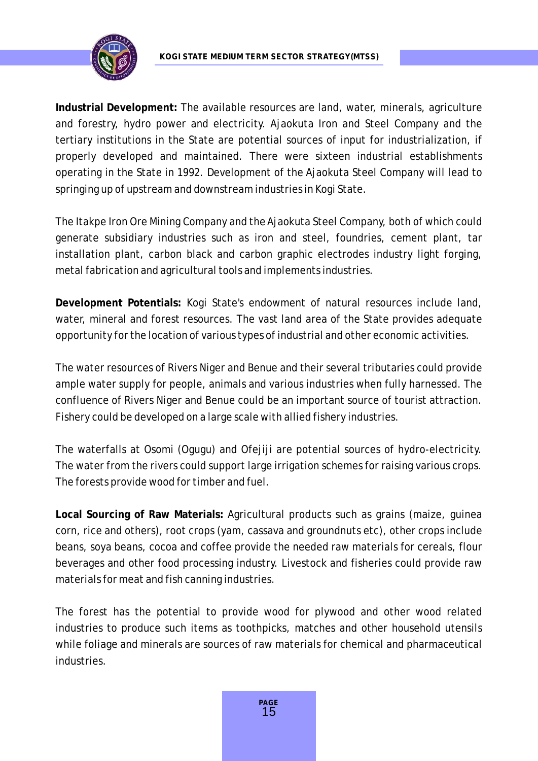**Industrial Development:** The available resources are land, water, minerals, agriculture and forestry, hydro power and electricity. Ajaokuta Iron and Steel Company and the tertiary institutions in the State are potential sources of input for industrialization, if properly developed and maintained. There were sixteen industrial establishments operating in the State in 1992. Development of the Ajaokuta Steel Company will lead to springing up of upstream and downstream industries in Kogi State.

The Itakpe Iron Ore Mining Company and the Ajaokuta Steel Company, both of which could generate subsidiary industries such as iron and steel, foundries, cement plant, tar installation plant, carbon black and carbon graphic electrodes industry light forging, metal fabrication and agricultural tools and implements industries.

**Development Potentials:** Kogi State's endowment of natural resources include land, water, mineral and forest resources. The vast land area of the State provides adequate opportunity for the location of various types of industrial and other economic activities.

The water resources of Rivers Niger and Benue and their several tributaries could provide ample water supply for people, animals and various industries when fully harnessed. The confluence of Rivers Niger and Benue could be an important source of tourist attraction. Fishery could be developed on a large scale with allied fishery industries.

The waterfalls at Osomi (Ogugu) and Ofejiji are potential sources of hydro-electricity. The water from the rivers could support large irrigation schemes for raising various crops. The forests provide wood for timber and fuel.

**Local Sourcing of Raw Materials:** Agricultural products such as grains (maize, guinea corn, rice and others), root crops (yam, cassava and groundnuts etc), other crops include beans, soya beans, cocoa and coffee provide the needed raw materials for cereals, flour beverages and other food processing industry. Livestock and fisheries could provide raw materials for meat and fish canning industries.

The forest has the potential to provide wood for plywood and other wood related industries to produce such items as toothpicks, matches and other household utensils while foliage and minerals are sources of raw materials for chemical and pharmaceutical industries.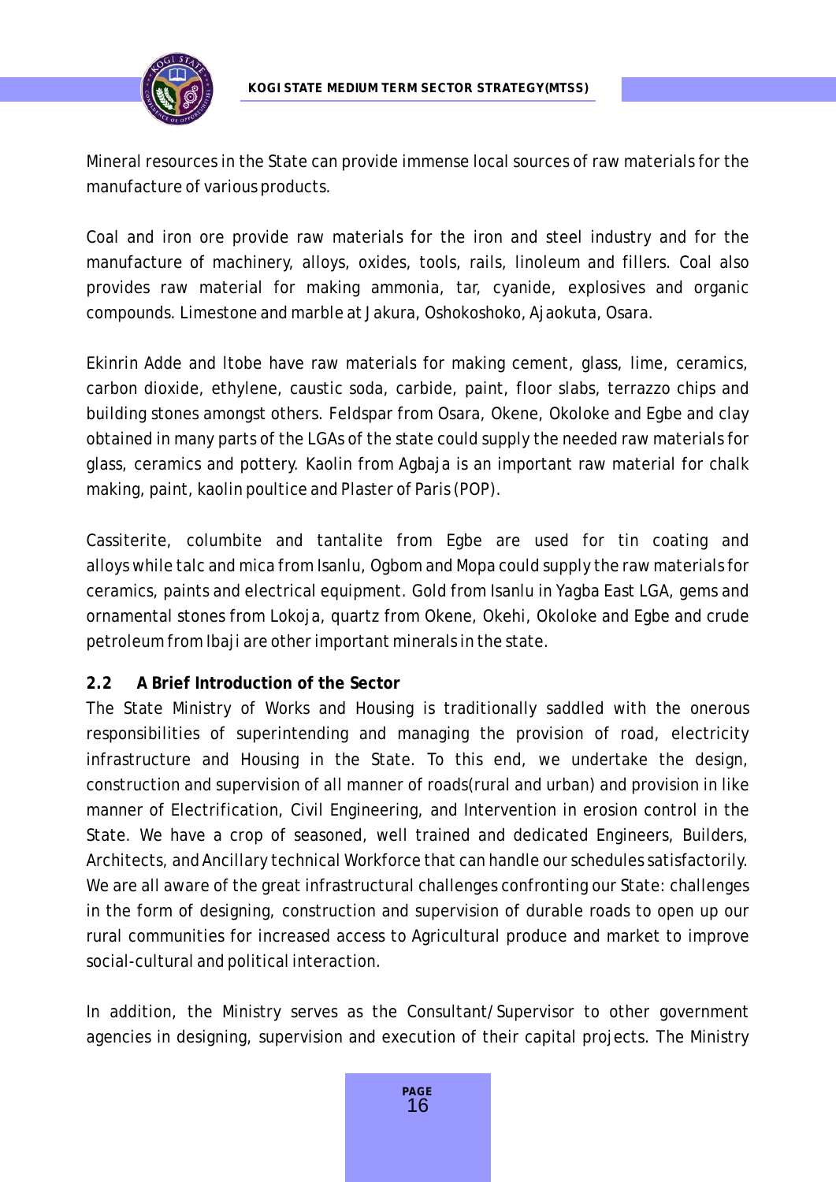Mineral resources in the State can provide immense local sources of raw materials for the manufacture of various products.

Coal and iron ore provide raw materials for the iron and steel industry and for the manufacture of machinery, alloys, oxides, tools, rails, linoleum and fillers. Coal also provides raw material for making ammonia, tar, cyanide, explosives and organic compounds. Limestone and marble at Jakura, Oshokoshoko, Ajaokuta, Osara.

Ekinrin Adde and Itobe have raw materials for making cement, glass, lime, ceramics, carbon dioxide, ethylene, caustic soda, carbide, paint, floor slabs, terrazzo chips and building stones amongst others. Feldspar from Osara, Okene, Okoloke and Egbe and clay obtained in many parts of the LGAs of the state could supply the needed raw materials for glass, ceramics and pottery. Kaolin from Agbaja is an important raw material for chalk making, paint, kaolin poultice and Plaster of Paris (POP).

Cassiterite, columbite and tantalite from Egbe are used for tin coating and alloys while talc and mica from Isanlu, Ogbom and Mopa could supply the raw materials for ceramics, paints and electrical equipment. Gold from Isanlu in Yagba East LGA, gems and ornamental stones from Lokoja, quartz from Okene, Okehi, Okoloke and Egbe and crude petroleum from Ibaji are other important minerals in the state.

## 2.2 A Brief Introduction of the Sector

The State Ministry of Works and Housing is traditionally saddled with the onerous responsibilities of superintending and managing the provision of road, electricity infrastructure and Housing in the State. To this end, we undertake the design, construction and supervision of all manner of roads(rural and urban) and provision in like manner of Electrification, Civil Engineering, and Intervention in erosion control in the State. We have a crop of seasoned, well trained and dedicated Engineers, Builders, Architects, and Ancillary technical Workforce that can handle our schedules satisfactorily. We are all aware of the great infrastructural challenges confronting our State: challenges in the form of designing, construction and supervision of durable roads to open up our rural communities for increased access to Agricultural produce and market to improve social-cultural and political interaction.

In addition, the Ministry serves as the Consultant/Supervisor to other government agencies in designing, supervision and execution of their capital projects. The Ministry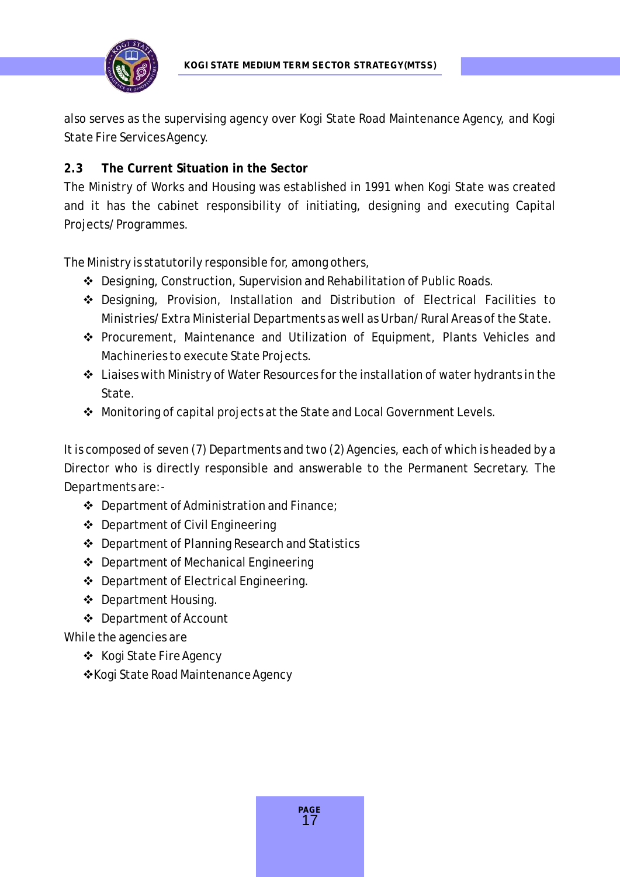also serves as the supervising agency over Kogi State Road Maintenance Agency, and Kogi State Fire Services Agency.

### 2.3 The Current Situation in the Sector

The Ministry of Works and Housing was established in 1991 when Kogi State was created and it has the cabinet responsibility of initiating, designing and executing Capital Projects/Programmes.

The Ministry is statutorily responsible for, among others,

- Designing, Construction, Supervision and Rehabilitation of Public Roads.
- Designing, Provision, Installation and Distribution of Electrical Facilities to Ministries/Extra Ministerial Departments as well as Urban/Rural Areas of the State.
- Procurement, Maintenance and Utilization of Equipment, Plants Vehicles and Machineries to execute State Projects.
- Liaises with Ministry of Water Resources for the installation of water hydrants in the State.
- Monitoring of capital projects at the State and Local Government Levels.

It is composed of seven (7) Departments and two (2) Agencies, each of which is headed by a Director who is directly responsible and answerable to the Permanent Secretary. The Departments are:-

- Department of Administration and Finance;
- Department of Civil Engineering
- Department of Planning Research and Statistics
- Department of Mechanical Engineering
- Department of Electrical Engineering.
- Department Housing.
- Department of Account

While the agencies are

- Kogi State Fire Agency
- Kogi State Road Maintenance Agency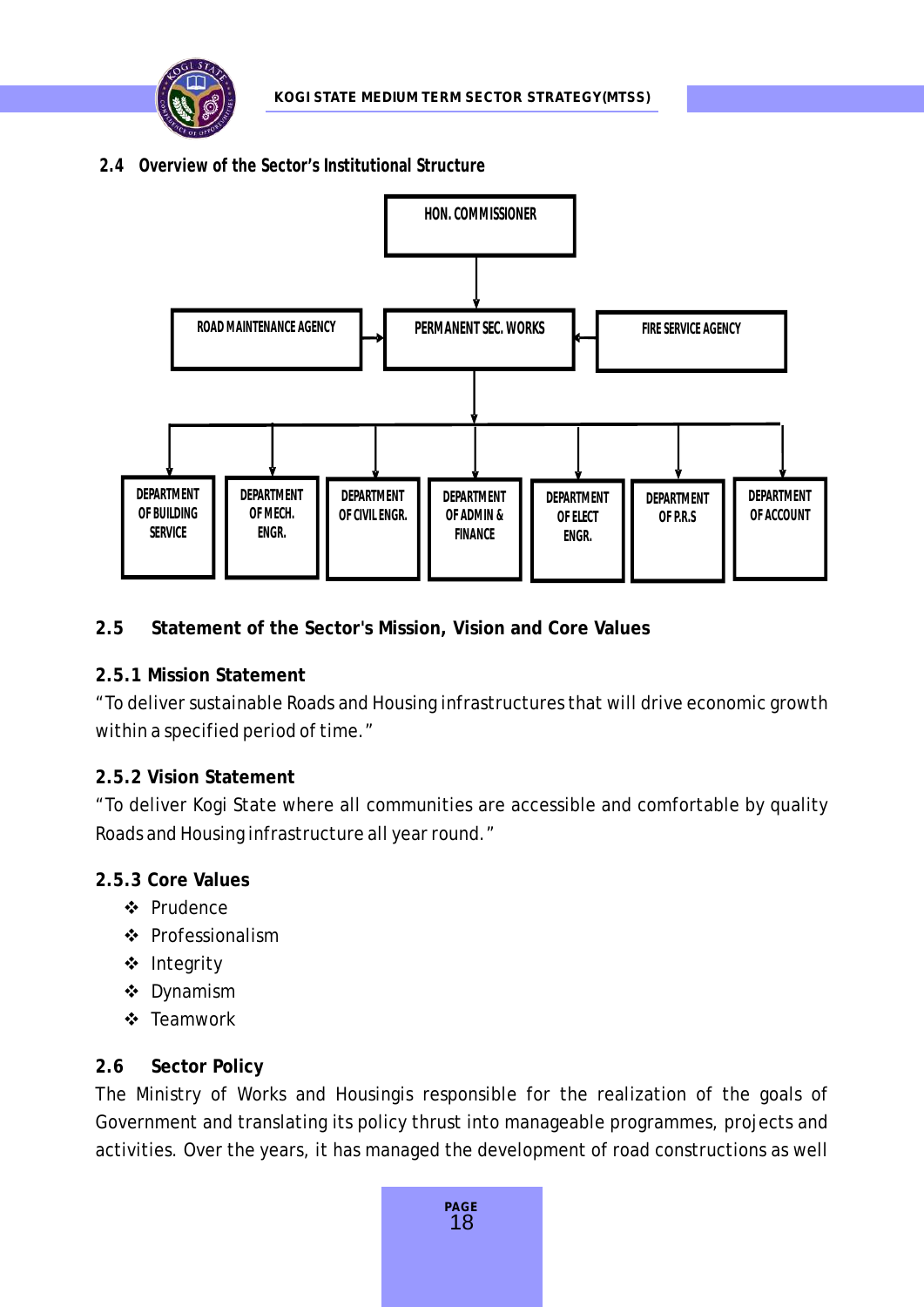### 2.4 Overview of the Sector's Institutional Structure

- HON. COMMISSIONER
  - PERMANENT SEC. WORKS
    - ROAD MAINTENANCE AGENCY
    - FIRE SERVICE AGENCY
    - DEPARTMENT OF BUILDING SERVICE
    - DEPARTMENT OF MECH. ENGR.
    - DEPARTMENT OF CIVIL ENGR.
    - DEPARTMENT OF ADMIN & FINANCE
    - DEPARTMENT OF ELECT ENGR.
    - DEPARTMENT OF P.R.S
    - DEPARTMENT OF ACCOUNT

## 2.5 Statement of the Sector's Mission, Vision and Core Values

### 2.5.1 Mission Statement

"To deliver sustainable Roads and Housing infrastructures that will drive economic growth within a specified period of time."

### 2.5.2 Vision Statement

"To deliver Kogi State where all communities are accessible and comfortable by quality Roads and Housing infrastructure all year round."

### 2.5.3 Core Values

- Prudence
- Professionalism
- Integrity
- Dynamism
- Teamwork

## 2.6 Sector Policy

The Ministry of Works and Housingis responsible for the realization of the goals of Government and translating its policy thrust into manageable programmes, projects and activities. Over the years, it has managed the development of road constructions as well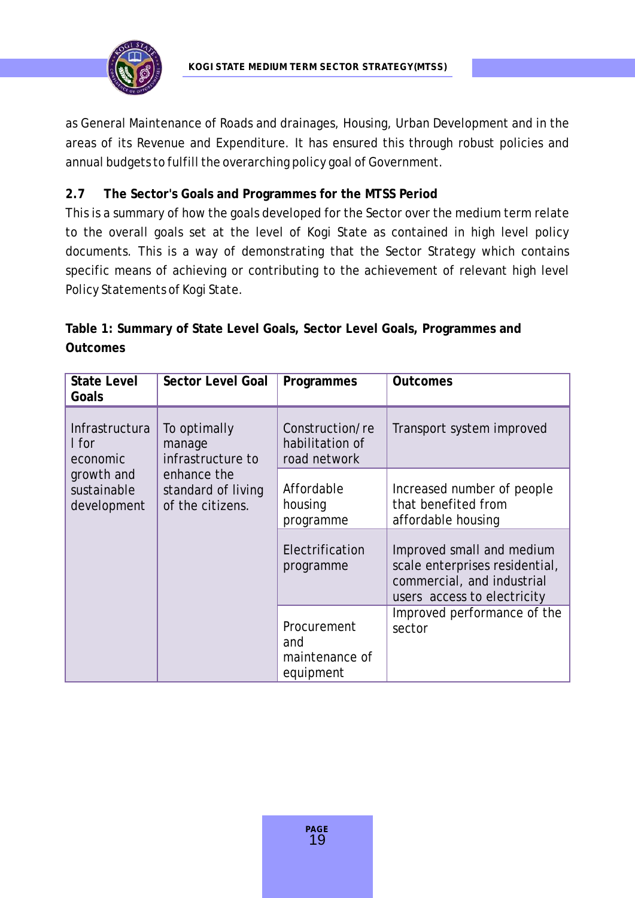as General Maintenance of Roads and drainages, Housing, Urban Development and in the areas of its Revenue and Expenditure. It has ensured this through robust policies and annual budgets to fulfill the overarching policy goal of Government.

### 2.7 The Sector's Goals and Programmes for the MTSS Period

This is a summary of how the goals developed for the Sector over the medium term relate to the overall goals set at the level of Kogi State as contained in high level policy documents. This is a way of demonstrating that the Sector Strategy which contains specific means of achieving or contributing to the achievement of relevant high level Policy Statements of Kogi State.

**Table 1: Summary of State Level Goals, Sector Level Goals, Programmes and Outcomes**

| State Level Goals | Sector Level Goal | Programmes | Outcomes |
|---|---|---|---|
| Infrastructural for economic growth and sustainable development | To optimally manage infrastructure to enhance the standard of living of the citizens. | Construction/rehabilitation of road network | Transport system improved |
| | | Affordable housing programme | Increased number of people that benefited from affordable housing |
| | | Electrification programme | Improved small and medium scale enterprises residential, commercial, and industrial users access to electricity |
| | | Procurement and maintenance of equipment | Improved performance of the sector |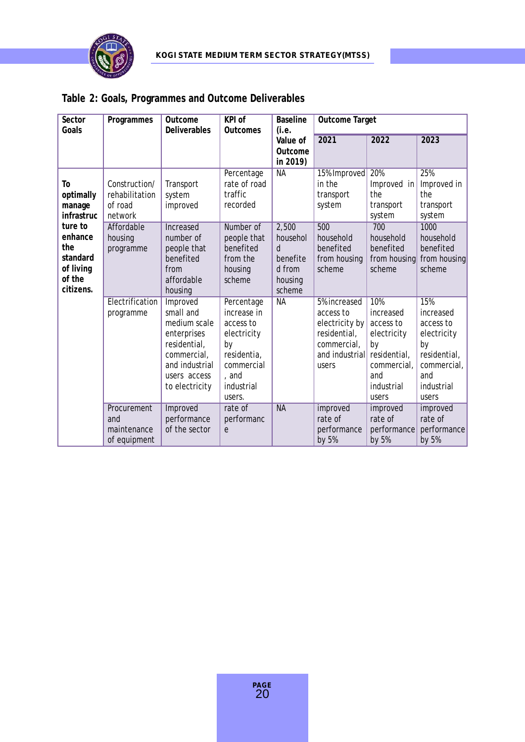**Table 2: Goals, Programmes and Outcome Deliverables**

| Sector Goals | Programmes | Outcome Deliverables | KPI of Outcomes | Baseline (i.e. Value of Outcome in 2019) | Outcome Target | | |
|---|---|---|---|---|---|---|---|
| | | | | | 2021 | 2022 | 2023 |
| **To optimally manage infrastructure to enhance the standard of living of the citizens.** | Construction/ rehabilitation of road network | Transport system improved | Percentage rate of road traffic recorded | NA | 15%Improved in the transport system | 20% Improved in the transport system | 25% Improved in the transport system |
| | Affordable housing programme | Increased number of people that benefited from affordable housing | Number of people that benefited from the housing scheme | 2,500 household benefited from housing scheme | 500 household benefited from housing scheme | 700 household benefited from housing scheme | 1000 household benefited from housing scheme |
| | Electrification programme | Improved small and medium scale enterprises residential, commercial, and industrial users access to electricity | Percentage increase in access to electricity by residentia, commercial, and industrial users. | NA | 5%increased access to electricity by residential, commercial, and industrial users | 10% increased access to electricity by residential, commercial, and industrial users | 15% increased access to electricity by residential, commercial, and industrial users |
| | Procurement and maintenance of equipment | Improved performance of the sector | rate of performance | NA | improved rate of performance by 5% | improved rate of performance by 5% | improved rate of performance by 5% |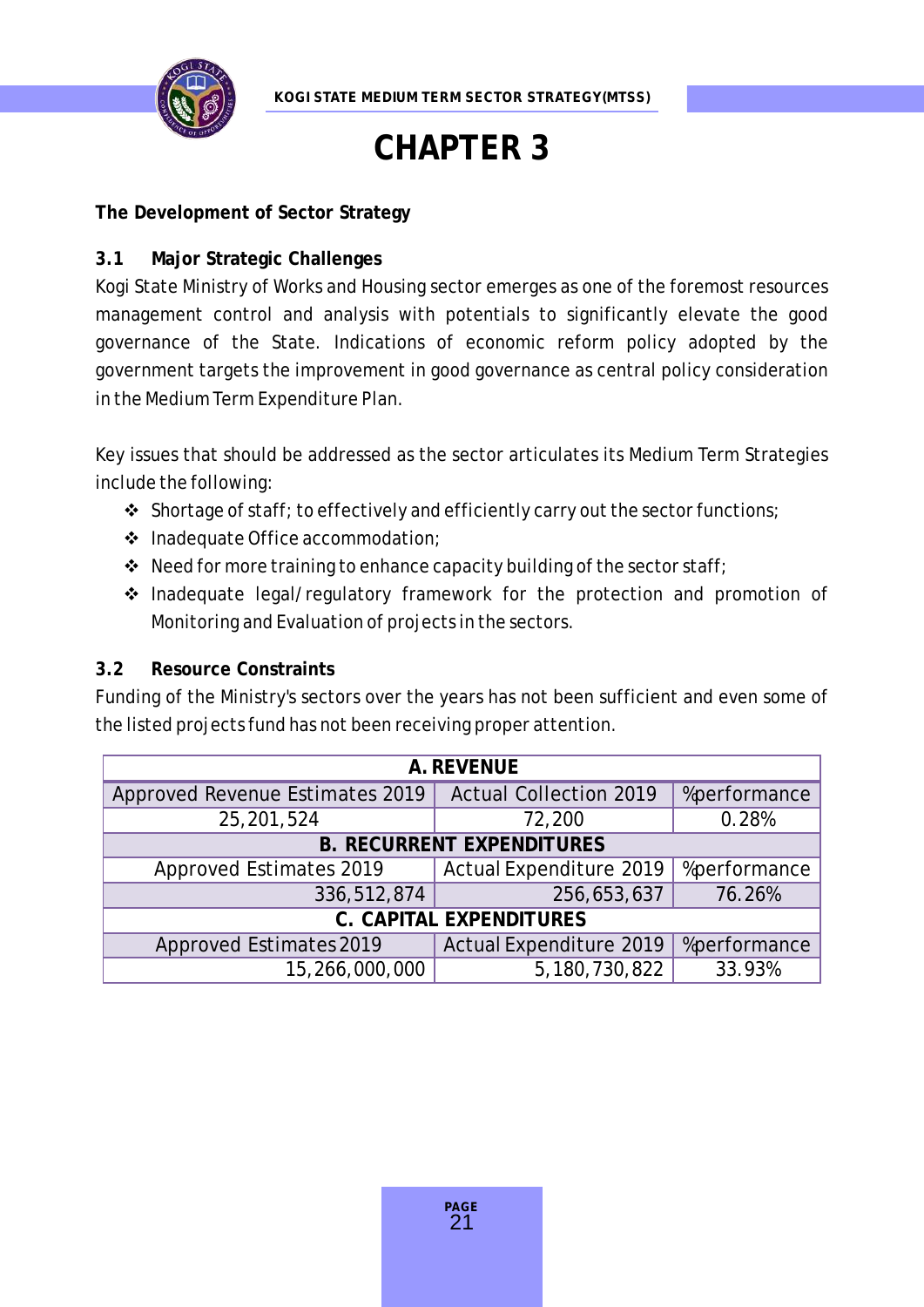# CHAPTER 3

**The Development of Sector Strategy**

## 3.1 Major Strategic Challenges

Kogi State Ministry of Works and Housing sector emerges as one of the foremost resources management control and analysis with potentials to significantly elevate the good governance of the State. Indications of economic reform policy adopted by the government targets the improvement in good governance as central policy consideration in the Medium Term Expenditure Plan.

Key issues that should be addressed as the sector articulates its Medium Term Strategies include the following:

- Shortage of staff; to effectively and efficiently carry out the sector functions;
- Inadequate Office accommodation;
- Need for more training to enhance capacity building of the sector staff;
- Inadequate legal/regulatory framework for the protection and promotion of Monitoring and Evaluation of projects in the sectors.

## 3.2 Resource Constraints

Funding of the Ministry's sectors over the years has not been sufficient and even some of the listed projects fund has not been receiving proper attention.

| **A. REVENUE** | | |
|---|---|---|
| Approved Revenue Estimates 2019 | Actual Collection 2019 | %performance |
| 25,201,524 | 72,200 | 0.28% |
| **B. RECURRENT EXPENDITURES** | | |
| Approved Estimates 2019 | Actual Expenditure 2019 | %performance |
| 336,512,874 | 256,653,637 | 76.26% |
| **C. CAPITAL EXPENDITURES** | | |
| Approved Estimates 2019 | Actual Expenditure 2019 | %performance |
| 15,266,000,000 | 5,180,730,822 | 33.93% |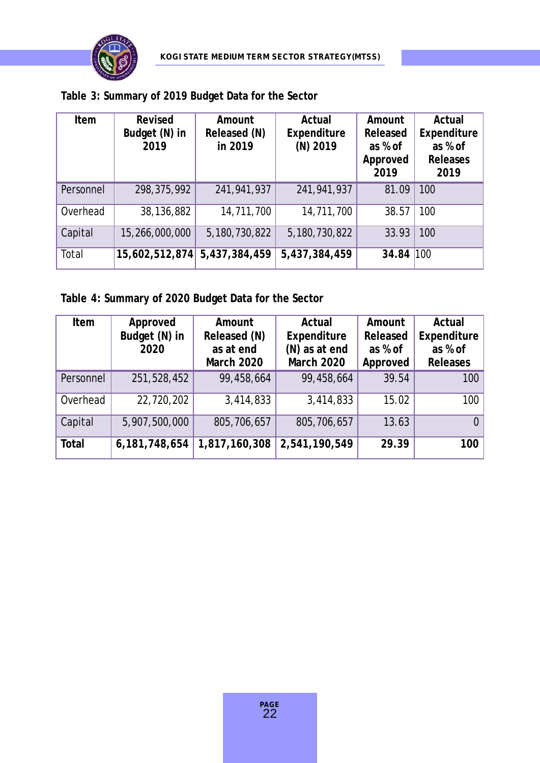**Table 3: Summary of 2019 Budget Data for the Sector**

| Item | Revised Budget (N) in 2019 | Amount Released (N) in 2019 | Actual Expenditure (N) 2019 | Amount Released as % of Approved 2019 | Actual Expenditure as % of Releases 2019 |
|---|---|---|---|---|---|
| Personnel | 298,375,992 | 241,941,937 | 241,941,937 | 81.09 | 100 |
| Overhead | 38,136,882 | 14,711,700 | 14,711,700 | 38.57 | 100 |
| Capital | 15,266,000,000 | 5,180,730,822 | 5,180,730,822 | 33.93 | 100 |
| Total | **15,602,512,874** | **5,437,384,459** | **5,437,384,459** | **34.84** | 100 |

**Table 4: Summary of 2020 Budget Data for the Sector**

| Item | Approved Budget (N) in 2020 | Amount Released (N) as at end March 2020 | Actual Expenditure (N) as at end March 2020 | Amount Released as % of Approved | Actual Expenditure as % of Releases |
|---|---|---|---|---|---|
| Personnel | 251,528,452 | 99,458,664 | 99,458,664 | 39.54 | 100 |
| Overhead | 22,720,202 | 3,414,833 | 3,414,833 | 15.02 | 100 |
| Capital | 5,907,500,000 | 805,706,657 | 805,706,657 | 13.63 | 0 |
| **Total** | **6,181,748,654** | **1,817,160,308** | **2,541,190,549** | **29.39** | **100** |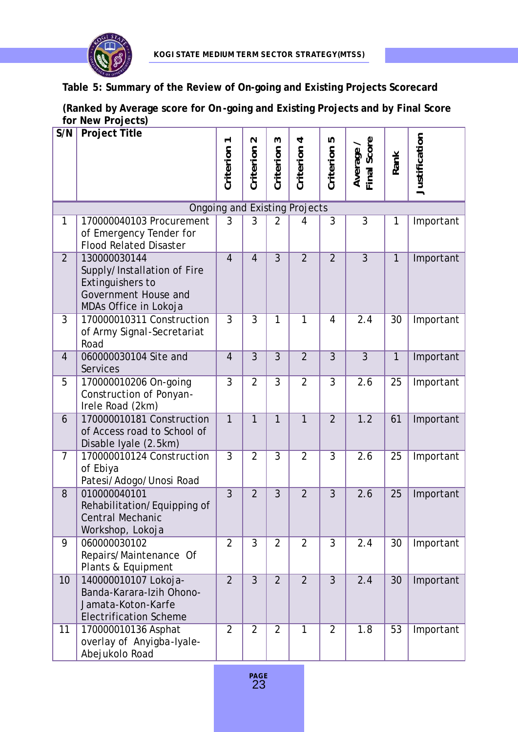**Table 5: Summary of the Review of On-going and Existing Projects Scorecard**

**(Ranked by Average score for On-going and Existing Projects and by Final Score for New Projects)**

| S/N | Project Title | Criterion 1 | Criterion 2 | Criterion 3 | Criterion 4 | Criterion 5 | Average / Final Score | Rank | Justification |
|---|---|---|---|---|---|---|---|---|---|
| Ongoing and Existing Projects | | | | | | | | | |
| 1 | 170000040103 Procurement of Emergency Tender for Flood Related Disaster | 3 | 3 | 2 | 4 | 3 | 3 | 1 | Important |
| 2 | 130000030144 Supply/Installation of Fire Extinguishers to Government House and MDAs Office in Lokoja | 4 | 4 | 3 | 2 | 2 | 3 | 1 | Important |
| 3 | 170000010311 Construction of Army Signal-Secretariat Road | 3 | 3 | 1 | 1 | 4 | 2.4 | 30 | Important |
| 4 | 060000030104 Site and Services | 4 | 3 | 3 | 2 | 3 | 3 | 1 | Important |
| 5 | 170000010206 On-going Construction of Ponyan-Irele Road (2km) | 3 | 2 | 3 | 2 | 3 | 2.6 | 25 | Important |
| 6 | 170000010181 Construction of Access road to School of Disable Iyale (2.5km) | 1 | 1 | 1 | 1 | 2 | 1.2 | 61 | Important |
| 7 | 170000010124 Construction of Ebiya Patesi/Adogo/Unosi Road | 3 | 2 | 3 | 2 | 3 | 2.6 | 25 | Important |
| 8 | 010000040101 Rehabilitation/Equipping of Central Mechanic Workshop, Lokoja | 3 | 2 | 3 | 2 | 3 | 2.6 | 25 | Important |
| 9 | 060000030102 Repairs/Maintenance Of Plants & Equipment | 2 | 3 | 2 | 2 | 3 | 2.4 | 30 | Important |
| 10 | 140000010107 Lokoja-Banda-Karara-Izih Ohono-Jamata-Koton-Karfe Electrification Scheme | 2 | 3 | 2 | 2 | 3 | 2.4 | 30 | Important |
| 11 | 170000010136 Asphat overlay of Anyigba-Iyale-Abejukolo Road | 2 | 2 | 2 | 1 | 2 | 1.8 | 53 | Important |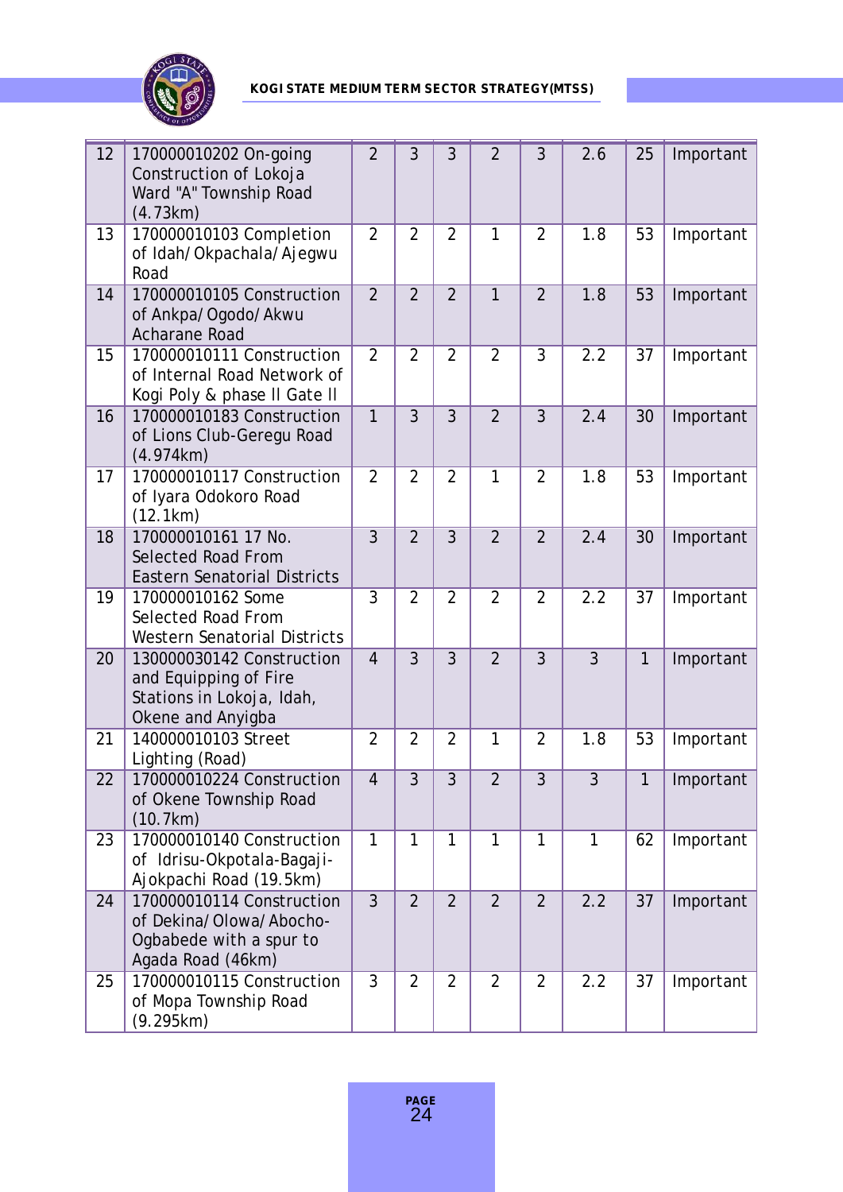| 12 | 170000010202 On-going Construction of Lokoja Ward "A" Township Road (4.73km) | 2 | 3 | 3 | 2 | 3 | 2.6 | 25 | Important |
|---|---|---|---|---|---|---|---|---|---|
| 13 | 170000010103 Completion of Idah/Okpachala/Ajegwu Road | 2 | 2 | 2 | 1 | 2 | 1.8 | 53 | Important |
| 14 | 170000010105 Construction of Ankpa/Ogodo/Akwu Acharane Road | 2 | 2 | 2 | 1 | 2 | 1.8 | 53 | Important |
| 15 | 170000010111 Construction of Internal Road Network of Kogi Poly & phase II Gate II | 2 | 2 | 2 | 2 | 3 | 2.2 | 37 | Important |
| 16 | 170000010183 Construction of Lions Club-Geregu Road (4.974km) | 1 | 3 | 3 | 2 | 3 | 2.4 | 30 | Important |
| 17 | 170000010117 Construction of Iyara Odokoro Road (12.1km) | 2 | 2 | 2 | 1 | 2 | 1.8 | 53 | Important |
| 18 | 170000010161 17 No. Selected Road From Eastern Senatorial Districts | 3 | 2 | 3 | 2 | 2 | 2.4 | 30 | Important |
| 19 | 170000010162 Some Selected Road From Western Senatorial Districts | 3 | 2 | 2 | 2 | 2 | 2.2 | 37 | Important |
| 20 | 130000030142 Construction and Equipping of Fire Stations in Lokoja, Idah, Okene and Anyigba | 4 | 3 | 3 | 2 | 3 | 3 | 1 | Important |
| 21 | 140000010103 Street Lighting (Road) | 2 | 2 | 2 | 1 | 2 | 1.8 | 53 | Important |
| 22 | 170000010224 Construction of Okene Township Road (10.7km) | 4 | 3 | 3 | 2 | 3 | 3 | 1 | Important |
| 23 | 170000010140 Construction of Idrisu-Okpotala-Bagaji-Ajokpachi Road (19.5km) | 1 | 1 | 1 | 1 | 1 | 1 | 62 | Important |
| 24 | 170000010114 Construction of Dekina/Olowa/Abocho-Ogbabede with a spur to Agada Road (46km) | 3 | 2 | 2 | 2 | 2 | 2.2 | 37 | Important |
| 25 | 170000010115 Construction of Mopa Township Road (9.295km) | 3 | 2 | 2 | 2 | 2 | 2.2 | 37 | Important |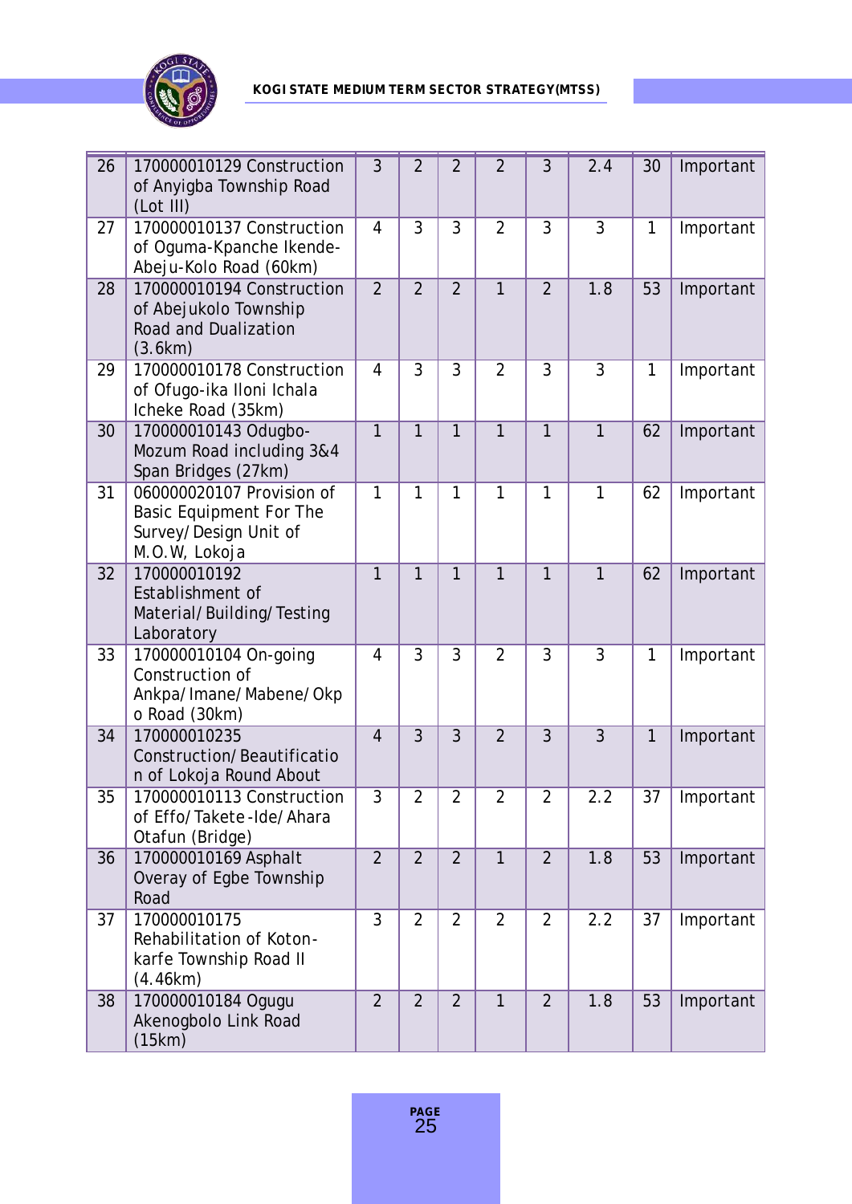| 26 | 170000010129 Construction of Anyigba Township Road (Lot III) | 3 | 2 | 2 | 2 | 3 | 2.4 | 30 | Important |
|---|---|---|---|---|---|---|---|---|---|
| 27 | 170000010137 Construction of Oguma-Kpanche Ikende-Abeju-Kolo Road (60km) | 4 | 3 | 3 | 2 | 3 | 3 | 1 | Important |
| 28 | 170000010194 Construction of Abejukolo Township Road and Dualization (3.6km) | 2 | 2 | 2 | 1 | 2 | 1.8 | 53 | Important |
| 29 | 170000010178 Construction of Ofugo-ika Iloni Ichala Icheke Road (35km) | 4 | 3 | 3 | 2 | 3 | 3 | 1 | Important |
| 30 | 170000010143 Odugbo-Mozum Road including 3&4 Span Bridges (27km) | 1 | 1 | 1 | 1 | 1 | 1 | 62 | Important |
| 31 | 060000020107 Provision of Basic Equipment For The Survey/Design Unit of M.O.W, Lokoja | 1 | 1 | 1 | 1 | 1 | 1 | 62 | Important |
| 32 | 170000010192 Establishment of Material/Building/Testing Laboratory | 1 | 1 | 1 | 1 | 1 | 1 | 62 | Important |
| 33 | 170000010104 On-going Construction of Ankpa/Imane/Mabene/Okpo Road (30km) | 4 | 3 | 3 | 2 | 3 | 3 | 1 | Important |
| 34 | 170000010235 Construction/Beautification of Lokoja Round About | 4 | 3 | 3 | 2 | 3 | 3 | 1 | Important |
| 35 | 170000010113 Construction of Effo/Takete-Ide/Ahara Otafun (Bridge) | 3 | 2 | 2 | 2 | 2 | 2.2 | 37 | Important |
| 36 | 170000010169 Asphalt Overay of Egbe Township Road | 2 | 2 | 2 | 1 | 2 | 1.8 | 53 | Important |
| 37 | 170000010175 Rehabilitation of Koton-karfe Township Road II (4.46km) | 3 | 2 | 2 | 2 | 2 | 2.2 | 37 | Important |
| 38 | 170000010184 Ogugu Akenogbolo Link Road (15km) | 2 | 2 | 2 | 1 | 2 | 1.8 | 53 | Important |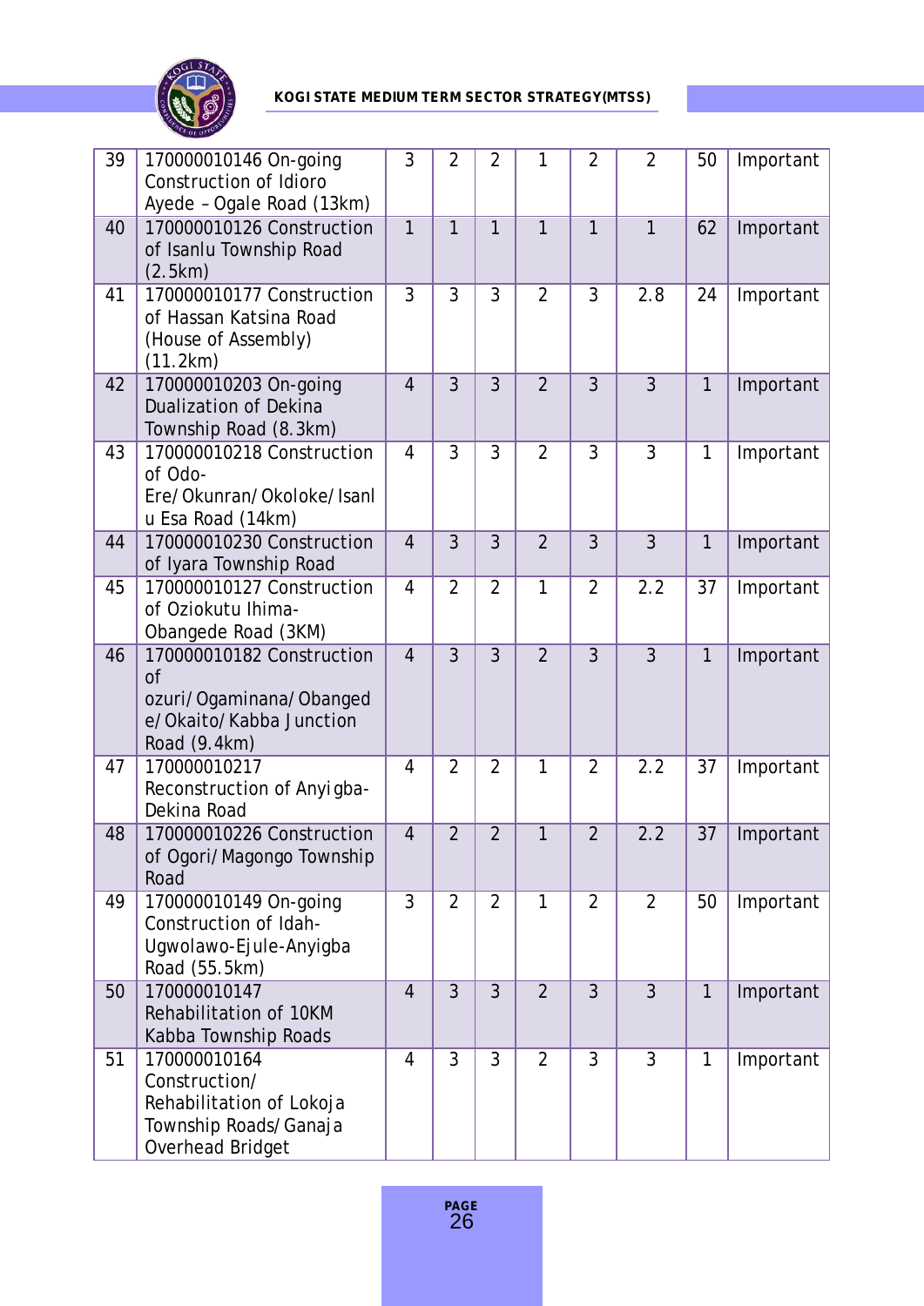| | | | | | | | | | |
|---|---|---|---|---|---|---|---|---|---|
| 39 | 170000010146 On-going Construction of Idioro Ayede – Ogale Road (13km) | 3 | 2 | 2 | 1 | 2 | 2 | 50 | Important |
| 40 | 170000010126 Construction of Isanlu Township Road (2.5km) | 1 | 1 | 1 | 1 | 1 | 1 | 62 | Important |
| 41 | 170000010177 Construction of Hassan Katsina Road (House of Assembly) (11.2km) | 3 | 3 | 3 | 2 | 3 | 2.8 | 24 | Important |
| 42 | 170000010203 On-going Dualization of Dekina Township Road (8.3km) | 4 | 3 | 3 | 2 | 3 | 3 | 1 | Important |
| 43 | 170000010218 Construction of Odo-Ere/Okunran/Okoloke/Isanlu Esa Road (14km) | 4 | 3 | 3 | 2 | 3 | 3 | 1 | Important |
| 44 | 170000010230 Construction of Iyara Township Road | 4 | 3 | 3 | 2 | 3 | 3 | 1 | Important |
| 45 | 170000010127 Construction of Oziokutu Ihima-Obangede Road (3KM) | 4 | 2 | 2 | 1 | 2 | 2.2 | 37 | Important |
| 46 | 170000010182 Construction of ozuri/Ogaminana/Obangede/Okaito/Kabba Junction Road (9.4km) | 4 | 3 | 3 | 2 | 3 | 3 | 1 | Important |
| 47 | 170000010217 Reconstruction of Anyigba-Dekina Road | 4 | 2 | 2 | 1 | 2 | 2.2 | 37 | Important |
| 48 | 170000010226 Construction of Ogori/Magongo Township Road | 4 | 2 | 2 | 1 | 2 | 2.2 | 37 | Important |
| 49 | 170000010149 On-going Construction of Idah-Ugwolawo-Ejule-Anyigba Road (55.5km) | 3 | 2 | 2 | 1 | 2 | 2 | 50 | Important |
| 50 | 170000010147 Rehabilitation of 10KM Kabba Township Roads | 4 | 3 | 3 | 2 | 3 | 3 | 1 | Important |
| 51 | 170000010164 Construction/ Rehabilitation of Lokoja Township Roads/Ganaja Overhead Bridget | 4 | 3 | 3 | 2 | 3 | 3 | 1 | Important |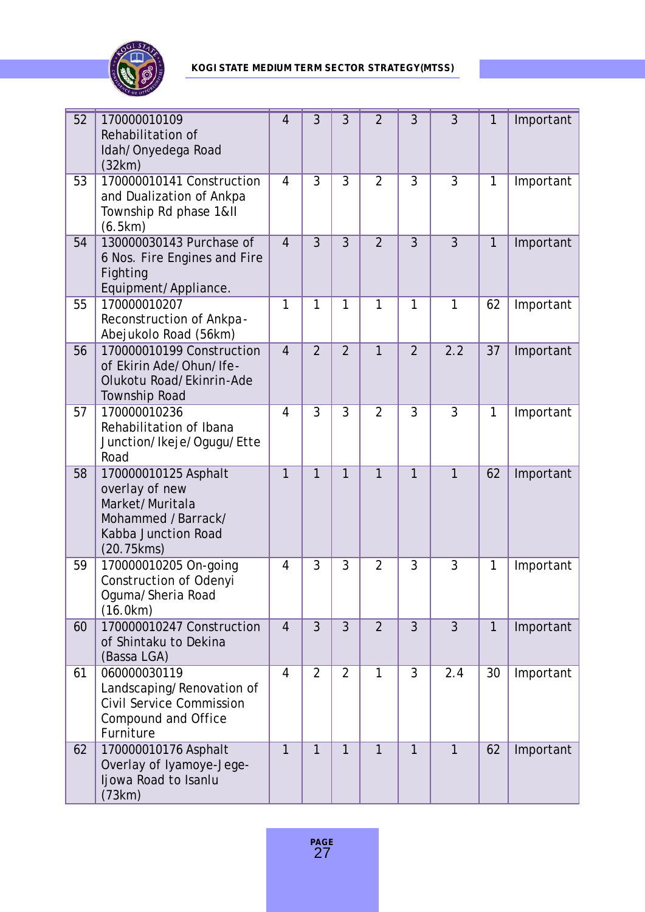| | | | | | | | | | |
|---|---|---|---|---|---|---|---|---|---|
| 52 | 170000010109 Rehabilitation of Idah/Onyedega Road (32km) | 4 | 3 | 3 | 2 | 3 | 3 | 1 | Important |
| 53 | 170000010141 Construction and Dualization of Ankpa Township Rd phase 1&II (6.5km) | 4 | 3 | 3 | 2 | 3 | 3 | 1 | Important |
| 54 | 130000030143 Purchase of 6 Nos. Fire Engines and Fire Fighting Equipment/Appliance. | 4 | 3 | 3 | 2 | 3 | 3 | 1 | Important |
| 55 | 170000010207 Reconstruction of Ankpa-Abejukolo Road (56km) | 1 | 1 | 1 | 1 | 1 | 1 | 62 | Important |
| 56 | 170000010199 Construction of Ekirin Ade/Ohun/Ife-Olukotu Road/Ekinrin-Ade Township Road | 4 | 2 | 2 | 1 | 2 | 2.2 | 37 | Important |
| 57 | 170000010236 Rehabilitation of Ibana Junction/Ikeje/Ogugu/Ette Road | 4 | 3 | 3 | 2 | 3 | 3 | 1 | Important |
| 58 | 170000010125 Asphalt overlay of new Market/Muritala Mohammed / Barrack/ Kabba Junction Road (20.75kms) | 1 | 1 | 1 | 1 | 1 | 1 | 62 | Important |
| 59 | 170000010205 On-going Construction of Odenyi Oguma/Sheria Road (16.0km) | 4 | 3 | 3 | 2 | 3 | 3 | 1 | Important |
| 60 | 170000010247 Construction of Shintaku to Dekina (Bassa LGA) | 4 | 3 | 3 | 2 | 3 | 3 | 1 | Important |
| 61 | 060000030119 Landscaping/Renovation of Civil Service Commission Compound and Office Furniture | 4 | 2 | 2 | 1 | 3 | 2.4 | 30 | Important |
| 62 | 170000010176 Asphalt Overlay of Iyamoye-Jege-Ijowa Road to Isanlu (73km) | 1 | 1 | 1 | 1 | 1 | 1 | 62 | Important |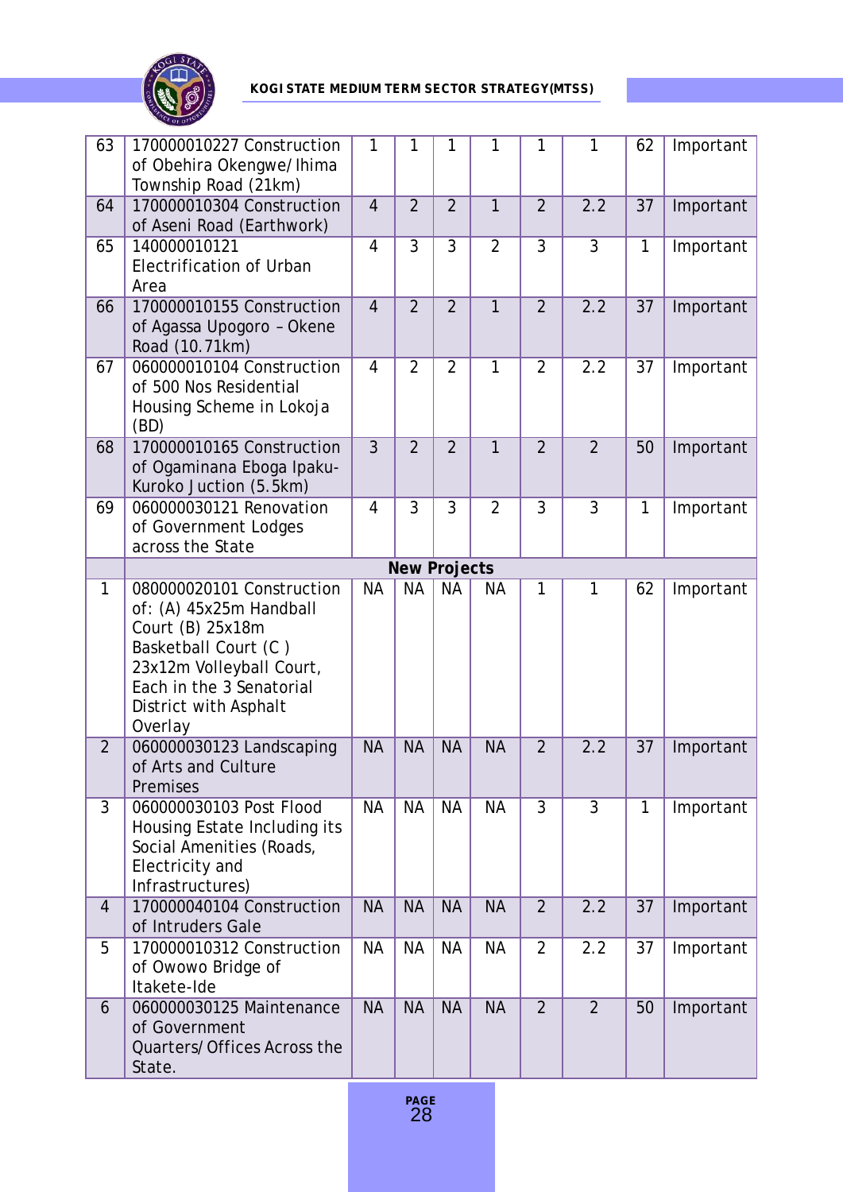| | | | | | | | | | |
|---|---|---|---|---|---|---|---|---|---|
| 63 | 170000010227 Construction of Obehira Okengwe/Ihima Township Road (21km) | 1 | 1 | 1 | 1 | 1 | 1 | 62 | Important |
| 64 | 170000010304 Construction of Aseni Road (Earthwork) | 4 | 2 | 2 | 1 | 2 | 2.2 | 37 | Important |
| 65 | 140000010121 Electrification of Urban Area | 4 | 3 | 3 | 2 | 3 | 3 | 1 | Important |
| 66 | 170000010155 Construction of Agassa Upogoro – Okene Road (10.71km) | 4 | 2 | 2 | 1 | 2 | 2.2 | 37 | Important |
| 67 | 060000010104 Construction of 500 Nos Residential Housing Scheme in Lokoja (BD) | 4 | 2 | 2 | 1 | 2 | 2.2 | 37 | Important |
| 68 | 170000010165 Construction of Ogaminana Eboga Ipaku-Kuroko Juction (5.5km) | 3 | 2 | 2 | 1 | 2 | 2 | 50 | Important |
| 69 | 060000030121 Renovation of Government Lodges across the State | 4 | 3 | 3 | 2 | 3 | 3 | 1 | Important |
| | **New Projects** | | | | | | | | |
| 1 | 080000020101 Construction of: (A) 45x25m Handball Court (B) 25x18m Basketball Court (C ) 23x12m Volleyball Court, Each in the 3 Senatorial District with Asphalt Overlay | NA | NA | NA | NA | 1 | 1 | 62 | Important |
| 2 | 060000030123 Landscaping of Arts and Culture Premises | NA | NA | NA | NA | 2 | 2.2 | 37 | Important |
| 3 | 060000030103 Post Flood Housing Estate Including its Social Amenities (Roads, Electricity and Infrastructures) | NA | NA | NA | NA | 3 | 3 | 1 | Important |
| 4 | 170000040104 Construction of Intruders Gale | NA | NA | NA | NA | 2 | 2.2 | 37 | Important |
| 5 | 170000010312 Construction of Owowo Bridge of Itakete-Ide | NA | NA | NA | NA | 2 | 2.2 | 37 | Important |
| 6 | 060000030125 Maintenance of Government Quarters/Offices Across the State. | NA | NA | NA | NA | 2 | 2 | 50 | Important |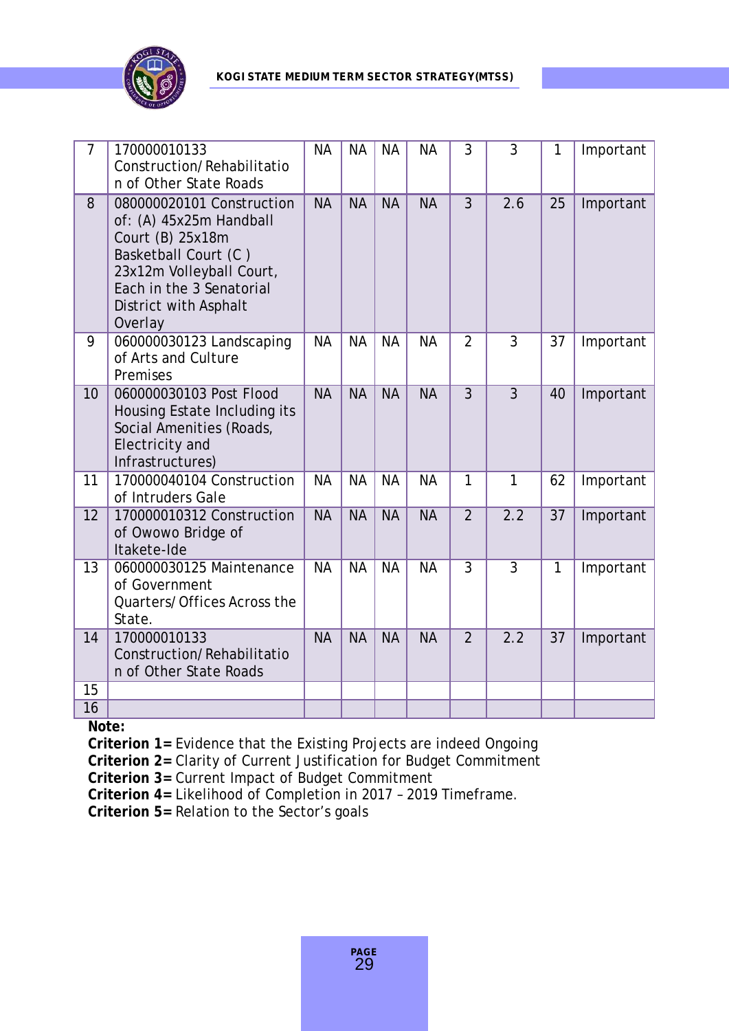| 7 | 170000010133 Construction/Rehabilitation of Other State Roads | NA | NA | NA | NA | 3 | 3 | 1 | Important |
|---|---|---|---|---|---|---|---|---|---|
| 8 | 080000020101 Construction of: (A) 45x25m Handball Court (B) 25x18m Basketball Court (C ) 23x12m Volleyball Court, Each in the 3 Senatorial District with Asphalt Overlay | NA | NA | NA | NA | 3 | 2.6 | 25 | Important |
| 9 | 060000030123 Landscaping of Arts and Culture Premises | NA | NA | NA | NA | 2 | 3 | 37 | Important |
| 10 | 060000030103 Post Flood Housing Estate Including its Social Amenities (Roads, Electricity and Infrastructures) | NA | NA | NA | NA | 3 | 3 | 40 | Important |
| 11 | 170000040104 Construction of Intruders Gale | NA | NA | NA | NA | 1 | 1 | 62 | Important |
| 12 | 170000010312 Construction of Owowo Bridge of Itakete-Ide | NA | NA | NA | NA | 2 | 2.2 | 37 | Important |
| 13 | 060000030125 Maintenance of Government Quarters/Offices Across the State. | NA | NA | NA | NA | 3 | 3 | 1 | Important |
| 14 | 170000010133 Construction/Rehabilitation of Other State Roads | NA | NA | NA | NA | 2 | 2.2 | 37 | Important |
| 15 | | | | | | | | | |
| 16 | | | | | | | | | |

**Note:**
**Criterion 1=** Evidence that the Existing Projects are indeed Ongoing
**Criterion 2=** Clarity of Current Justification for Budget Commitment
**Criterion 3=** Current Impact of Budget Commitment
**Criterion 4=** Likelihood of Completion in 2017 – 2019 Timeframe.
**Criterion 5=** Relation to the Sector's goals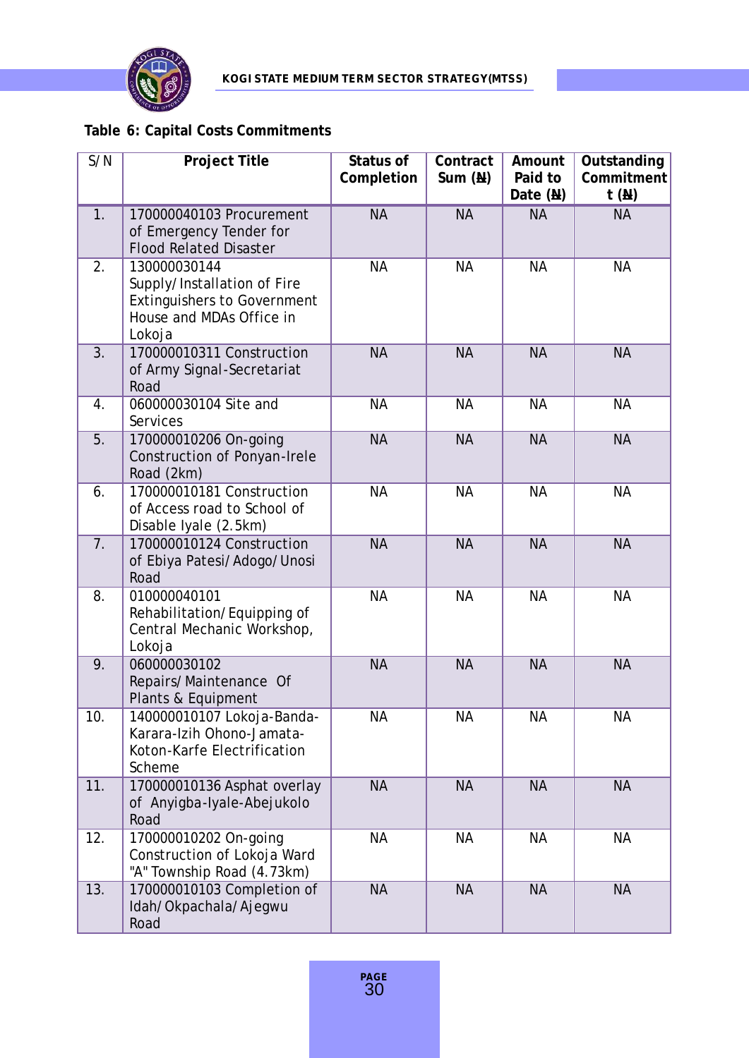**Table 6: Capital Costs Commitments**

| S/N | Project Title | Status of Completion | Contract Sum (₦) | Amount Paid to Date (₦) | Outstanding Commitment (₦) |
|---|---|---|---|---|---|
| 1. | 170000040103 Procurement of Emergency Tender for Flood Related Disaster | NA | NA | NA | NA |
| 2. | 130000030144 Supply/Installation of Fire Extinguishers to Government House and MDAs Office in Lokoja | NA | NA | NA | NA |
| 3. | 170000010311 Construction of Army Signal-Secretariat Road | NA | NA | NA | NA |
| 4. | 060000030104 Site and Services | NA | NA | NA | NA |
| 5. | 170000010206 On-going Construction of Ponyan-Irele Road (2km) | NA | NA | NA | NA |
| 6. | 170000010181 Construction of Access road to School of Disable Iyale (2.5km) | NA | NA | NA | NA |
| 7. | 170000010124 Construction of Ebiya Patesi/Adogo/Unosi Road | NA | NA | NA | NA |
| 8. | 010000040101 Rehabilitation/Equipping of Central Mechanic Workshop, Lokoja | NA | NA | NA | NA |
| 9. | 060000030102 Repairs/Maintenance Of Plants & Equipment | NA | NA | NA | NA |
| 10. | 140000010107 Lokoja-Banda-Karara-Izih Ohono-Jamata-Koton-Karfe Electrification Scheme | NA | NA | NA | NA |
| 11. | 170000010136 Asphat overlay of Anyigba-Iyale-Abejukolo Road | NA | NA | NA | NA |
| 12. | 170000010202 On-going Construction of Lokoja Ward "A" Township Road (4.73km) | NA | NA | NA | NA |
| 13. | 170000010103 Completion of Idah/Okpachala/Ajegwu Road | NA | NA | NA | NA |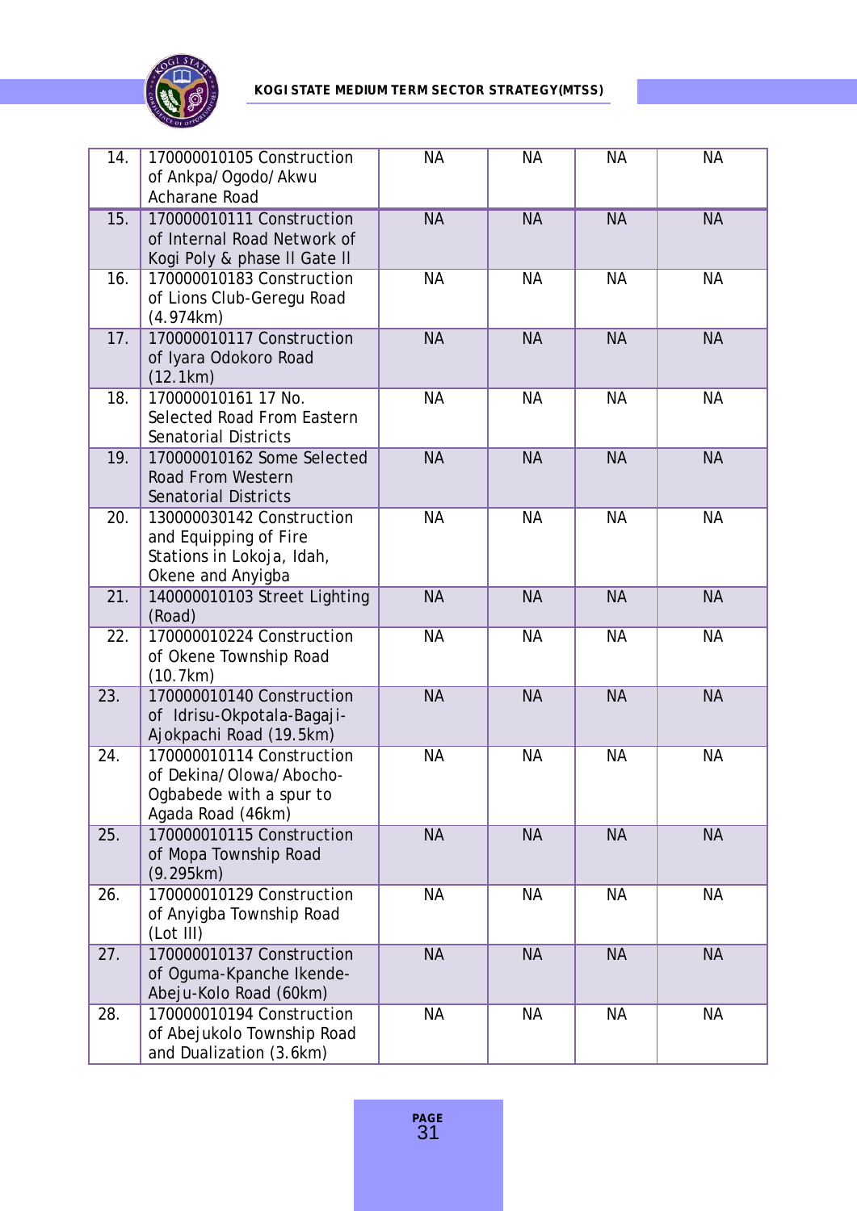| | | | | | |
|---|---|---|---|---|---|
| 14. | 170000010105 Construction of Ankpa/Ogodo/Akwu Acharane Road | NA | NA | NA | NA |
| 15. | 170000010111 Construction of Internal Road Network of Kogi Poly & phase ll Gate ll | NA | NA | NA | NA |
| 16. | 170000010183 Construction of Lions Club-Geregu Road (4.974km) | NA | NA | NA | NA |
| 17. | 170000010117 Construction of Iyara Odokoro Road (12.1km) | NA | NA | NA | NA |
| 18. | 170000010161 17 No. Selected Road From Eastern Senatorial Districts | NA | NA | NA | NA |
| 19. | 170000010162 Some Selected Road From Western Senatorial Districts | NA | NA | NA | NA |
| 20. | 130000030142 Construction and Equipping of Fire Stations in Lokoja, Idah, Okene and Anyigba | NA | NA | NA | NA |
| 21. | 140000010103 Street Lighting (Road) | NA | NA | NA | NA |
| 22. | 170000010224 Construction of Okene Township Road (10.7km) | NA | NA | NA | NA |
| 23. | 170000010140 Construction of Idrisu-Okpotala-Bagaji-Ajokpachi Road (19.5km) | NA | NA | NA | NA |
| 24. | 170000010114 Construction of Dekina/Olowa/Abocho-Ogbabede with a spur to Agada Road (46km) | NA | NA | NA | NA |
| 25. | 170000010115 Construction of Mopa Township Road (9.295km) | NA | NA | NA | NA |
| 26. | 170000010129 Construction of Anyigba Township Road (Lot III) | NA | NA | NA | NA |
| 27. | 170000010137 Construction of Oguma-Kpanche Ikende-Abeju-Kolo Road (60km) | NA | NA | NA | NA |
| 28. | 170000010194 Construction of Abejukolo Township Road and Dualization (3.6km) | NA | NA | NA | NA |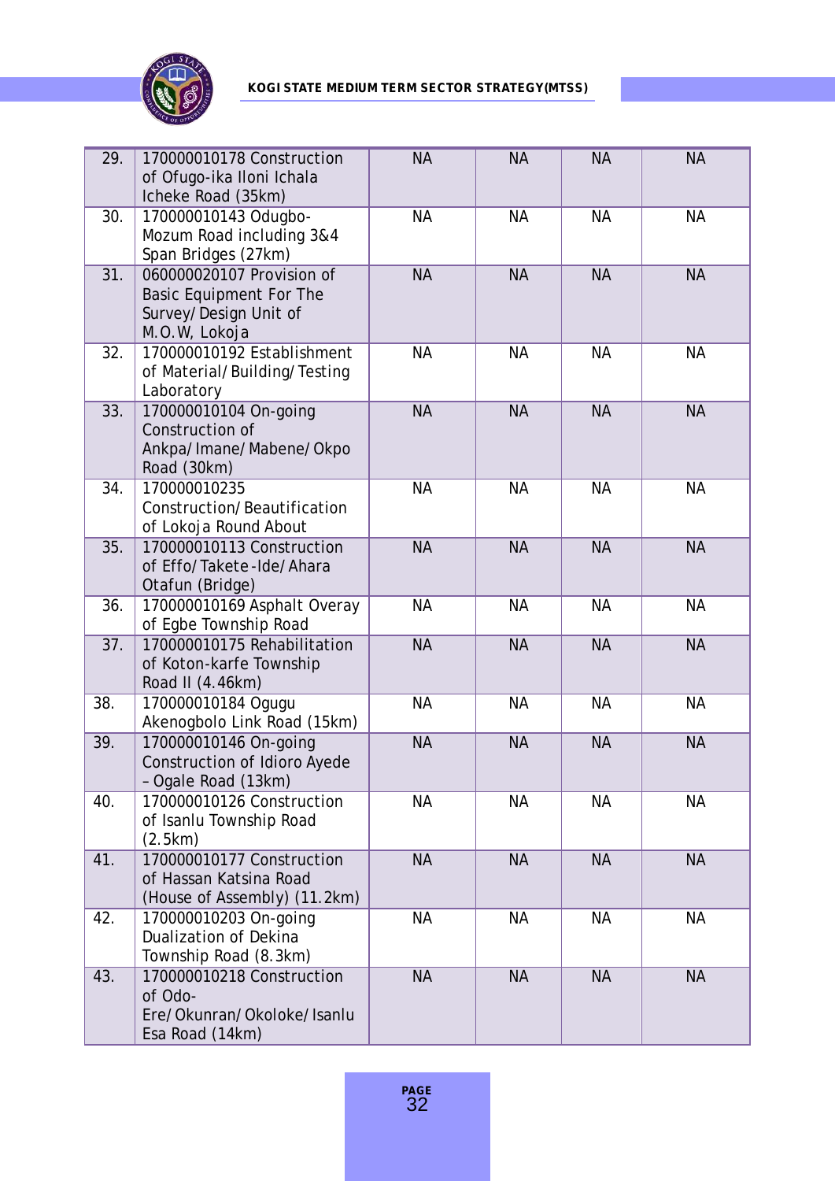| | | | | | |
|---|---|---|---|---|---|
| 29. | 170000010178 Construction of Ofugo-ika Iloni Ichala Icheke Road (35km) | NA | NA | NA | NA |
| 30. | 170000010143 Odugbo-Mozum Road including 3&4 Span Bridges (27km) | NA | NA | NA | NA |
| 31. | 060000020107 Provision of Basic Equipment For The Survey/Design Unit of M.O.W, Lokoja | NA | NA | NA | NA |
| 32. | 170000010192 Establishment of Material/Building/Testing Laboratory | NA | NA | NA | NA |
| 33. | 170000010104 On-going Construction of Ankpa/Imane/Mabene/Okpo Road (30km) | NA | NA | NA | NA |
| 34. | 170000010235 Construction/Beautification of Lokoja Round About | NA | NA | NA | NA |
| 35. | 170000010113 Construction of Effo/Takete-Ide/Ahara Otafun (Bridge) | NA | NA | NA | NA |
| 36. | 170000010169 Asphalt Overay of Egbe Township Road | NA | NA | NA | NA |
| 37. | 170000010175 Rehabilitation of Koton-karfe Township Road II (4.46km) | NA | NA | NA | NA |
| 38. | 170000010184 Ogugu Akenogbolo Link Road (15km) | NA | NA | NA | NA |
| 39. | 170000010146 On-going Construction of Idioro Ayede – Ogale Road (13km) | NA | NA | NA | NA |
| 40. | 170000010126 Construction of Isanlu Township Road (2.5km) | NA | NA | NA | NA |
| 41. | 170000010177 Construction of Hassan Katsina Road (House of Assembly) (11.2km) | NA | NA | NA | NA |
| 42. | 170000010203 On-going Dualization of Dekina Township Road (8.3km) | NA | NA | NA | NA |
| 43. | 170000010218 Construction of Odo-Ere/Okunran/Okoloke/Isanlu Esa Road (14km) | NA | NA | NA | NA |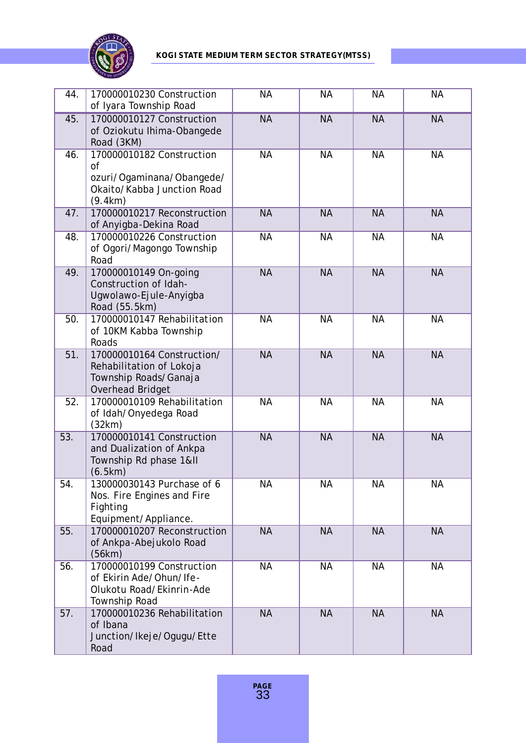| | | | | | |
|---|---|---|---|---|---|
| 44. | 170000010230 Construction of Iyara Township Road | NA | NA | NA | NA |
| 45. | 170000010127 Construction of Oziokutu Ihima-Obangede Road (3KM) | NA | NA | NA | NA |
| 46. | 170000010182 Construction of ozuri/Ogaminana/Obangede/Okaito/Kabba Junction Road (9.4km) | NA | NA | NA | NA |
| 47. | 170000010217 Reconstruction of Anyigba-Dekina Road | NA | NA | NA | NA |
| 48. | 170000010226 Construction of Ogori/Magongo Township Road | NA | NA | NA | NA |
| 49. | 170000010149 On-going Construction of Idah-Ugwolawo-Ejule-Anyigba Road (55.5km) | NA | NA | NA | NA |
| 50. | 170000010147 Rehabilitation of 10KM Kabba Township Roads | NA | NA | NA | NA |
| 51. | 170000010164 Construction/Rehabilitation of Lokoja Township Roads/Ganaja Overhead Bridget | NA | NA | NA | NA |
| 52. | 170000010109 Rehabilitation of Idah/Onyedega Road (32km) | NA | NA | NA | NA |
| 53. | 170000010141 Construction and Dualization of Ankpa Township Rd phase 1&II (6.5km) | NA | NA | NA | NA |
| 54. | 130000030143 Purchase of 6 Nos. Fire Engines and Fire Fighting Equipment/Appliance. | NA | NA | NA | NA |
| 55. | 170000010207 Reconstruction of Ankpa-Abejukolo Road (56km) | NA | NA | NA | NA |
| 56. | 170000010199 Construction of Ekirin Ade/Ohun/Ife-Olukotu Road/Ekinrin-Ade Township Road | NA | NA | NA | NA |
| 57. | 170000010236 Rehabilitation of Ibana Junction/Ikeje/Ogugu/Ette Road | NA | NA | NA | NA |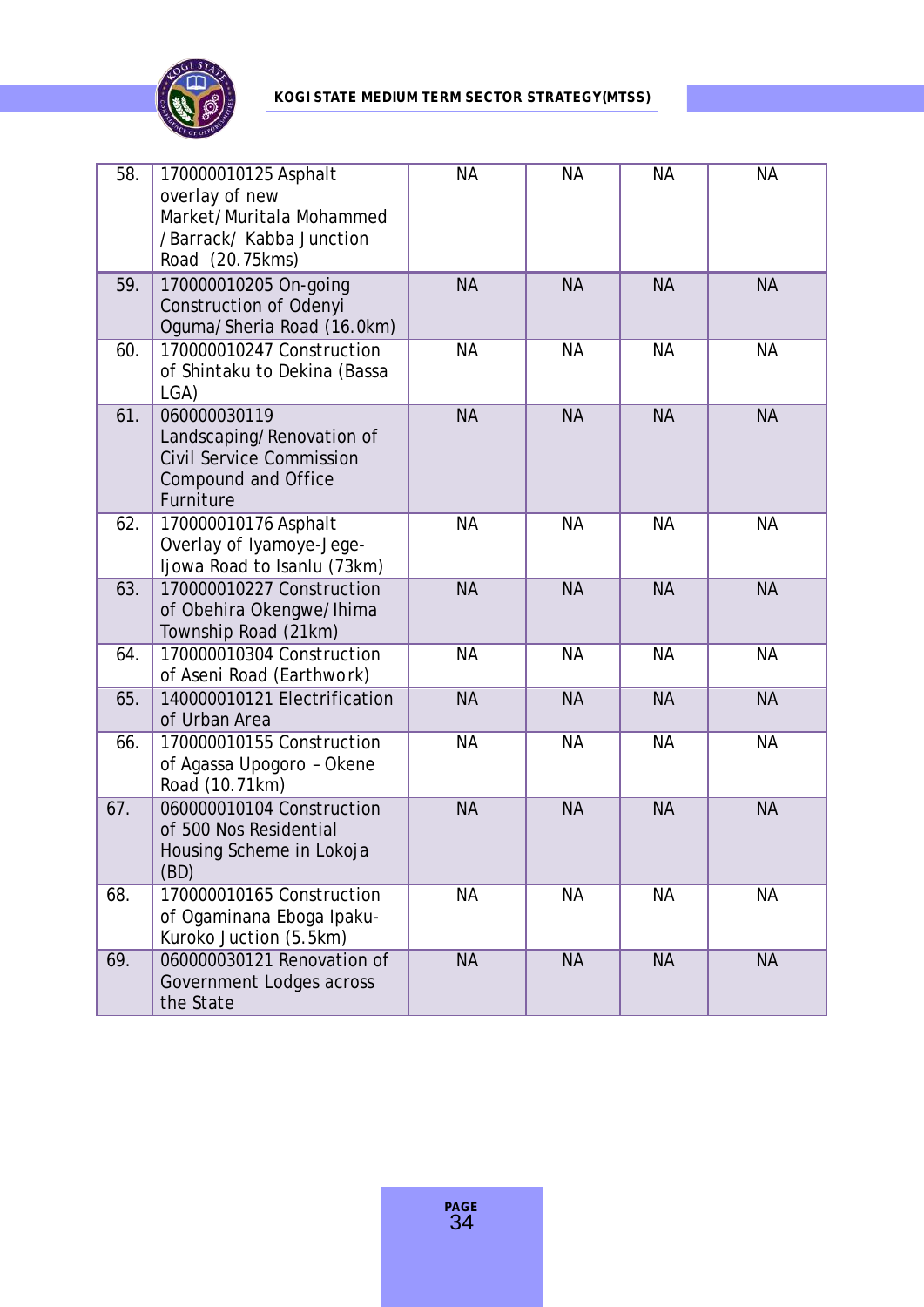| | | | | | |
|---|---|---|---|---|---|
| 58. | 170000010125 Asphalt overlay of new Market/Muritala Mohammed /Barrack/ Kabba Junction Road (20.75kms) | NA | NA | NA | NA |
| 59. | 170000010205 On-going Construction of Odenyi Oguma/Sheria Road (16.0km) | NA | NA | NA | NA |
| 60. | 170000010247 Construction of Shintaku to Dekina (Bassa LGA) | NA | NA | NA | NA |
| 61. | 060000030119 Landscaping/Renovation of Civil Service Commission Compound and Office Furniture | NA | NA | NA | NA |
| 62. | 170000010176 Asphalt Overlay of Iyamoye-Jege-Ijowa Road to Isanlu (73km) | NA | NA | NA | NA |
| 63. | 170000010227 Construction of Obehira Okengwe/Ihima Township Road (21km) | NA | NA | NA | NA |
| 64. | 170000010304 Construction of Aseni Road (Earthwork) | NA | NA | NA | NA |
| 65. | 140000010121 Electrification of Urban Area | NA | NA | NA | NA |
| 66. | 170000010155 Construction of Agassa Upogoro – Okene Road (10.71km) | NA | NA | NA | NA |
| 67. | 060000010104 Construction of 500 Nos Residential Housing Scheme in Lokoja (BD) | NA | NA | NA | NA |
| 68. | 170000010165 Construction of Ogaminana Eboga Ipaku-Kuroko Juction (5.5km) | NA | NA | NA | NA |
| 69. | 060000030121 Renovation of Government Lodges across the State | NA | NA | NA | NA |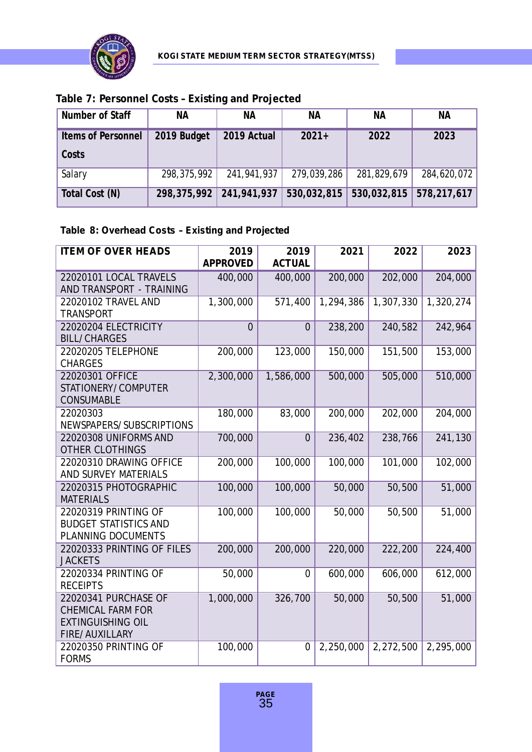**Table 7: Personnel Costs – Existing and Projected**

| Number of Staff | NA | NA | NA | NA | NA |
|---|---|---|---|---|---|
| **Items of Personnel Costs** | **2019 Budget** | **2019 Actual** | **2021+** | **2022** | **2023** |
| Salary | 298,375,992 | 241,941,937 | 279,039,286 | 281,829,679 | 284,620,072 |
| **Total Cost (N)** | **298,375,992** | **241,941,937** | **530,032,815** | **530,032,815** | **578,217,617** |

**Table 8: Overhead Costs – Existing and Projected**

| ITEM OF OVER HEADS | 2019 APPROVED | 2019 ACTUAL | 2021 | 2022 | 2023 |
|---|---|---|---|---|---|
| 22020101 LOCAL TRAVELS AND TRANSPORT - TRAINING | 400,000 | 400,000 | 200,000 | 202,000 | 204,000 |
| 22020102 TRAVEL AND TRANSPORT | 1,300,000 | 571,400 | 1,294,386 | 1,307,330 | 1,320,274 |
| 22020204 ELECTRICITY BILL/CHARGES | 0 | 0 | 238,200 | 240,582 | 242,964 |
| 22020205 TELEPHONE CHARGES | 200,000 | 123,000 | 150,000 | 151,500 | 153,000 |
| 22020301 OFFICE STATIONERY/COMPUTER CONSUMABLE | 2,300,000 | 1,586,000 | 500,000 | 505,000 | 510,000 |
| 22020303 NEWSPAPERS/SUBSCRIPTIONS | 180,000 | 83,000 | 200,000 | 202,000 | 204,000 |
| 22020308 UNIFORMS AND OTHER CLOTHINGS | 700,000 | 0 | 236,402 | 238,766 | 241,130 |
| 22020310 DRAWING OFFICE AND SURVEY MATERIALS | 200,000 | 100,000 | 100,000 | 101,000 | 102,000 |
| 22020315 PHOTOGRAPHIC MATERIALS | 100,000 | 100,000 | 50,000 | 50,500 | 51,000 |
| 22020319 PRINTING OF BUDGET STATISTICS AND PLANNING DOCUMENTS | 100,000 | 100,000 | 50,000 | 50,500 | 51,000 |
| 22020333 PRINTING OF FILES JACKETS | 200,000 | 200,000 | 220,000 | 222,200 | 224,400 |
| 22020334 PRINTING OF RECEIPTS | 50,000 | 0 | 600,000 | 606,000 | 612,000 |
| 22020341 PURCHASE OF CHEMICAL FARM FOR EXTINGUISHING OIL FIRE/AUXILLARY | 1,000,000 | 326,700 | 50,000 | 50,500 | 51,000 |
| 22020350 PRINTING OF FORMS | 100,000 | 0 | 2,250,000 | 2,272,500 | 2,295,000 |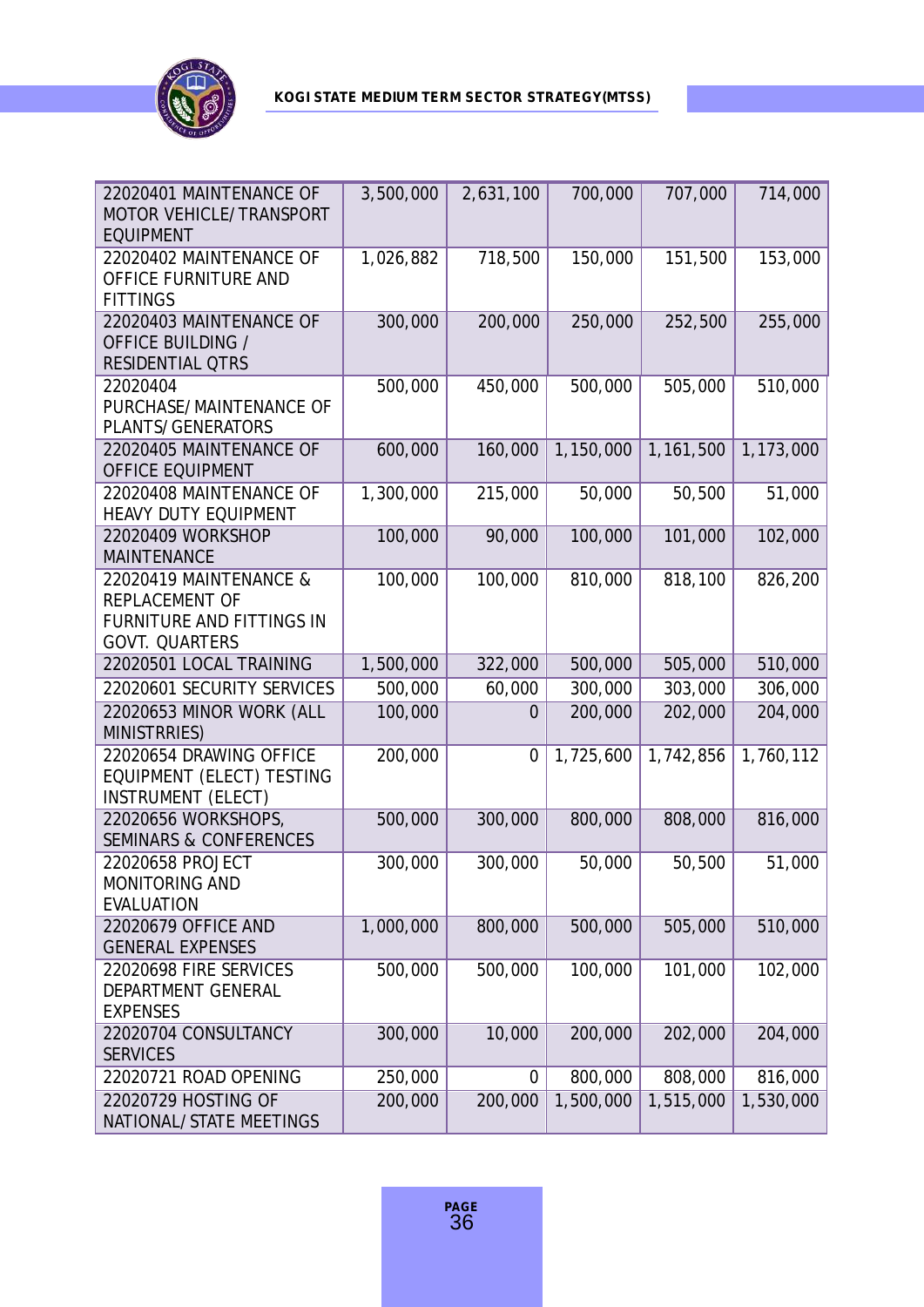| | | | | | |
|---|---|---|---|---|---|
| 22020401 MAINTENANCE OF MOTOR VEHICLE/ TRANSPORT EQUIPMENT | 3,500,000 | 2,631,100 | 700,000 | 707,000 | 714,000 |
| 22020402 MAINTENANCE OF OFFICE FURNITURE AND FITTINGS | 1,026,882 | 718,500 | 150,000 | 151,500 | 153,000 |
| 22020403 MAINTENANCE OF OFFICE BUILDING / RESIDENTIAL QTRS | 300,000 | 200,000 | 250,000 | 252,500 | 255,000 |
| 22020404 PURCHASE/ MAINTENANCE OF PLANTS/ GENERATORS | 500,000 | 450,000 | 500,000 | 505,000 | 510,000 |
| 22020405 MAINTENANCE OF OFFICE EQUIPMENT | 600,000 | 160,000 | 1,150,000 | 1,161,500 | 1,173,000 |
| 22020408 MAINTENANCE OF HEAVY DUTY EQUIPMENT | 1,300,000 | 215,000 | 50,000 | 50,500 | 51,000 |
| 22020409 WORKSHOP MAINTENANCE | 100,000 | 90,000 | 100,000 | 101,000 | 102,000 |
| 22020419 MAINTENANCE & REPLACEMENT OF FURNITURE AND FITTINGS IN GOVT. QUARTERS | 100,000 | 100,000 | 810,000 | 818,100 | 826,200 |
| 22020501 LOCAL TRAINING | 1,500,000 | 322,000 | 500,000 | 505,000 | 510,000 |
| 22020601 SECURITY SERVICES | 500,000 | 60,000 | 300,000 | 303,000 | 306,000 |
| 22020653 MINOR WORK (ALL MINISTRRIES) | 100,000 | 0 | 200,000 | 202,000 | 204,000 |
| 22020654 DRAWING OFFICE EQUIPMENT (ELECT) TESTING INSTRUMENT (ELECT) | 200,000 | 0 | 1,725,600 | 1,742,856 | 1,760,112 |
| 22020656 WORKSHOPS, SEMINARS & CONFERENCES | 500,000 | 300,000 | 800,000 | 808,000 | 816,000 |
| 22020658 PROJECT MONITORING AND EVALUATION | 300,000 | 300,000 | 50,000 | 50,500 | 51,000 |
| 22020679 OFFICE AND GENERAL EXPENSES | 1,000,000 | 800,000 | 500,000 | 505,000 | 510,000 |
| 22020698 FIRE SERVICES DEPARTMENT GENERAL EXPENSES | 500,000 | 500,000 | 100,000 | 101,000 | 102,000 |
| 22020704 CONSULTANCY SERVICES | 300,000 | 10,000 | 200,000 | 202,000 | 204,000 |
| 22020721 ROAD OPENING | 250,000 | 0 | 800,000 | 808,000 | 816,000 |
| 22020729 HOSTING OF NATIONAL/ STATE MEETINGS | 200,000 | 200,000 | 1,500,000 | 1,515,000 | 1,530,000 |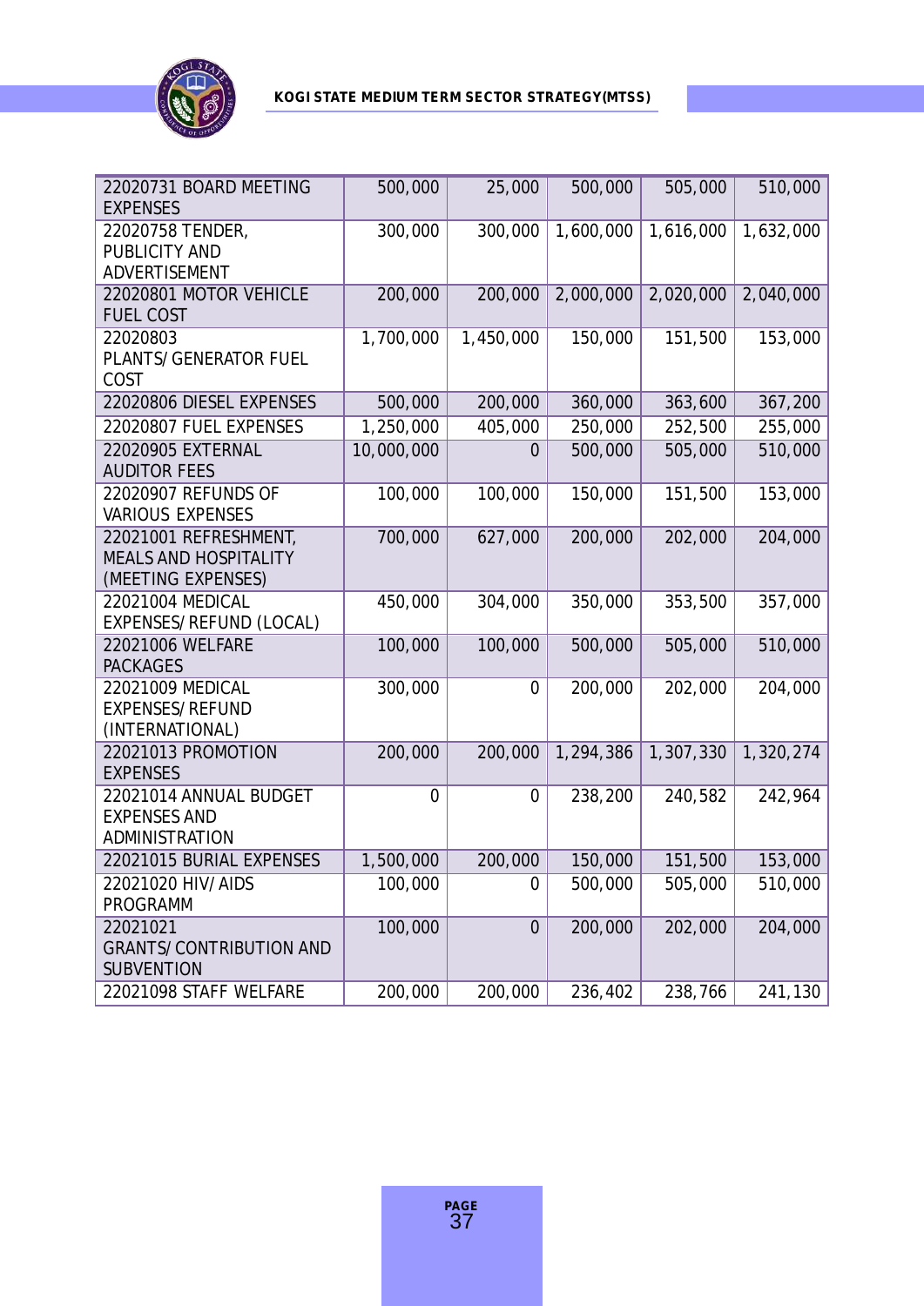| | | | | | |
|---|---|---|---|---|---|
| 22020731 BOARD MEETING EXPENSES | 500,000 | 25,000 | 500,000 | 505,000 | 510,000 |
| 22020758 TENDER, PUBLICITY AND ADVERTISEMENT | 300,000 | 300,000 | 1,600,000 | 1,616,000 | 1,632,000 |
| 22020801 MOTOR VEHICLE FUEL COST | 200,000 | 200,000 | 2,000,000 | 2,020,000 | 2,040,000 |
| 22020803 PLANTS/GENERATOR FUEL COST | 1,700,000 | 1,450,000 | 150,000 | 151,500 | 153,000 |
| 22020806 DIESEL EXPENSES | 500,000 | 200,000 | 360,000 | 363,600 | 367,200 |
| 22020807 FUEL EXPENSES | 1,250,000 | 405,000 | 250,000 | 252,500 | 255,000 |
| 22020905 EXTERNAL AUDITOR FEES | 10,000,000 | 0 | 500,000 | 505,000 | 510,000 |
| 22020907 REFUNDS OF VARIOUS EXPENSES | 100,000 | 100,000 | 150,000 | 151,500 | 153,000 |
| 22021001 REFRESHMENT, MEALS AND HOSPITALITY (MEETING EXPENSES) | 700,000 | 627,000 | 200,000 | 202,000 | 204,000 |
| 22021004 MEDICAL EXPENSES/REFUND (LOCAL) | 450,000 | 304,000 | 350,000 | 353,500 | 357,000 |
| 22021006 WELFARE PACKAGES | 100,000 | 100,000 | 500,000 | 505,000 | 510,000 |
| 22021009 MEDICAL EXPENSES/REFUND (INTERNATIONAL) | 300,000 | 0 | 200,000 | 202,000 | 204,000 |
| 22021013 PROMOTION EXPENSES | 200,000 | 200,000 | 1,294,386 | 1,307,330 | 1,320,274 |
| 22021014 ANNUAL BUDGET EXPENSES AND ADMINISTRATION | 0 | 0 | 238,200 | 240,582 | 242,964 |
| 22021015 BURIAL EXPENSES | 1,500,000 | 200,000 | 150,000 | 151,500 | 153,000 |
| 22021020 HIV/AIDS PROGRAMM | 100,000 | 0 | 500,000 | 505,000 | 510,000 |
| 22021021 GRANTS/CONTRIBUTION AND SUBVENTION | 100,000 | 0 | 200,000 | 202,000 | 204,000 |
| 22021098 STAFF WELFARE | 200,000 | 200,000 | 236,402 | 238,766 | 241,130 |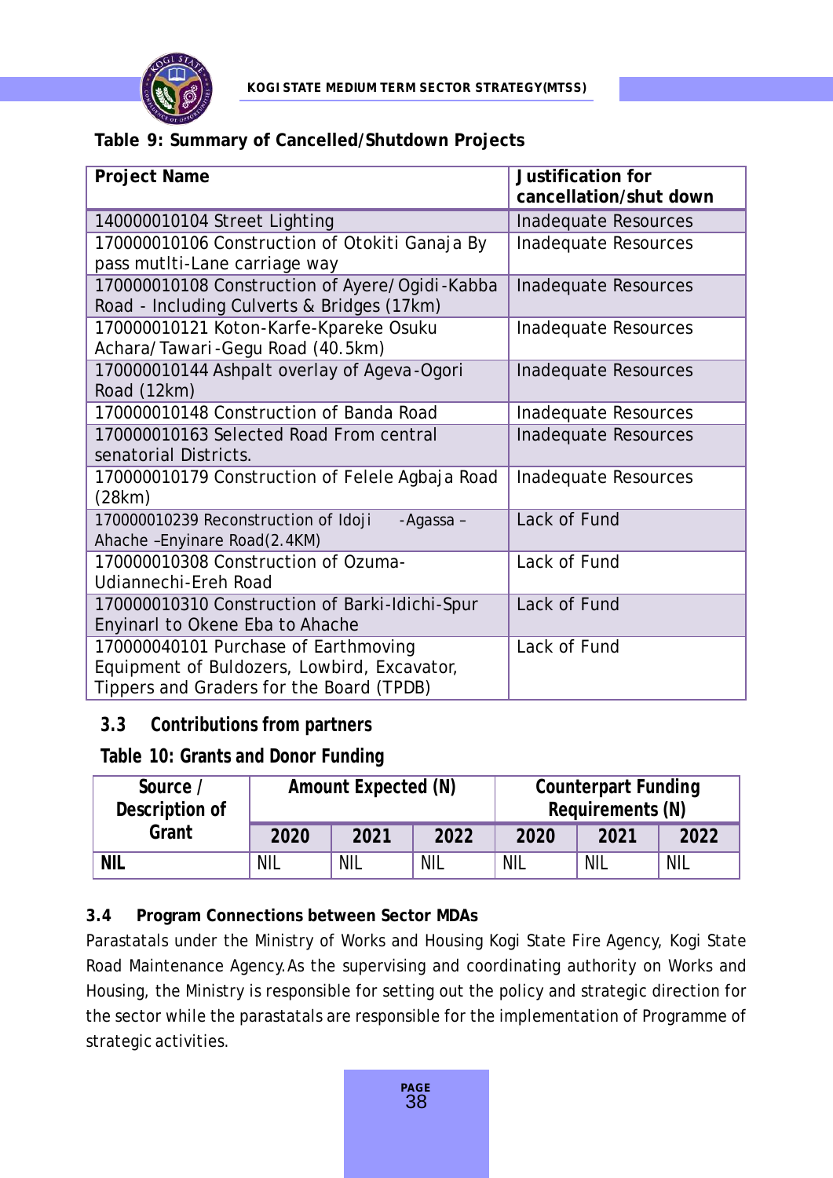**Table 9: Summary of Cancelled/Shutdown Projects**

| Project Name | Justification for cancellation/shut down |
|---|---|
| 140000010104 Street Lighting | Inadequate Resources |
| 170000010106 Construction of Otokiti Ganaja By pass mutlti-Lane carriage way | Inadequate Resources |
| 170000010108 Construction of Ayere/Ogidi-Kabba Road - Including Culverts & Bridges (17km) | Inadequate Resources |
| 170000010121 Koton-Karfe-Kpareke Osuku Achara/Tawari-Gegu Road (40.5km) | Inadequate Resources |
| 170000010144 Ashpalt overlay of Ageva-Ogori Road (12km) | Inadequate Resources |
| 170000010148 Construction of Banda Road | Inadequate Resources |
| 170000010163 Selected Road From central senatorial Districts. | Inadequate Resources |
| 170000010179 Construction of Felele Agbaja Road (28km) | Inadequate Resources |
| 170000010239 Reconstruction of Idoji -Agassa – Ahache –Enyinare Road(2.4KM) | Lack of Fund |
| 170000010308 Construction of Ozuma-Udiannechi-Ereh Road | Lack of Fund |
| 170000010310 Construction of Barki-Idichi-Spur Enyinarl to Okene Eba to Ahache | Lack of Fund |
| 170000040101 Purchase of Earthmoving Equipment of Buldozers, Lowbird, Excavator, Tippers and Graders for the Board (TPDB) | Lack of Fund |

## 3.3 Contributions from partners

**Table 10: Grants and Donor Funding**

| Source / Description of Grant | Amount Expected (N) | | | Counterpart Funding Requirements (N) | | |
|---|---|---|---|---|---|---|
| | 2020 | 2021 | 2022 | 2020 | 2021 | 2022 |
| **NIL** | NIL | NIL | NIL | NIL | NIL | NIL |

## 3.4 Program Connections between Sector MDAs

Parastatals under the Ministry of Works and Housing Kogi State Fire Agency, Kogi State Road Maintenance Agency. As the supervising and coordinating authority on Works and Housing, the Ministry is responsible for setting out the policy and strategic direction for the sector while the parastatals are responsible for the implementation of Programme of strategic activities.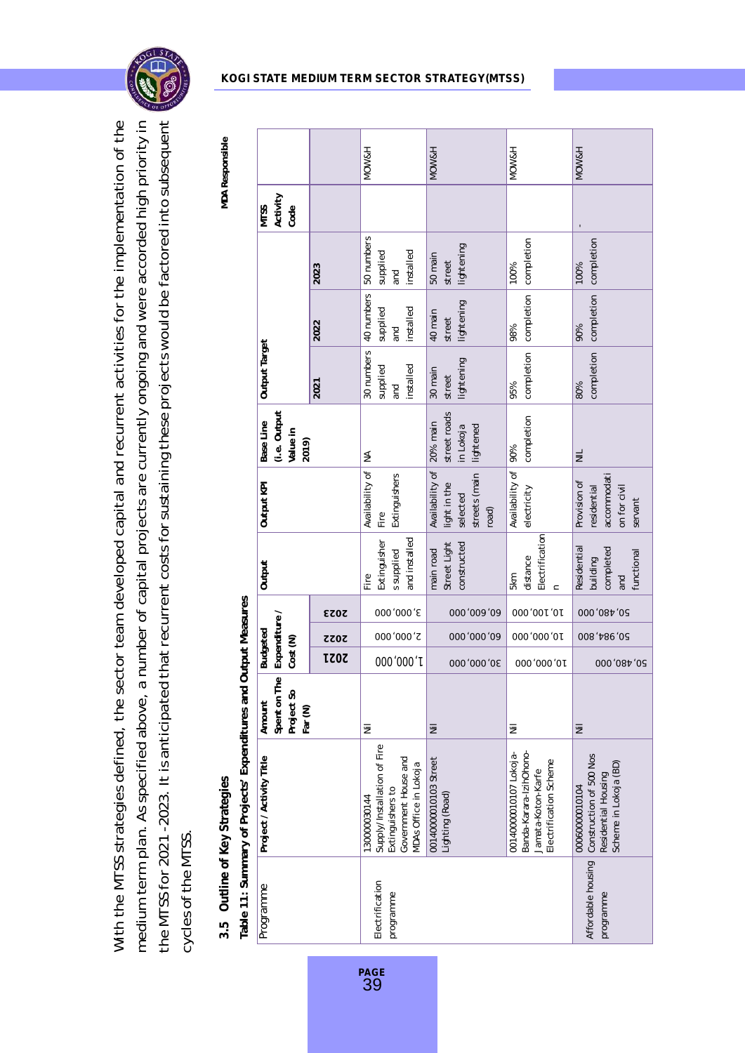With the MTSS strategies defined, the sector team developed capital and recurrent activities for the implementation of the medium term plan. As specified above, a number of capital projects are currently ongoing and were accorded high priority in the MTSS for 2021 -2023. It is anticipated that recurrent costs for sustaining these projects would be factored into subsequent cycles of the MTSS.

## 3.5 Outline of Key Strategies

**Table 11: Summary of Projects' Expenditures and Output Measures**

| Programme | Project / Activity Title | Amount Spent on The Project So Far (N) | Budgeted Expenditure / Cost (N) | | | Output | Output KPI | Base Line (i.e. Output Value in 2019) | Output Target | | | MTSS Activity Code | MDA Responsible |
|---|---|---|---|---|---|---|---|---|---|---|---|---|---|
| | | | 2021 | 2022 | 2023 | | | | 2021 | 2022 | 2023 | | |
| Electrification programme | 130000030144 Supply/ Installation of Fire Extinguishers to Government House and MDAs Office in Lokoja | Nil | 1,000,000 | 2,000,000 | 3,000,000 | Fire Extinguisher s supplied and installed | Availability of Fire Extinguishers | NA | 30 numbers supplied and installed | 40 numbers supplied and installed | 50 numbers supplied and installed | | MOW&H |
| | 00140000010103 Street Lighting (Road) | Nil | 30,000,000 | 60,000,000 | 60,600,000 | main road Street Light constructed | Availability of light in the selected streets (main road) | 20% main street roads in Lokoja lightened | 30 main street lightening | 40 main street lightening | 50 main street lightening | | MOW&H |
| | 00140000010107 Lokoja-Banda-Karara-IzihOhono-Jamata-Koton-Karfe Electrification Scheme | Nil | 10,000,000 | 10,000,000 | 10,100,000 | 5km distance Electrification n | Availability of electricity | 90% completion | 95% completion | 98% completion | 100% completion | | MOW&H |
| Affordable housing programme | 00060000010104 Construction of 500 Nos Residential Housing Scheme in Lokoja (BD) | Nil | 50,480,000 | 50,984,800 | 50,480,000 | Residential building completed and functional | Provision of residential accommodati on for civil servant | NIL | 80% completion | 90% completion | 100% completion | - | MOW&H |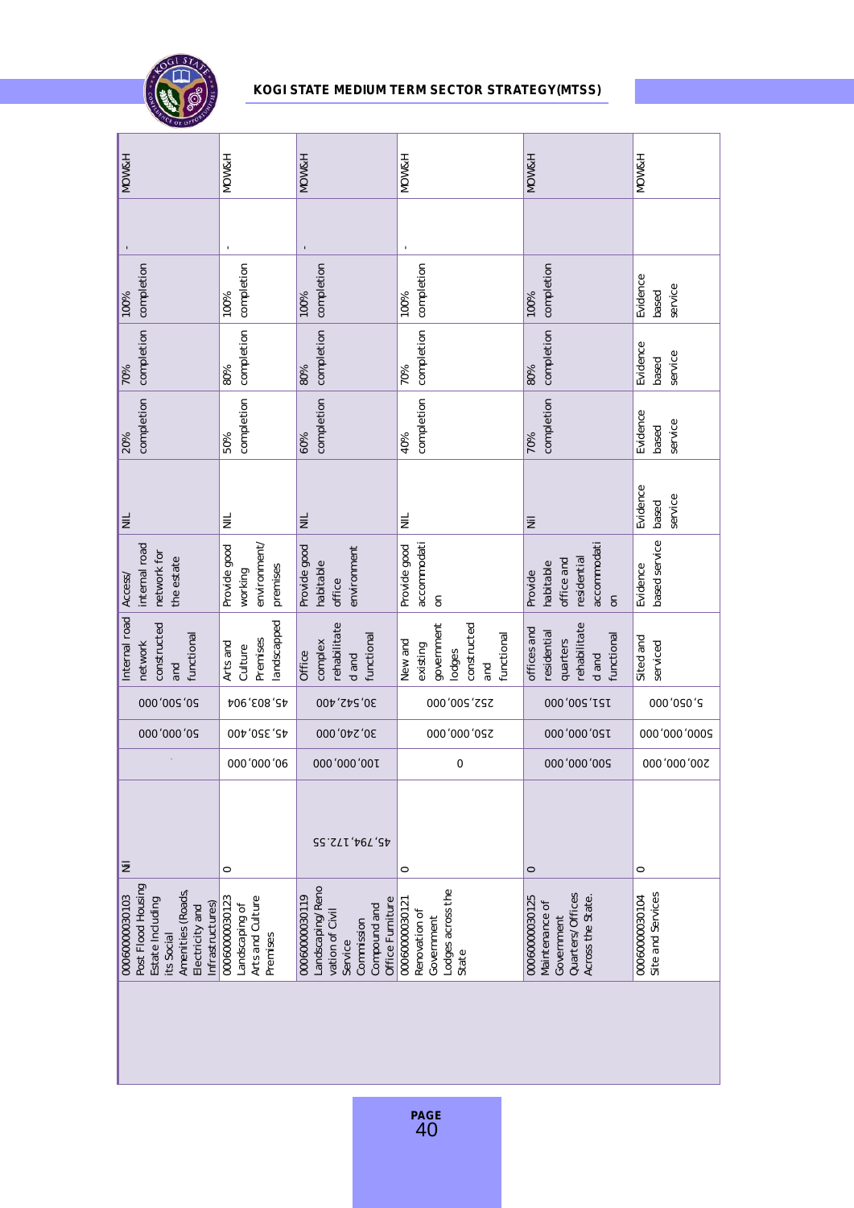| | | | | | | | | | | | | |
|---|---|---|---|---|---|---|---|---|---|---|---|---|
| 00060000030103 Post Flood Housing Estate Including its Social Amenities (Roads, Electricity and Infrastructures) | Nil | . | 50,000,000 | 50,500,000 | Internal road network constructed and functional | Access/ internal road network for the estate | NIL | 20% completion | 70% completion | 100% completion | - | MOW&H |
| 00060000030123 Landscaping of Arts and Culture Premises | 0 | 90,000,000 | 45,350,400 | 45,803,904 | Arts and Culture Premises landscapped | Provide good working environment/ premises | NIL | 50% completion | 80% completion | 100% completion | - | MOW&H |
| 00060000030119 Landscaping/Renovation of Civil Service Commission Compound and Office Furniture | 45,794,172.55 | 100,000,000 | 30,240,000 | 30,542,400 | Office complex rehabilitated and functional | Provide good habitable office environment | NIL | 60% completion | 80% completion | 100% completion | - | MOW&H |
| 00060000030121 Renovation of Government Lodges across the State | 0 | 0 | 250,000,000 | 252,500,000 | New and existing government lodges constructed and functional | Provide good accommodation | NIL | 40% completion | 70% completion | 100% completion | - | MOW&H |
| 00060000030125 Maintenance of Government Quarters/Offices Across the State. | 0 | 500,000,000 | 150,000,000 | 151,500,000 | offices and residential quarters rehabilitated and functional | Provide habitable office and residential accommodation | Nil | 70% completion | 80% completion | 100% completion | - | MOW&H |
| 00060000030104 Site and Services | 0 | 200,000,000 | 5000,000,000 | 5,050,000 | Sited and serviced | Evidence based service | Evidence based service | Evidence based service | Evidence based service | Evidence based service | | MOW&H |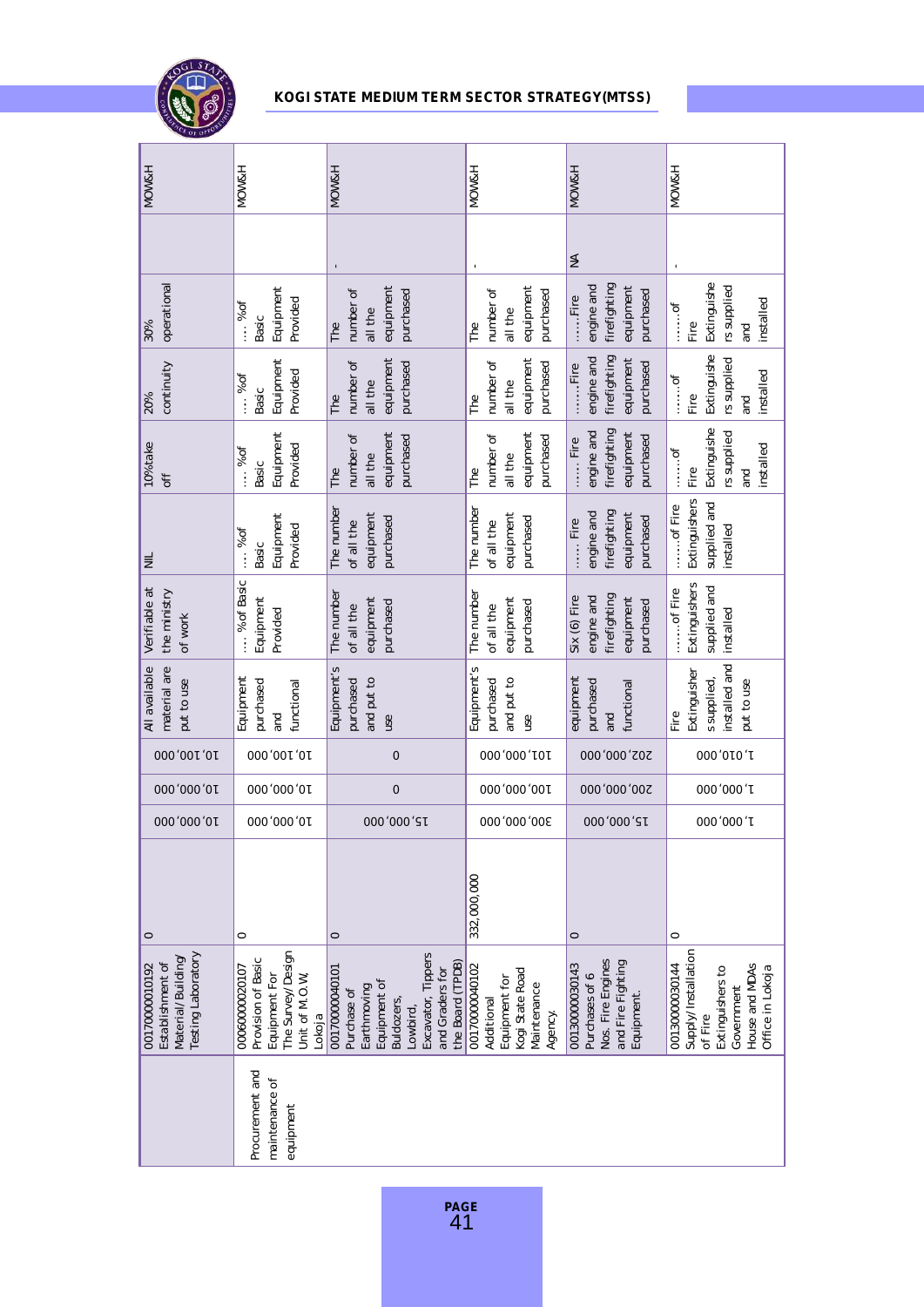| | | | | | | | | | | | | | |
|---|---|---|---|---|---|---|---|---|---|---|---|---|---|
| | 00170000010192 Establishment of Material/ Building/ Testing Laboratory | 0 | 10,000,000 | 10,000,000 | 10,100,000 | All available material are put to use | Verifiable at the ministry of work | NIL | 10%take off | 20% continuity | 30% operational | | MOW&H |
| Procurement and maintenance of equipment | 00060000020107 Provision of Basic Equipment For The Survey/ Design Unit of M.O.W, Lokoja | 0 | 10,000,000 | 10,000,000 | 10,100,000 | Equipment purchased and functional | … % of Basic Equipment Provided | … %of Basic Equipment Provided | … %of Basic Equipment Provided | … %of Basic Equipment Provided | … %of Basic Equipment Provided | | MOW&H |
| | 00170000040101 Purchase of Earthmoving Equipment of Buldozers, Lowbird, Excavator, Tippers and Graders for the Board (TPDB) | 0 | 15,000,000 | 0 | 0 | Equipment's purchased and put to use | The number of all the equipment purchased | The number of all the equipment purchased | The number of all the equipment purchased | The number of all the equipment purchased | The number of all the equipment purchased | - | MOW&H |
| | 00170000040102 Additional Equipment for Kogi State Road Maintenance Agency. | 332,000,000 | 300,000,000 | 100,000,000 | 101,000,000 | Equipment's purchased and put to use | The number of all the equipment purchased | The number of all the equipment purchased | The number of all the equipment purchased | The number of all the equipment purchased | The number of all the equipment purchased | - | MOW&H |
| | 00130000030143 Purchases of 6 Nos. Fire Engines and Fire Fighting Equipment. | 0 | 15,000,000 | 200,000,000 | 202,000,000 | equipment purchased and functional | Six (6) Fire engine and firefighting equipment purchased | …… Fire engine and firefighting equipment purchased | …… Fire engine and firefighting equipment purchased | ……Fire engine and firefighting equipment purchased | ……Fire engine and firefighting equipment purchased | NA | MOW&H |
| | 00130000030144 Supply/ Installation of Fire Extinguishers to Government House and MDAs Office in Lokoja | 0 | 1,000,000 | 1,000,000 | 1,010,000 | Fire Extinguisher s supplied, installed and put to use | ……of Fire Extinguishers supplied and installed | ……of Fire Extinguishers supplied and installed | ……of Fire Extinguishe rs supplied and installed | ……of Fire Extinguishe rs supplied and installed | ……of Fire Extinguishe rs supplied and installed | - | MOW&H |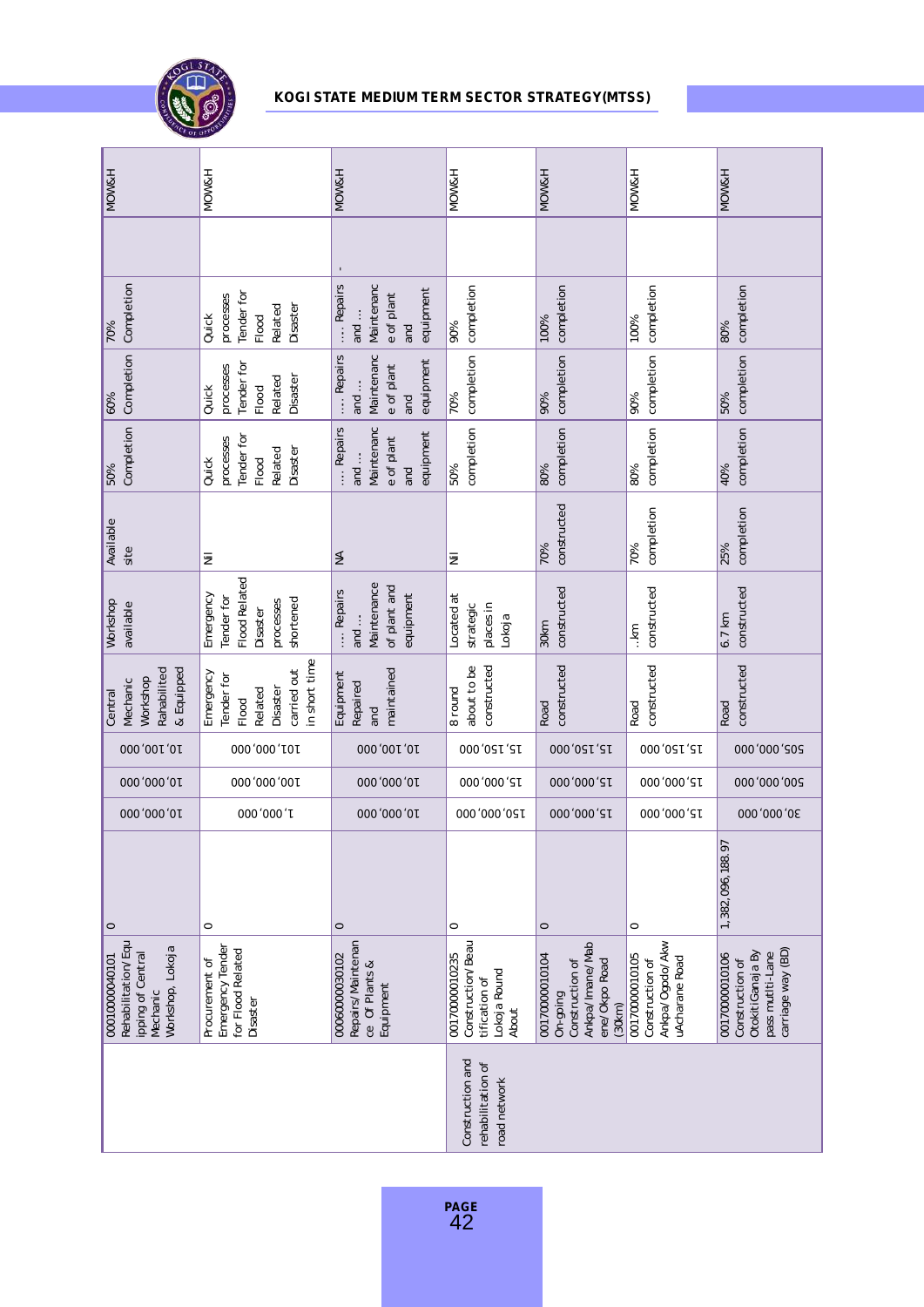| | | | | | | | | | | | | | |
|---|---|---|---|---|---|---|---|---|---|---|---|---|---|
| | 00010000040101 Rehabilitation/Equipping of Central Mechanic Workshop, Lokoja | 0 | 10,000,000 | 10,000,000 | 10,100,000 | Central Mechanic Workshop Rahabilited & Equipped | Workshop available | Available site | 50% Completion | 60% Completion | 70% Completion | | MOW&H |
| | Procurement of Emergency Tender for Flood Related Disaster | 0 | 1,000,000 | 100,000,000 | 101,000,000 | Emergency Tender for Flood Related Disaster carried out in short time | Emergency Tender for Flood Related Disaster processes shortened | Nil | Quick processes Tender for Flood Related Disaster | Quick processes Tender for Flood Related Disaster | Quick processes Tender for Flood Related Disaster | | MOW&H |
| | 00060000030102 Repairs/Maintenance Of Plants & Equipment | 0 | 10,000,000 | 10,000,000 | 10,100,000 | Equipment Repaired and maintained | … Repairs and … Maintenance of plant and equipment | NA | … Repairs and … Maintenance of plant and equipment | … Repairs and … Maintenance of plant and equipment | … Repairs and … Maintenance of plant and equipment | - | MOW&H |
| Construction and rehabilitation of road network | 00170000010235 Construction/Beautification of Lokoja Round About | 0 | 150,000,000 | 15,000,000 | 15,150,000 | 8 round about to be constructed | Located at strategic places in Lokoja | Nil | 50% completion | 70% completion | 90% completion | | MOW&H |
| | 00170000010104 On-going Construction of Ankpa/Imane/Mabene/Okpo Road (30km) | 0 | 15,000,000 | 15,000,000 | 15,150,000 | Road constructed | 30km constructed | 70% constructed | 80% completion | 90% completion | 100% completion | | MOW&H |
| | 00170000010105 Construction of Ankpa/Ogodo/AkwuAcharane Road | 0 | 15,000,000 | 15,000,000 | 15,150,000 | Road constructed | ..km constructed | 70% completion | 80% completion | 90% completion | 100% completion | | MOW&H |
| | 00170000010106 Construction of Otokiti Ganaja By pass mutiti-Lane carriage way (BD) | 1,382,096,188.97 | 30,000,000 | 500,000,000 | 505,000,000 | Road constructed | 6.7 km constructed | 25% completion | 40% completion | 50% completion | 80% completion | | MOW&H |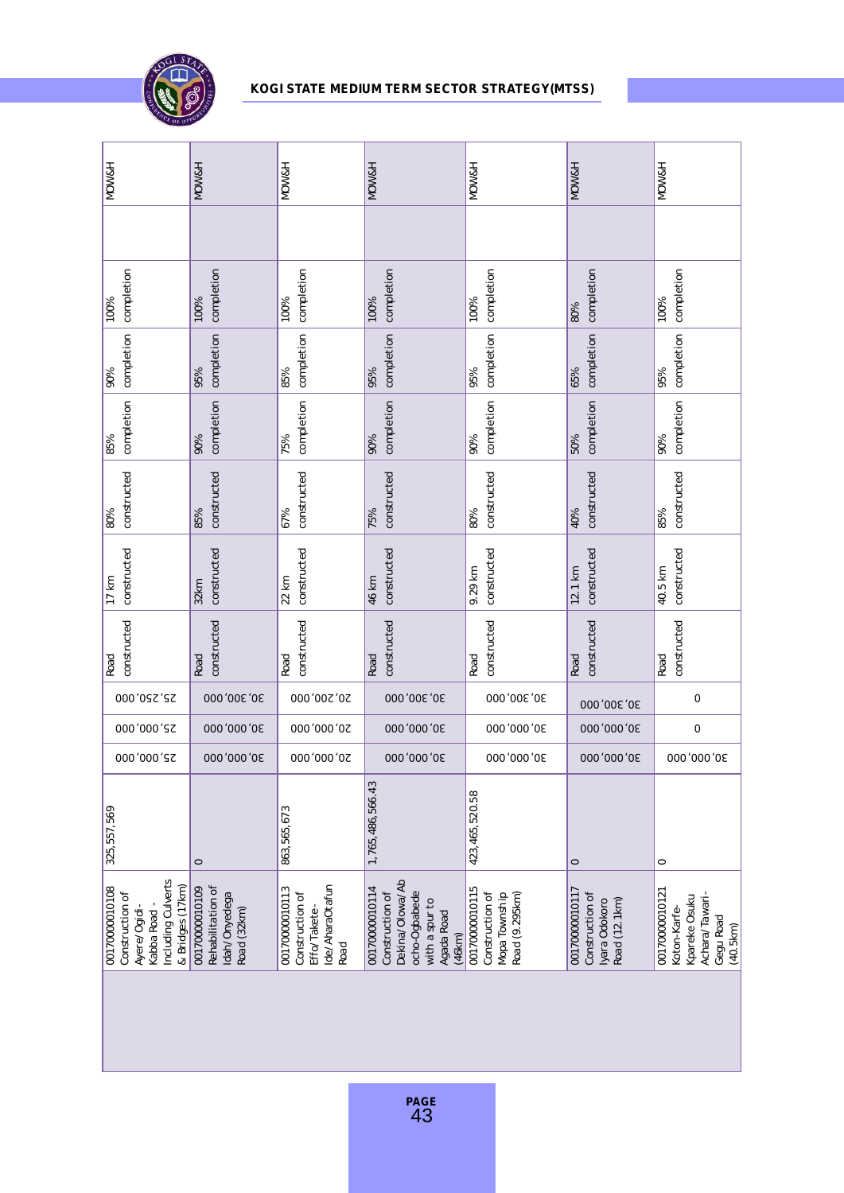| | Project | Amount | Budget 1 | Budget 2 | Budget 3 | Output | Output target | Outcome 1 | Outcome 2 | Outcome 3 | Outcome 4 | | MDA |
|---|---|---|---|---|---|---|---|---|---|---|---|---|---|
| | 00170000010108 Construction of Ayere/Ogidi-Kabba Road - Including Culverts & Bridges (17km) | 325,557,569 | 25,000,000 | 25,000,000 | 25,250,000 | Road constructed | 17 km constructed | 80% constructed | 85% completion | 90% completion | 100% completion | | MOW&H |
| | 00170000010109 Rehabilitation of Idah/Onyedega Road (32km) | 0 | 30,000,000 | 30,000,000 | 30,300,000 | Road constructed | 32km constructed | 85% constructed | 90% completion | 95% completion | 100% completion | | MOW&H |
| | 00170000010113 Construction of Effo/Takete-Ide/AharaOtafun Road | 863,565,673 | 20,000,000 | 20,000,000 | 20,200,000 | Road constructed | 22 km constructed | 67% constructed | 75% completion | 85% completion | 100% completion | | MOW&H |
| | 00170000010114 Construction of Dekina/Olowa/Abocho-Ogbabede with a spur to Agada Road (46km) | 1,765,486,566.43 | 30,000,000 | 30,000,000 | 30,300,000 | Road constructed | 46 km constructed | 75% constructed | 90% completion | 95% completion | 100% completion | | MOW&H |
| | 00170000010115 Construction of Mopa Township Road (9.295km) | 423,465,520.58 | 30,000,000 | 30,000,000 | 30,300,000 | Road constructed | 9.29 km constructed | 80% constructed | 90% completion | 95% completion | 100% completion | | MOW&H |
| | 00170000010117 Construction of Iyara Odokoro Road (12.1km) | 0 | 30,000,000 | 30,000,000 | 30,300,000 | Road constructed | 12.1 km constructed | 40% constructed | 50% completion | 65% completion | 80% completion | | MOW&H |
| | 00170000010121 Koton-Karfe-Kpareke Osuku Achara/Tawari-Gegu Road (40.5km) | 0 | 30,000,000 | 0 | 0 | Road constructed | 40.5 km constructed | 85% constructed | 90% completion | 95% completion | 100% completion | | MOW&H |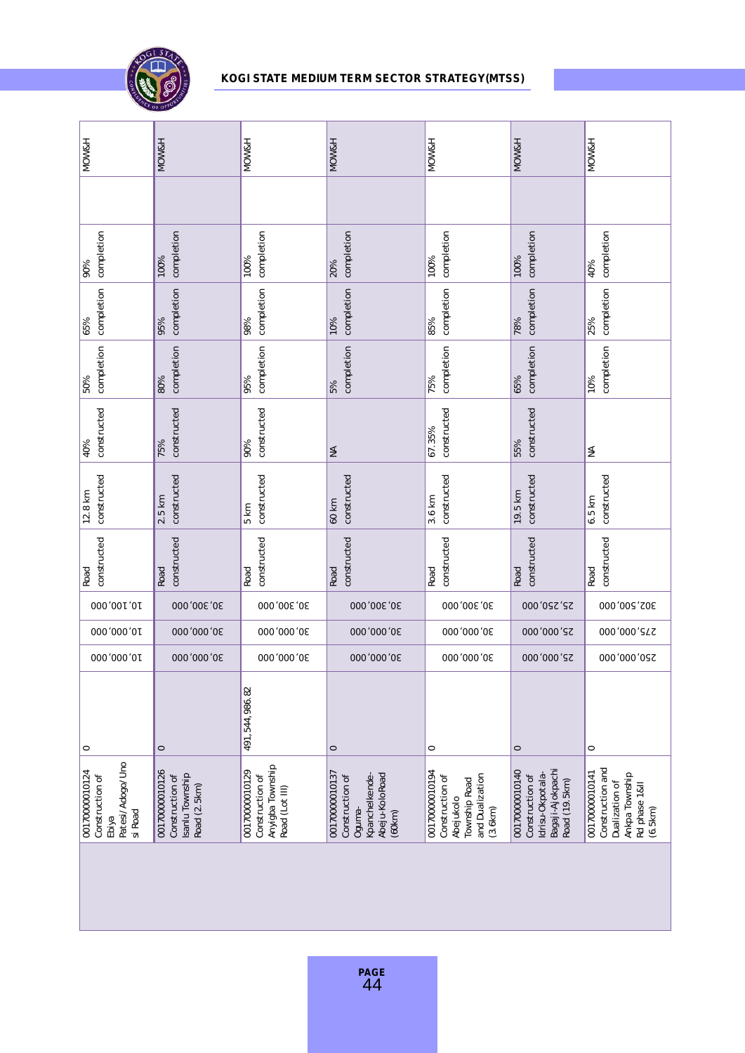| | | | | | | | | | | | | |
|---|---|---|---|---|---|---|---|---|---|---|---|---|
| | 00170000010124 Construction of Ebiya Patesi/Adogo/Uno si Road | 0 | 10,000,000 | 10,000,000 | 10,100,000 | Road constructed | 12.8 km constructed | 40% constructed | 50% completion | 65% completion | 90% completion | | MOW&H |
| | 00170000010126 Construction of Isanlu Township Road (2.5km) | 0 | 30,000,000 | 30,000,000 | 30,300,000 | Road constructed | 2.5 km constructed | 75% constructed | 80% completion | 95% completion | 100% completion | | MOW&H |
| | 00170000010129 Construction of Anyigba Township Road (Lot III) | 491,544,986.82 | 30,000,000 | 30,000,000 | 30,300,000 | Road constructed | 5 km constructed | 90% constructed | 95% completion | 98% completion | 100% completion | | MOW&H |
| | 00170000010137 Construction of Oguma-Kpanchelkende-Abeju-KoloRoad (60km) | 0 | 30,000,000 | 30,000,000 | 30,300,000 | Road constructed | 60 km constructed | NA | 5% completion | 10% completion | 20% completion | | MOW&H |
| | 00170000010194 Construction of Abejukolo Township Road and Dualization (3.6km) | 0 | 30,000,000 | 30,000,000 | 30,300,000 | Road constructed | 3.6 km constructed | 67.35% constructed | 75% completion | 85% completion | 100% completion | | MOW&H |
| | 00170000010140 Construction of Idrisu-Okpotala-Bagaji-Ajokpachi Road (19.5km) | 0 | 25,000,000 | 25,000,000 | 25,250,000 | Road constructed | 19.5 km constructed | 55% constructed | 65% completion | 78% completion | 100% completion | | MOW&H |
| | 00170000010141 Construction and Dualization of Ankpa Township Rd phase 1&II (6.5km) | 0 | 250,000,000 | 275,000,000 | 302,500,000 | Road constructed | 6.5 km constructed | NA | 10% completion | 25% completion | 40% completion | | MOW&H |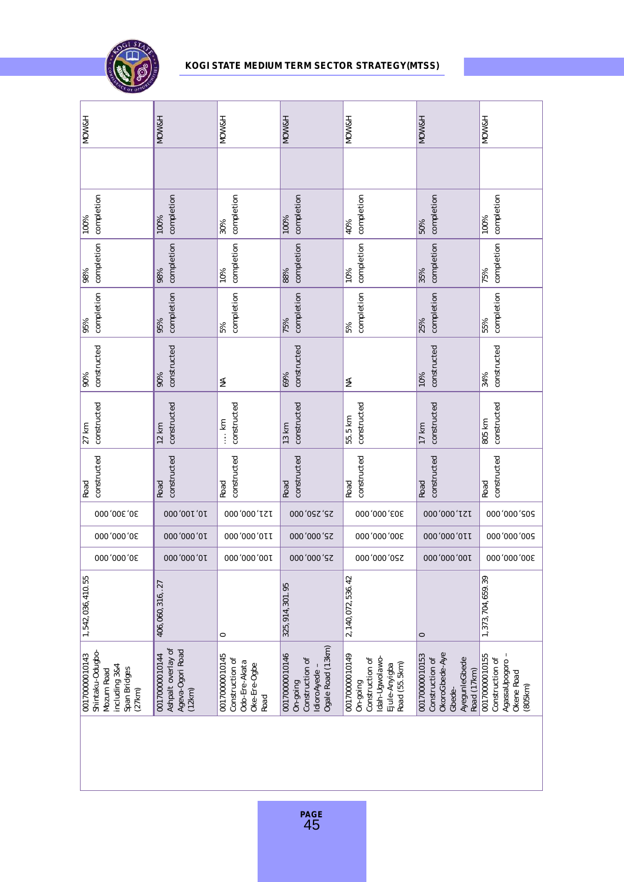| 0017000010143 Shintaku-Odugbo-Mozum Road including 3&4 Span Bridges (27km) | 1,542,036,410.55 | 30,000,000 | 30,000,000 | 30,300,000 | Road constructed | 27 km constructed | 90% constructed | 95% completion | 98% completion | 100% completion | | MOW&H |
|---|---|---|---|---|---|---|---|---|---|---|---|---|
| 0017000010144 Ashpalt overlay of Ageva-Ogori Road (12km) | 406,060,316,.27 | 10,000,000 | 10,000,000 | 10,100,000 | Road constructed | 12 km constructed | 90% constructed | 95% completion | 98% completion | 100% completion | | MOW&H |
| 0017000010145 Construction of Odo-Ere-Akata Oke-Ere-Ogbe Road | 0 | 100,000,000 | 110,000,000 | 121,000,000 | Road constructed | … km constructed | NA | 5% completion | 10% completion | 30% completion | | MOW&H |
| 0017000010146 On-going Construction of IdioroAyede - Ogale Road (13km) | 325,914,301.95 | 25,000,000 | 25,000,000 | 25,250,000 | Road constructed | 13 km constructed | 69% constructed | 75% completion | 88% completion | 100% completion | | MOW&H |
| 0017000010149 On-going Construction of Idah-Ugwolawo-Ejule-Anyigba Road (55.5km) | 2,140,072,536.42 | 250,000,000 | 300,000,000 | 303,000,000 | Road constructed | 55.5 km constructed | NA | 5% completion | 10% completion | 40% completion | | MOW&H |
| 0017000010153 Construction of OkoroGbede-Aye Gbede-AyeguneGbede Road (17km) | 0 | 100,000,000 | 110,000,000 | 121,000,000 | Road constructed | 17 km constructed | 10% constructed | 25% completion | 35% completion | 50% completion | | MOW&H |
| 0017000010155 Construction of AgassaUpogoro – Okene Road (805km) | 1,373,704,659.39 | 300,000,000 | 500,000,000 | 505,000,000 | Road constructed | 805 km constructed | 34% constructed | 55% completion | 75% completion | 100% completion | | MOW&H |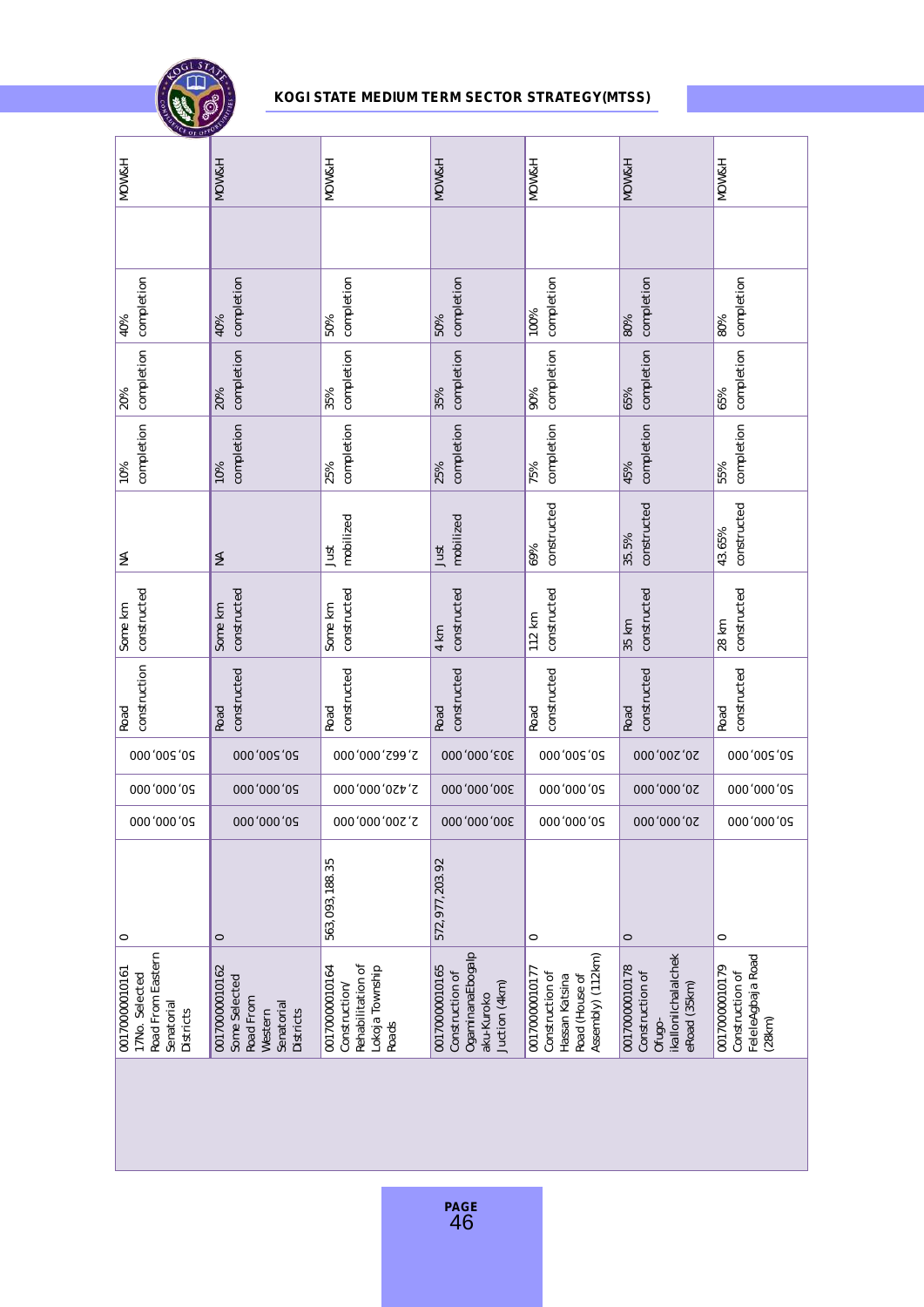| | | | | | | | | | | | | | |
|---|---|---|---|---|---|---|---|---|---|---|---|---|---|
| | 00170000010161 17No. Selected Road From Eastern Senatorial Districts | 0 | 50,000,000 | 50,000,000 | 50,500,000 | Road construction | Some km constructed | NA | 10% completion | 20% completion | 40% completion | | MOW&H |
| | 00170000010162 Some Selected Road From Western Senatorial Districts | 0 | 50,000,000 | 50,000,000 | 50,500,000 | Road constructed | Some km constructed | NA | 10% completion | 20% completion | 40% completion | | MOW&H |
| | 00170000010164 Construction/ Rehabilitation of Lokoja Township Roads | 563,093,188.35 | 2,200,000,000 | 2,420,000,000 | 2,662,000,000 | Road constructed | Some km constructed | Just mobilized | 25% completion | 35% completion | 50% completion | | MOW&H |
| | 00170000010165 Construction of OgaminanaEbogaIp aku-Kuroko Juction (4km) | 572,977,203.92 | 300,000,000 | 300,000,000 | 303,000,000 | Road constructed | 4 km constructed | Just mobilized | 25% completion | 35% completion | 50% completion | | MOW&H |
| | 00170000010177 Construction of Hassan Katsina Road (House of Assembly) (112km) | 0 | 50,000,000 | 50,000,000 | 50,500,000 | Road constructed | 112 km constructed | 69% constructed | 75% completion | 90% completion | 100% completion | | MOW&H |
| | 00170000010178 Construction of Ofugo-IkalloIchalaIchek eRoad (35km) | 0 | 20,000,000 | 20,000,000 | 20,200,000 | Road constructed | 35 km constructed | 35.5% constructed | 45% completion | 65% completion | 80% completion | | MOW&H |
| | 00170000010179 Construction of FeleleAgbaja Road (28km) | 0 | 50,000,000 | 50,000,000 | 50,500,000 | Road constructed | 28 km constructed | 43.65% constructed | 55% completion | 65% completion | 80% completion | | MOW&H |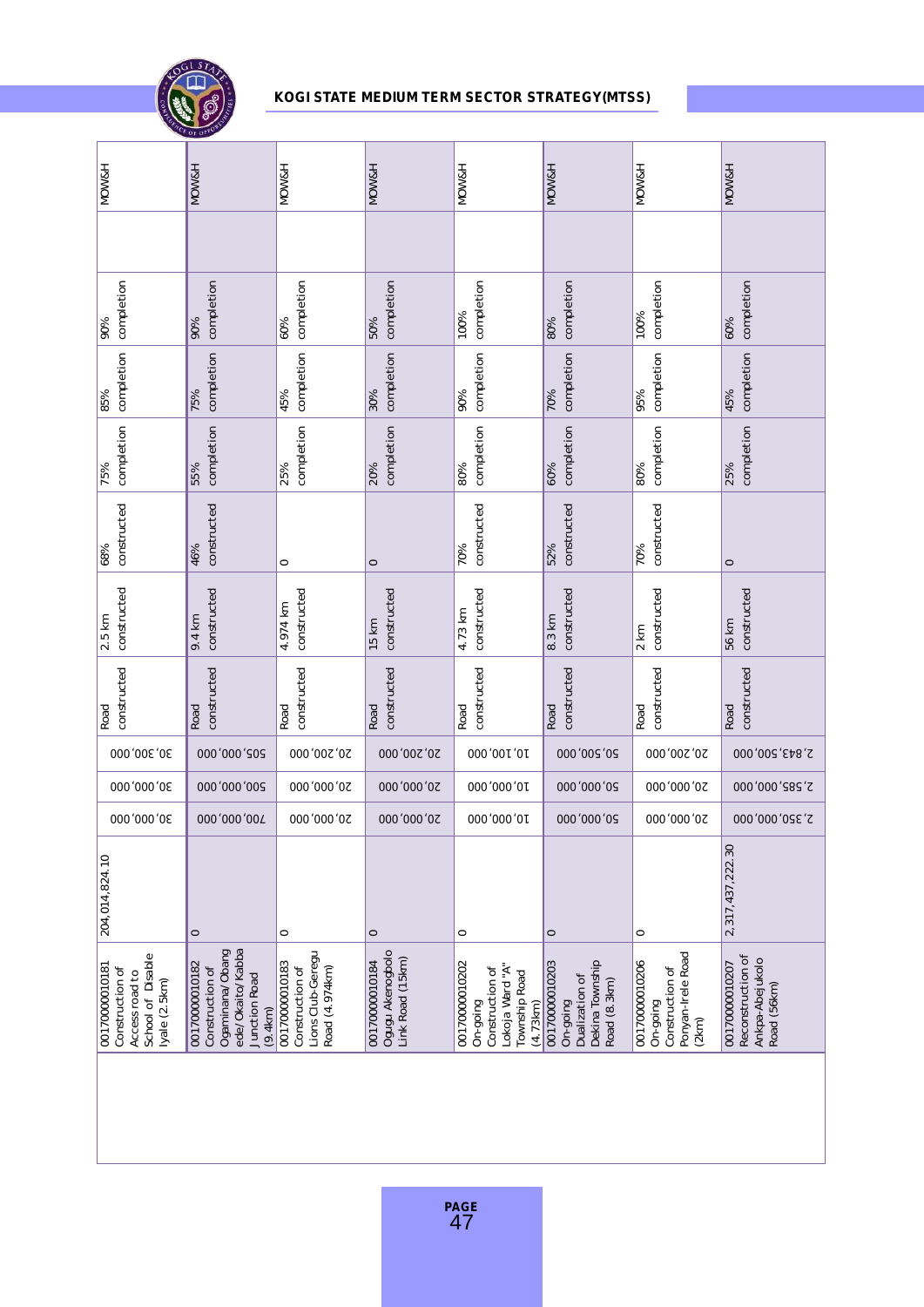| | | | | | | | | | | | | |
|---|---|---|---|---|---|---|---|---|---|---|---|---|
| | 00170000010181 Construction of Access road to School of Disable Iyale (2.5km) | 204,014,824.10 | 30,000,000 | 30,000,000 | 30,300,000 | Road constructed | 2.5 km constructed | 68% constructed | 75% completion | 85% completion | 90% completion | | MOW&H |
| | 00170000010182 Construction of Ogaminana/Obangede/Okaito/Kabba Junction Road (9.4km) | 0 | 700,000,000 | 500,000,000 | 505,000,000 | Road constructed | 9.4 km constructed | 46% constructed | 55% completion | 75% completion | 90% completion | | MOW&H |
| | 00170000010183 Construction of Lions Club-Geregu Road (4.974km) | 0 | 20,000,000 | 20,000,000 | 20,200,000 | Road constructed | 4.974 km constructed | 0 | 25% completion | 45% completion | 60% completion | | MOW&H |
| | 00170000010184 Ogugu Akenogbolo Link Road (15km) | 0 | 20,000,000 | 20,000,000 | 20,200,000 | Road constructed | 15 km constructed | 0 | 20% completion | 30% completion | 50% completion | | MOW&H |
| | 00170000010202 On-going Construction of Lokoja Ward "A" Township Road (4.73km) | 0 | 10,000,000 | 10,000,000 | 10,100,000 | Road constructed | 4.73 km constructed | 70% constructed | 80% completion | 90% completion | 100% completion | | MOW&H |
| | 00170000010203 On-going Dualization of Dekina Township Road (8.3km) | 0 | 50,000,000 | 50,000,000 | 50,500,000 | Road constructed | 8.3 km constructed | 52% constructed | 60% completion | 70% completion | 80% completion | | MOW&H |
| | 00170000010206 On-going Construction of Ponyan-Irele Road (2km) | 0 | 20,000,000 | 20,000,000 | 20,200,000 | Road constructed | 2 km constructed | 70% constructed | 80% completion | 95% completion | 100% completion | | MOW&H |
| | 00170000010207 Reconstruction of Ankpa-Abejukolo Road (56km) | 2,317,437,222.30 | 2,350,000,000 | 2,585,000,000 | 2,843,500,000 | Road constructed | 56 km constructed | 0 | 25% completion | 45% completion | 60% completion | | MOW&H |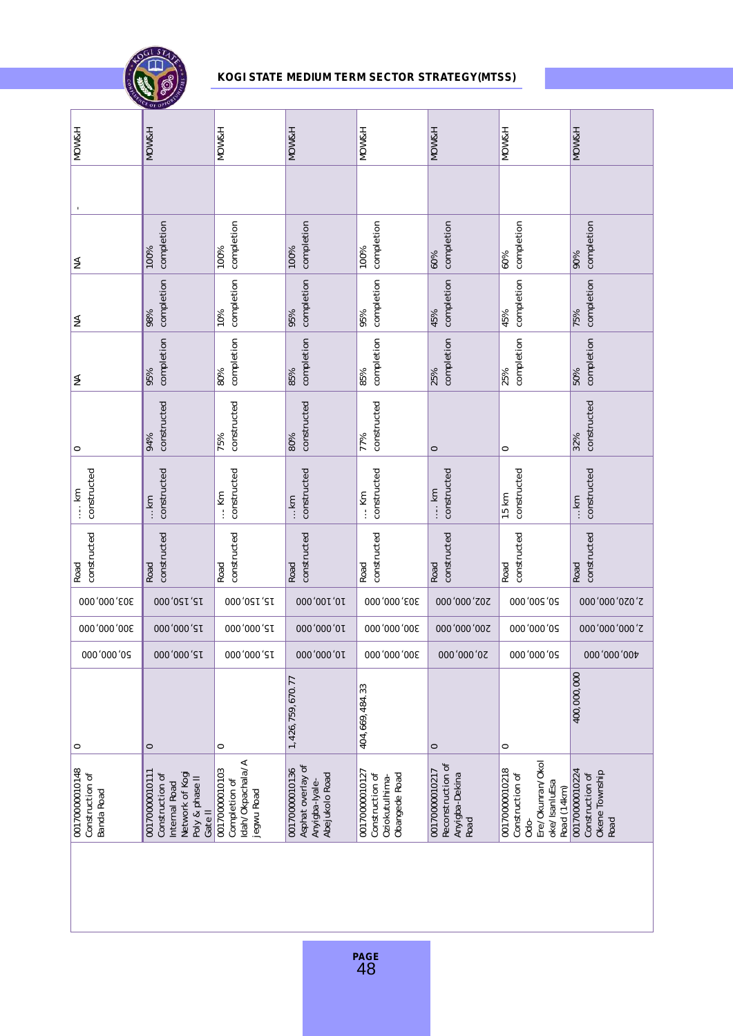| | | | | | | | | | | | | |
|---|---|---|---|---|---|---|---|---|---|---|---|---|
| 00170000010148 Construction of Banda Road | 0 | 50,000,000 | 300,000,000 | 303,000,000 | Road constructed | ... km constructed | 0 | NA | NA | NA | - | MOW&H |
| 00170000010111 Construction of Internal Road Network of Kogi Poly & phase II Gate II | 0 | 15,000,000 | 15,000,000 | 15,150,000 | Road constructed | ... km constructed | 94% constructed | 95% completion | 98% completion | 100% completion | | MOW&H |
| 00170000010103 Completion of Idah/Okpachala/Ajegwu Road | 0 | 15,000,000 | 15,000,000 | 15,150,000 | Road constructed | ... Km constructed | 75% constructed | 80% completion | 10% completion | 100% completion | | MOW&H |
| 00170000010136 Asphat overlay of Anyigba-Iyale-Abejukolo Road | 1,426,759,670.77 | 10,000,000 | 10,000,000 | 10,100,000 | Road constructed | ... km constructed | 80% constructed | 85% completion | 95% completion | 100% completion | | MOW&H |
| 00170000010127 Construction of Oziokutulhima-Obangede Road | 404,669,484.33 | 300,000,000 | 300,000,000 | 303,000,000 | Road constructed | ... Km constructed | 77% constructed | 85% completion | 95% completion | 100% completion | | MOW&H |
| 00170000010217 Reconstruction of Anyigba-Dekina Road | 0 | 20,000,000 | 200,000,000 | 202,000,000 | Road constructed | ... km constructed | 0 | 25% completion | 45% completion | 60% completion | | MOW&H |
| 00170000010218 Construction of Odo-Ere/Okunran/Okoloke/IsanluEsa Road (14km) | 0 | 50,000,000 | 50,000,000 | 50,500,000 | Road constructed | 15 km constructed | 0 | 25% completion | 45% completion | 60% completion | | MOW&H |
| 00170000010224 Construction of Okene Township Road | 400,000,000 | 400,000,000 | 2,000,000,000 | 2,020,000,000 | Road constructed | ... km constructed | 32% constructed | 50% completion | 75% completion | 90% completion | | MOW&H |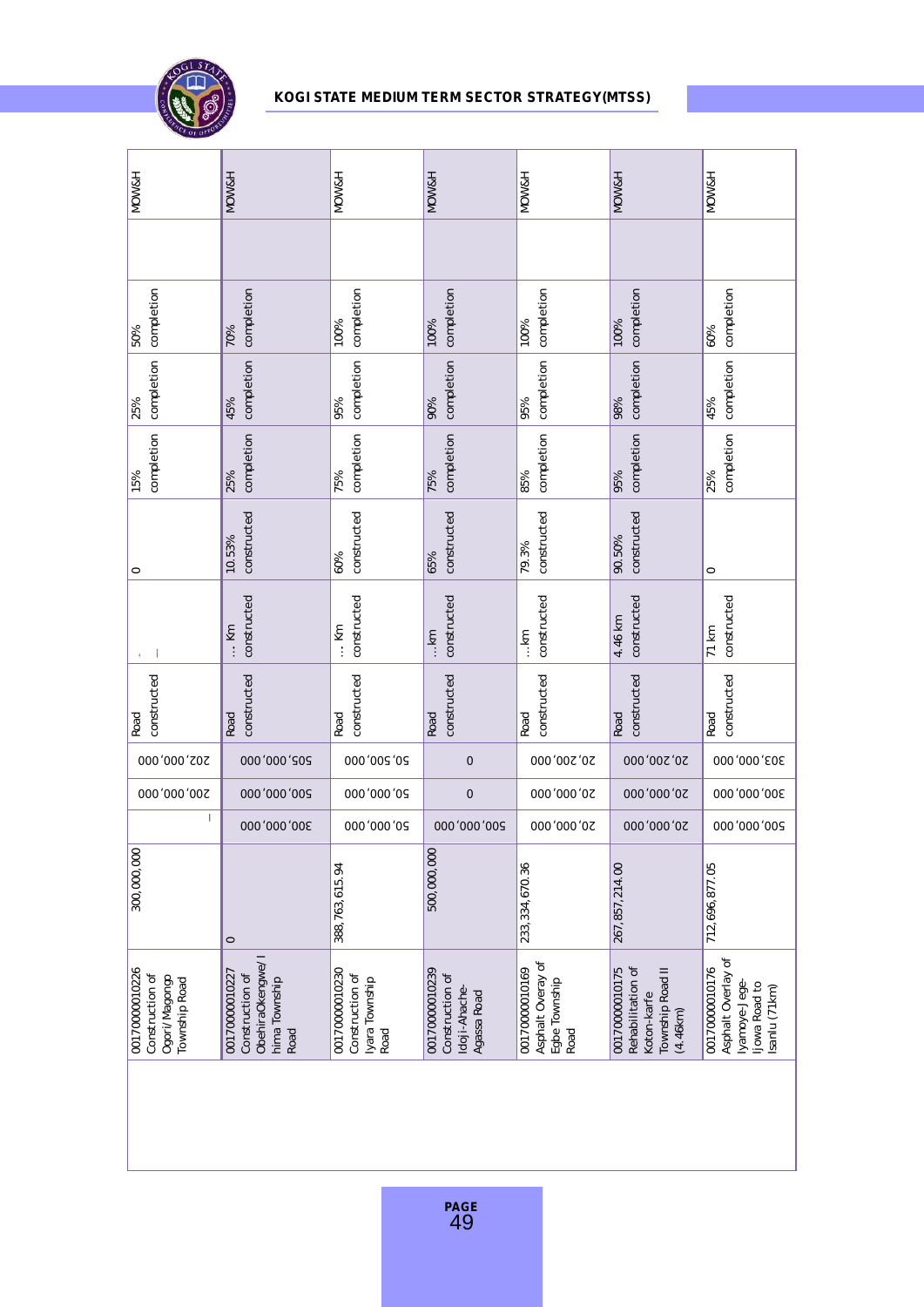| | | | | | | | | | | | | |
|---|---|---|---|---|---|---|---|---|---|---|---|---|
| 00170000010226 Construction of Ogori/Magongo Township Road | 300,000,000 | – | 200,000,000 | 202,000,000 | Road constructed | - | 0 | 15% completion | 25% completion | 50% completion | | MOW&H |
| 00170000010227 Construction of ObehiraOkengwe/Ihima Township Road | 0 | 300,000,000 | 500,000,000 | 505,000,000 | Road constructed | ... Km constructed | 10.53% constructed | 25% completion | 45% completion | 70% completion | | MOW&H |
| 00170000010230 Construction of Iyara Township Road | 388,763,615.94 | 50,000,000 | 50,000,000 | 50,500,000 | Road constructed | ... Km constructed | 60% constructed | 75% completion | 95% completion | 100% completion | | MOW&H |
| 00170000010239 Construction of Idoji-Ahache-Agassa Road | 500,000,000 | 500,000,000 | 0 | 0 | Road constructed | ... km constructed | 65% constructed | 75% completion | 90% completion | 100% completion | | MOW&H |
| 00170000010169 Asphalt Overay of Egbe Township Road | 233,334,670.36 | 20,000,000 | 20,000,000 | 20,200,000 | Road constructed | ... km constructed | 79.3% constructed | 85% completion | 95% completion | 100% completion | | MOW&H |
| 00170000010175 Rehabilitation of Koton-karfe Township Road II (4.46km) | 267,857,214.00 | 20,000,000 | 20,000,000 | 20,200,000 | Road constructed | 4.46 km constructed | 90.50% constructed | 95% completion | 98% completion | 100% completion | | MOW&H |
| 00170000010176 Asphalt Overlay of Iyamoye-Jege-Ijowa Road to Isanlu (71km) | 712,696,877.05 | 500,000,000 | 300,000,000 | 303,000,000 | Road constructed | 71 km constructed | 0 | 25% completion | 45% completion | 60% completion | | MOW&H |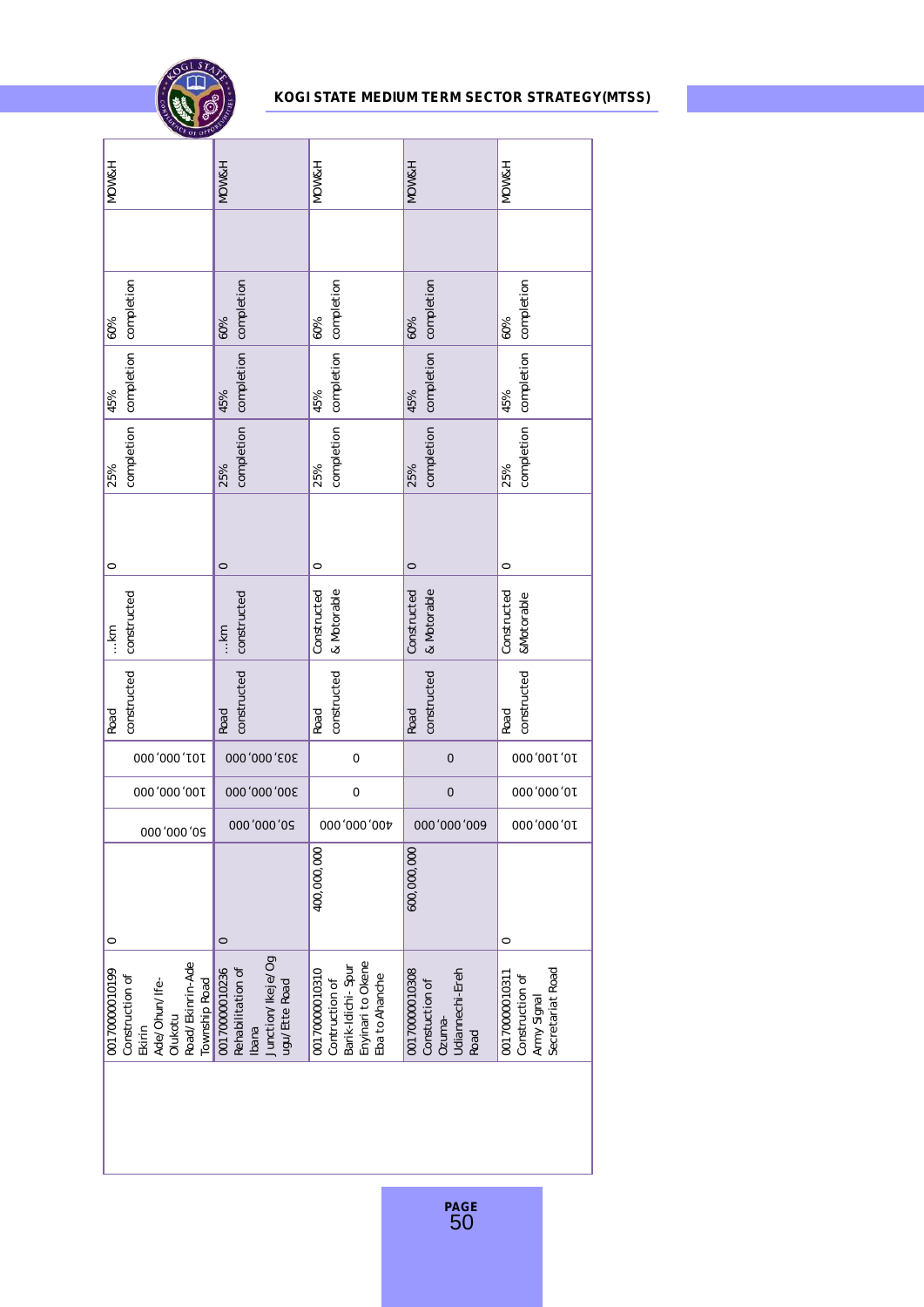| | | | | | | | | | | | | |
|---|---|---|---|---|---|---|---|---|---|---|---|---|
| | 0017000010199 Construction of Ekirin Ade/Ohun/Ife-Olukotu Road/Ekinrin-Ade Township Road | 0 | 50,000,000 | 100,000,000 | 101,000,000 | Road constructed | …km constructed | 0 | 25% completion | 45% completion | 60% completion | | MOW&H |
| | 0017000010236 Rehabilitation of Ibana Junction/Ikeje/Ogugu/Ette Road | 0 | 50,000,000 | 300,000,000 | 303,000,000 | Road constructed | …km constructed | 0 | 25% completion | 45% completion | 60% completion | | MOW&H |
| | 0017000010310 Contruction of Barik-Idichi- Spur Enyinari to Okene Eba to Ahanche | 400,000,000 | 400,000,000 | 0 | 0 | Road constructed | Constructed & Motorable | 0 | 25% completion | 45% completion | 60% completion | | MOW&H |
| | 0017000010308 Constuction of Ozuma-Udiannechi-Ereh Road | 600,000,000 | 600,000,000 | 0 | 0 | Road constructed | Constructed & Motorable | 0 | 25% completion | 45% completion | 60% completion | | MOW&H |
| | 0017000010311 Construction of Army Signal Secretariat Road | 0 | 10,000,000 | 10,000,000 | 10,100,000 | Road constructed | Constructed &Motorable | 0 | 25% completion | 45% completion | 60% completion | | MOW&H |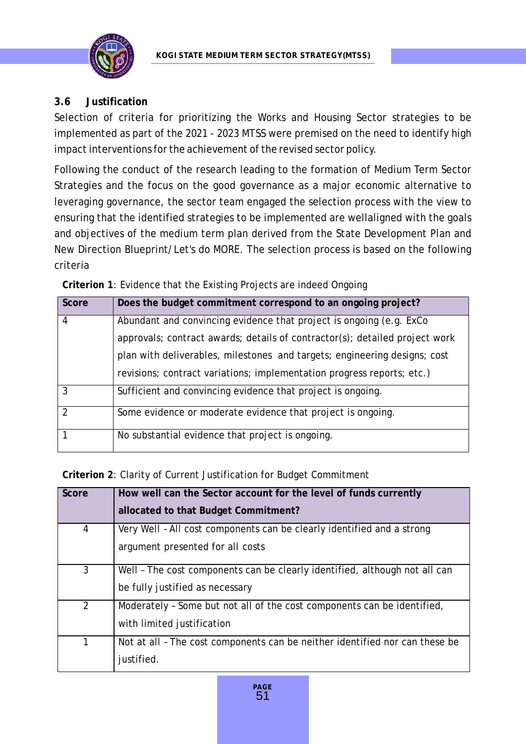### 3.6 Justification

Selection of criteria for prioritizing the Works and Housing Sector strategies to be implemented as part of the 2021 - 2023 MTSS were premised on the need to identify high impact interventions for the achievement of the revised sector policy.

Following the conduct of the research leading to the formation of Medium Term Sector Strategies and the focus on the good governance as a major economic alternative to leveraging governance, the sector team engaged the selection process with the view to ensuring that the identified strategies to be implemented are wellaligned with the goals and objectives of the medium term plan derived from the State Development Plan and New Direction Blueprint/Let's do MORE. The selection process is based on the following criteria

**Criterion 1**: Evidence that the Existing Projects are indeed Ongoing

| Score | Does the budget commitment correspond to an ongoing project? |
|---|---|
| 4 | Abundant and convincing evidence that project is ongoing (e.g. ExCo approvals; contract awards; details of contractor(s); detailed project work plan with deliverables, milestones and targets; engineering designs; cost revisions; contract variations; implementation progress reports; etc.) |
| 3 | Sufficient and convincing evidence that project is ongoing. |
| 2 | Some evidence or moderate evidence that project is ongoing. |
| 1 | No substantial evidence that project is ongoing. |

**Criterion 2**: Clarity of Current Justification for Budget Commitment

| Score | How well can the Sector account for the level of funds currently allocated to that Budget Commitment? |
|---|---|
| 4 | Very Well – All cost components can be clearly identified and a strong argument presented for all costs |
| 3 | Well – The cost components can be clearly identified, although not all can be fully justified as necessary |
| 2 | Moderately – Some but not all of the cost components can be identified, with limited justification |
| 1 | Not at all – The cost components can be neither identified nor can these be justified. |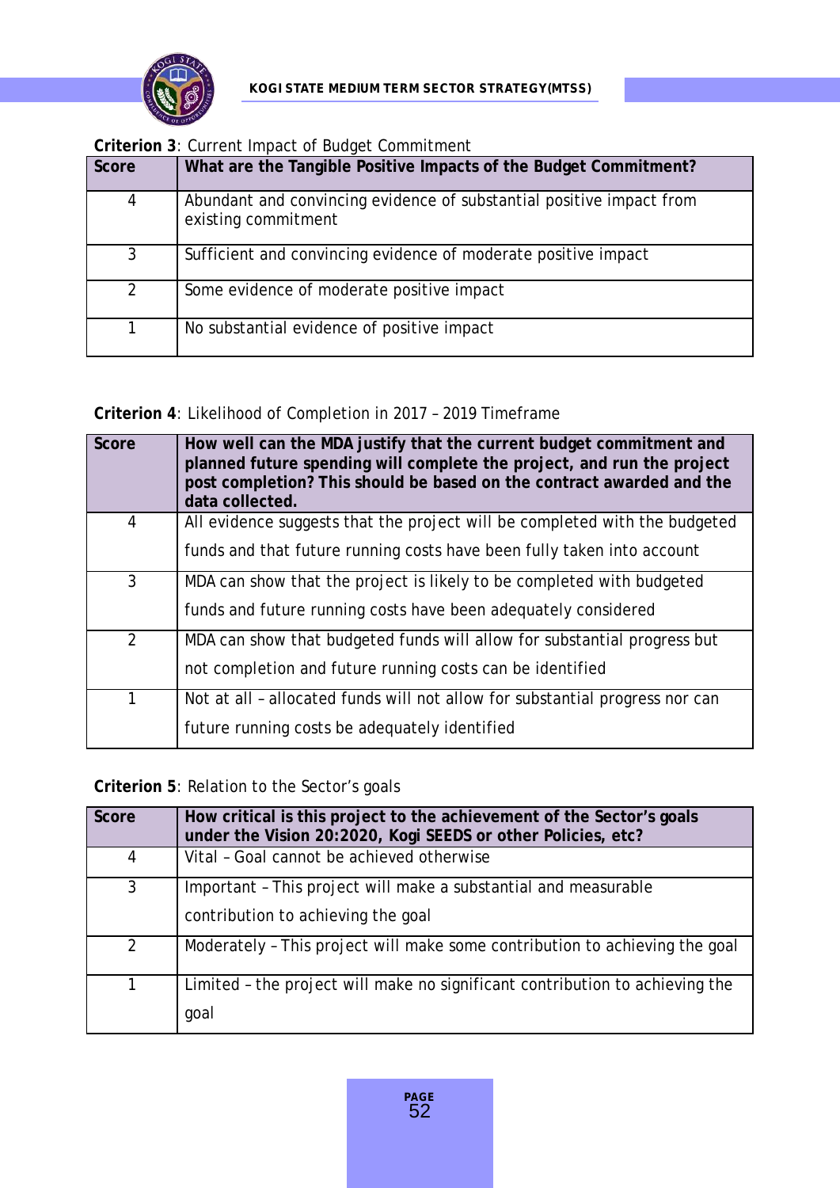**Criterion 3**: Current Impact of Budget Commitment

| Score | What are the Tangible Positive Impacts of the Budget Commitment? |
|---|---|
| 4 | Abundant and convincing evidence of substantial positive impact from existing commitment |
| 3 | Sufficient and convincing evidence of moderate positive impact |
| 2 | Some evidence of moderate positive impact |
| 1 | No substantial evidence of positive impact |

**Criterion 4**: Likelihood of Completion in 2017 – 2019 Timeframe

| Score | How well can the MDA justify that the current budget commitment and planned future spending will complete the project, and run the project post completion? This should be based on the contract awarded and the data collected. |
|---|---|
| 4 | All evidence suggests that the project will be completed with the budgeted funds and that future running costs have been fully taken into account |
| 3 | MDA can show that the project is likely to be completed with budgeted funds and future running costs have been adequately considered |
| 2 | MDA can show that budgeted funds will allow for substantial progress but not completion and future running costs can be identified |
| 1 | Not at all – allocated funds will not allow for substantial progress nor can future running costs be adequately identified |

**Criterion 5**: Relation to the Sector's goals

| Score | How critical is this project to the achievement of the Sector's goals under the Vision 20:2020, Kogi SEEDS or other Policies, etc? |
|---|---|
| 4 | Vital – Goal cannot be achieved otherwise |
| 3 | Important – This project will make a substantial and measurable contribution to achieving the goal |
| 2 | Moderately – This project will make some contribution to achieving the goal |
| 1 | Limited – the project will make no significant contribution to achieving the goal |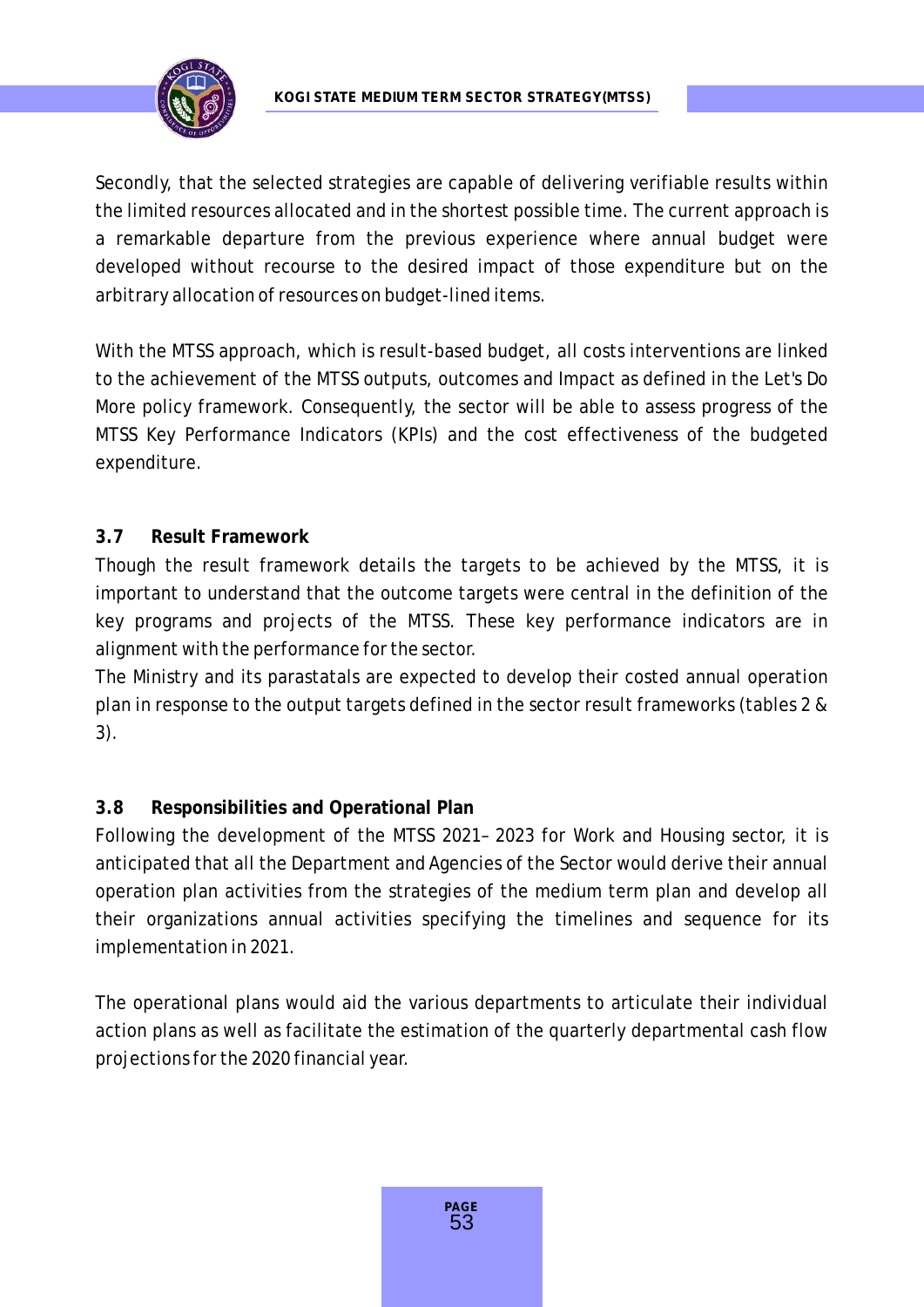Secondly, that the selected strategies are capable of delivering verifiable results within the limited resources allocated and in the shortest possible time. The current approach is a remarkable departure from the previous experience where annual budget were developed without recourse to the desired impact of those expenditure but on the arbitrary allocation of resources on budget-lined items.

With the MTSS approach, which is result-based budget, all costs interventions are linked to the achievement of the MTSS outputs, outcomes and Impact as defined in the Let's Do More policy framework. Consequently, the sector will be able to assess progress of the MTSS Key Performance Indicators (KPIs) and the cost effectiveness of the budgeted expenditure.

### 3.7 Result Framework

Though the result framework details the targets to be achieved by the MTSS, it is important to understand that the outcome targets were central in the definition of the key programs and projects of the MTSS. These key performance indicators are in alignment with the performance for the sector.

The Ministry and its parastatals are expected to develop their costed annual operation plan in response to the output targets defined in the sector result frameworks (tables 2 & 3).

### 3.8 Responsibilities and Operational Plan

Following the development of the MTSS 2021– 2023 for Work and Housing sector, it is anticipated that all the Department and Agencies of the Sector would derive their annual operation plan activities from the strategies of the medium term plan and develop all their organizations annual activities specifying the timelines and sequence for its implementation in 2021.

The operational plans would aid the various departments to articulate their individual action plans as well as facilitate the estimation of the quarterly departmental cash flow projections for the 2020 financial year.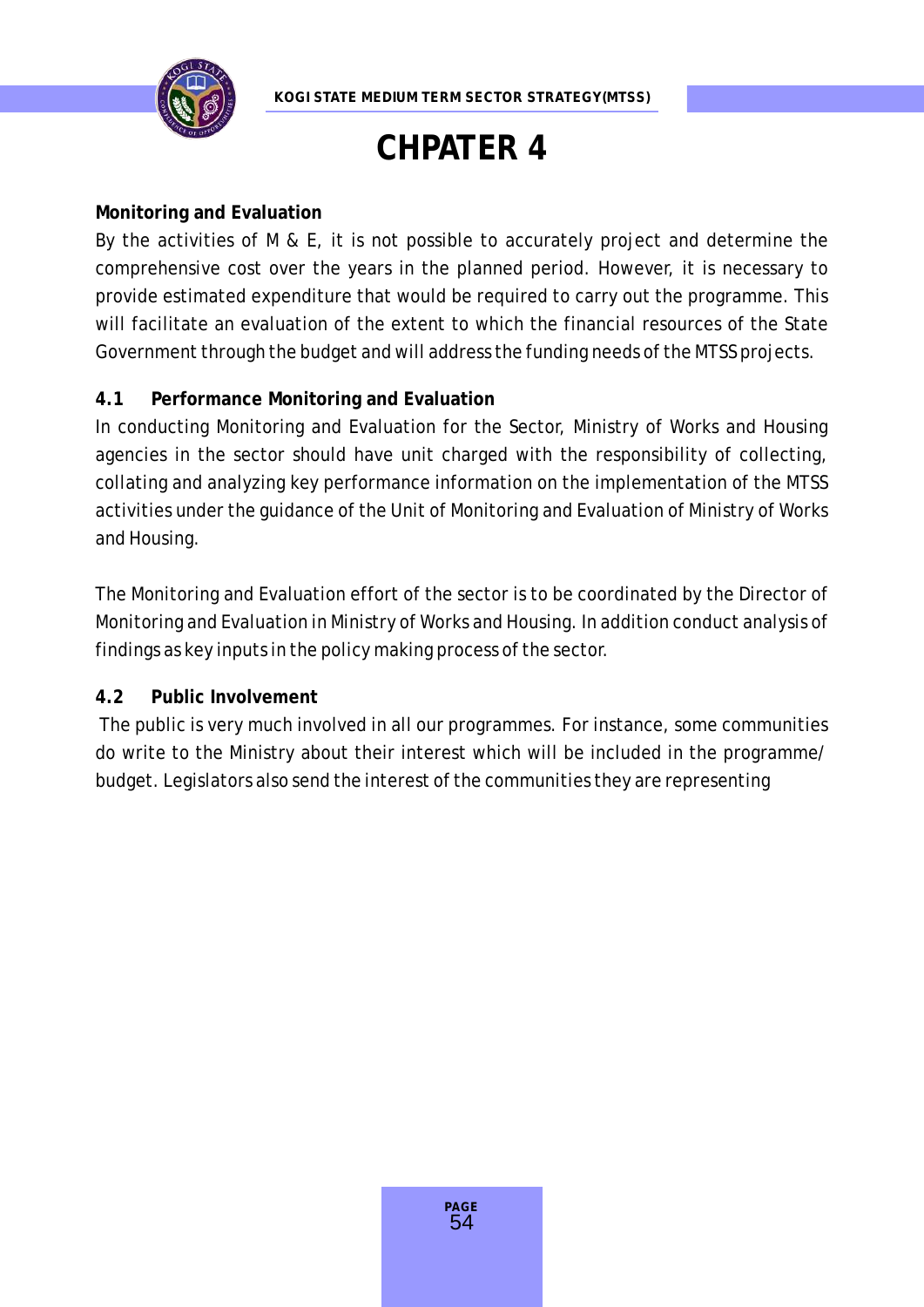# CHPATER 4

**Monitoring and Evaluation**

By the activities of M & E, it is not possible to accurately project and determine the comprehensive cost over the years in the planned period. However, it is necessary to provide estimated expenditure that would be required to carry out the programme. This will facilitate an evaluation of the extent to which the financial resources of the State Government through the budget and will address the funding needs of the MTSS projects.

## 4.1 Performance Monitoring and Evaluation

In conducting Monitoring and Evaluation for the Sector, Ministry of Works and Housing agencies in the sector should have unit charged with the responsibility of collecting, collating and analyzing key performance information on the implementation of the MTSS activities under the guidance of the Unit of Monitoring and Evaluation of Ministry of Works and Housing.

The Monitoring and Evaluation effort of the sector is to be coordinated by the Director of Monitoring and Evaluation in Ministry of Works and Housing. In addition conduct analysis of findings as key inputs in the policy making process of the sector.

## 4.2 Public Involvement

The public is very much involved in all our programmes. For instance, some communities do write to the Ministry about their interest which will be included in the programme/ budget. Legislators also send the interest of the communities they are representing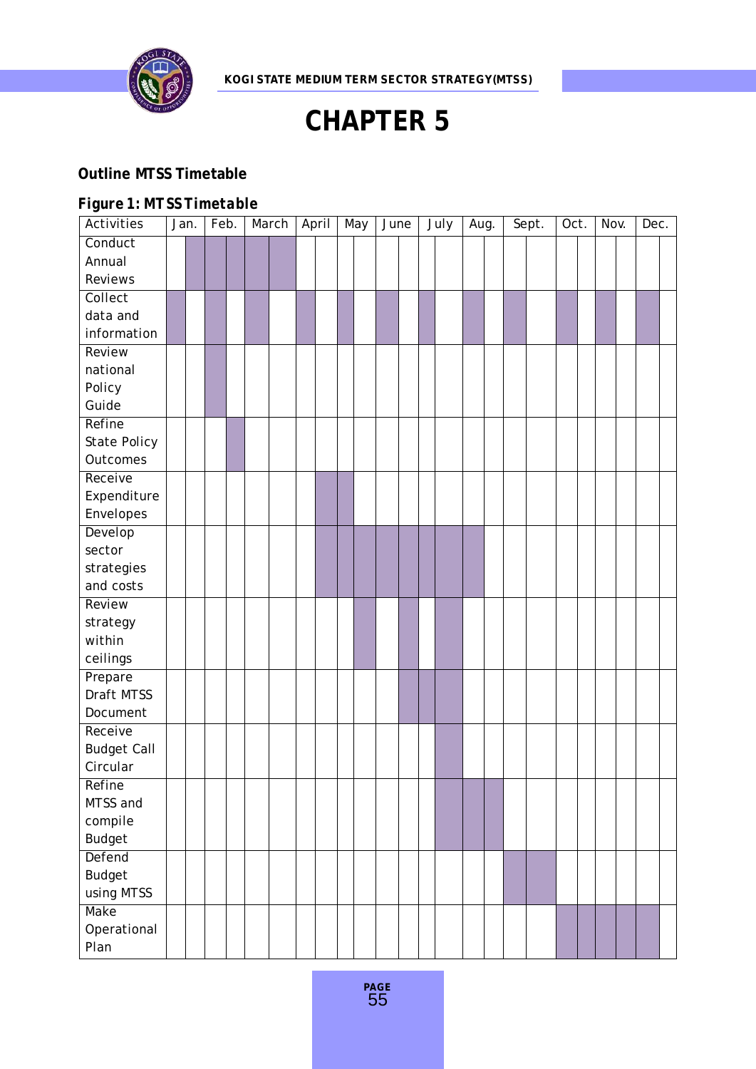# CHAPTER 5

## Outline MTSS Timetable

### Figure 1: MTSS Timetable

Shaded periods are marked with ■.

| Activities | Jan. | | Feb. | | March | | April | | May | | June | | July | | Aug. | | Sept. | | Oct. | | Nov. | | Dec. | |
|---|---|---|---|---|---|---|---|---|---|---|---|---|---|---|---|---|---|---|---|---|---|---|---|---|
| Conduct Annual Reviews | | ■ | ■ | ■ | ■ | ■ | | | | | | | | | | | | | | | | | | |
| Collect data and information | ■ | | ■ | | ■ | | ■ | | ■ | | ■ | | ■ | | ■ | | ■ | | ■ | | ■ | | ■ | |
| Review national Policy Guide | | | ■ | | | | | | | | | | | | | | | | | | | | | |
| Refine State Policy Outcomes | | | | ■ | | | | | | | | | | | | | | | | | | | | |
| Receive Expenditure Envelopes | | | | | | | | ■ | ■ | | | | | | | | | | | | | | | |
| Develop sector strategies and costs | | | | | | | | ■ | ■ | ■ | ■ | ■ | ■ | ■ | ■ | | | | | | | | | |
| Review strategy within ceilings | | | | | | | | | | ■ | | ■ | | ■ | | | | | | | | | | |
| Prepare Draft MTSS Document | | | | | | | | | | | | ■ | ■ | ■ | | | | | | | | | | |
| Receive Budget Call Circular | | | | | | | | | | | | | | ■ | | | | | | | | | | |
| Refine MTSS and compile Budget | | | | | | | | | | | | | | ■ | ■ | ■ | | | | | | | | |
| Defend Budget using MTSS | | | | | | | | | | | | | | | | | ■ | ■ | | | | | | |
| Make Operational Plan | | | | | | | | | | | | | | | | | | | ■ | ■ | ■ | ■ | ■ | |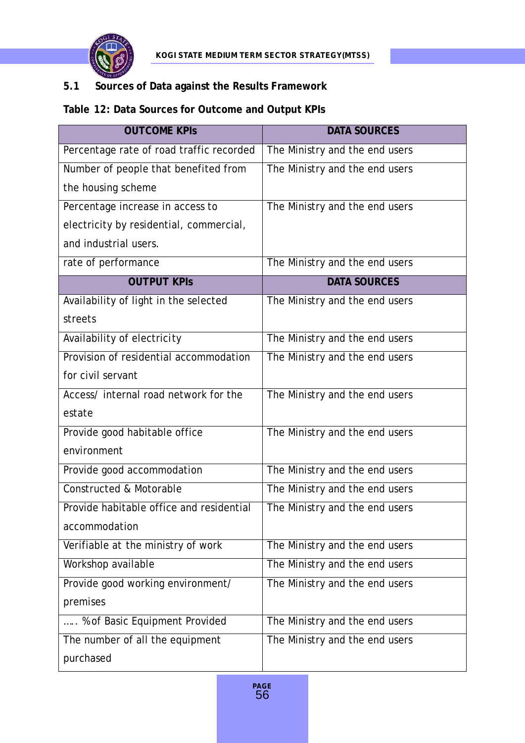### 5.1 Sources of Data against the Results Framework

**Table 12: Data Sources for Outcome and Output KPIs**

| OUTCOME KPIs | DATA SOURCES |
| --- | --- |
| Percentage rate of road traffic recorded | The Ministry and the end users |
| Number of people that benefited from the housing scheme | The Ministry and the end users |
| Percentage increase in access to electricity by residential, commercial, and industrial users. | The Ministry and the end users |
| rate of performance | The Ministry and the end users |
| **OUTPUT KPIs** | **DATA SOURCES** |
| Availability of light in the selected streets | The Ministry and the end users |
| Availability of electricity | The Ministry and the end users |
| Provision of residential accommodation for civil servant | The Ministry and the end users |
| Access/ internal road network for the estate | The Ministry and the end users |
| Provide good habitable office environment | The Ministry and the end users |
| Provide good accommodation | The Ministry and the end users |
| Constructed & Motorable | The Ministry and the end users |
| Provide habitable office and residential accommodation | The Ministry and the end users |
| Verifiable at the ministry of work | The Ministry and the end users |
| Workshop available | The Ministry and the end users |
| Provide good working environment/ premises | The Ministry and the end users |
| ….. %of Basic Equipment Provided | The Ministry and the end users |
| The number of all the equipment purchased | The Ministry and the end users |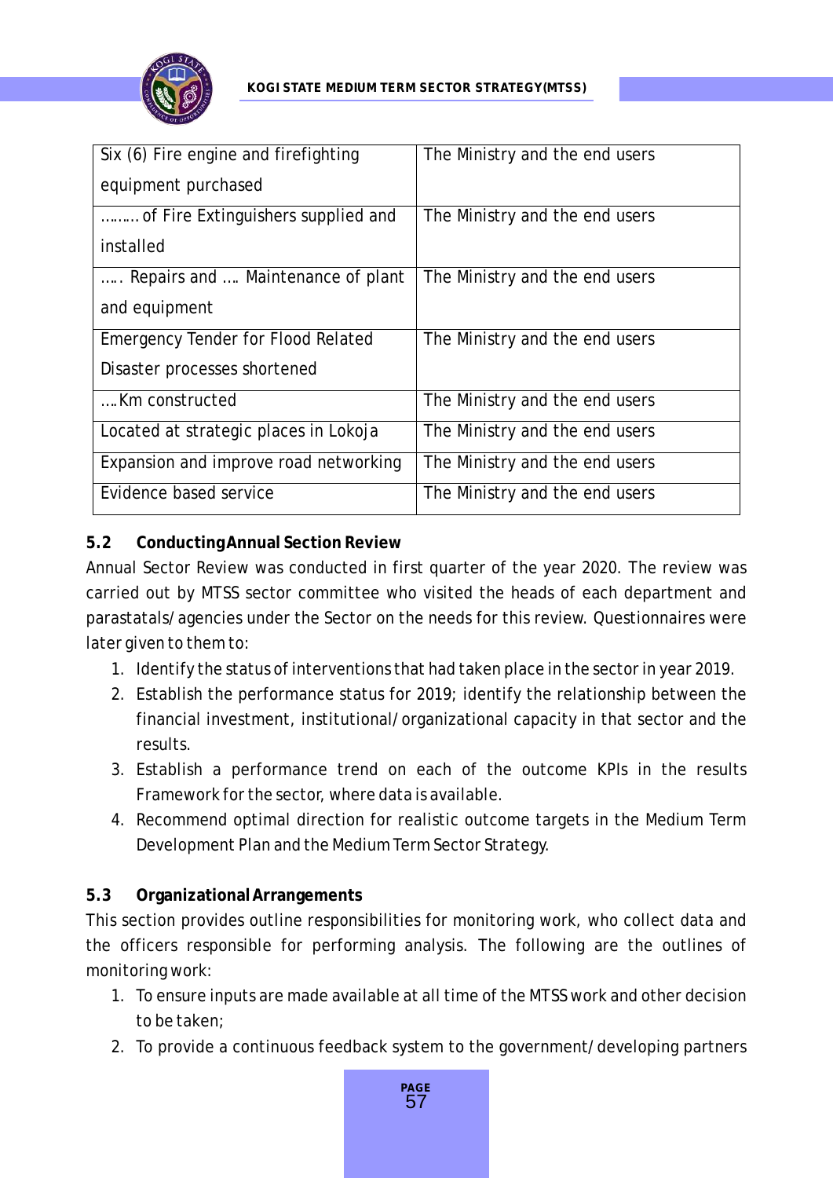| Six (6) Fire engine and firefighting equipment purchased | The Ministry and the end users |
|---|---|
| ……… of Fire Extinguishers supplied and installed | The Ministry and the end users |
| ….. Repairs and …. Maintenance of plant and equipment | The Ministry and the end users |
| Emergency Tender for Flood Related Disaster processes shortened | The Ministry and the end users |
| ….Km constructed | The Ministry and the end users |
| Located at strategic places in Lokoja | The Ministry and the end users |
| Expansion and improve road networking | The Ministry and the end users |
| Evidence based service | The Ministry and the end users |

### 5.2 Conducting Annual Section Review

Annual Sector Review was conducted in first quarter of the year 2020. The review was carried out by MTSS sector committee who visited the heads of each department and parastatals/agencies under the Sector on the needs for this review. Questionnaires were later given to them to:

1. Identify the status of interventions that had taken place in the sector in year 2019.
2. Establish the performance status for 2019; identify the relationship between the financial investment, institutional/organizational capacity in that sector and the results.
3. Establish a performance trend on each of the outcome KPIs in the results Framework for the sector, where data is available.
4. Recommend optimal direction for realistic outcome targets in the Medium Term Development Plan and the Medium Term Sector Strategy.

### 5.3 Organizational Arrangements

This section provides outline responsibilities for monitoring work, who collect data and the officers responsible for performing analysis. The following are the outlines of monitoring work:

1. To ensure inputs are made available at all time of the MTSS work and other decision to be taken;
2. To provide a continuous feedback system to the government/developing partners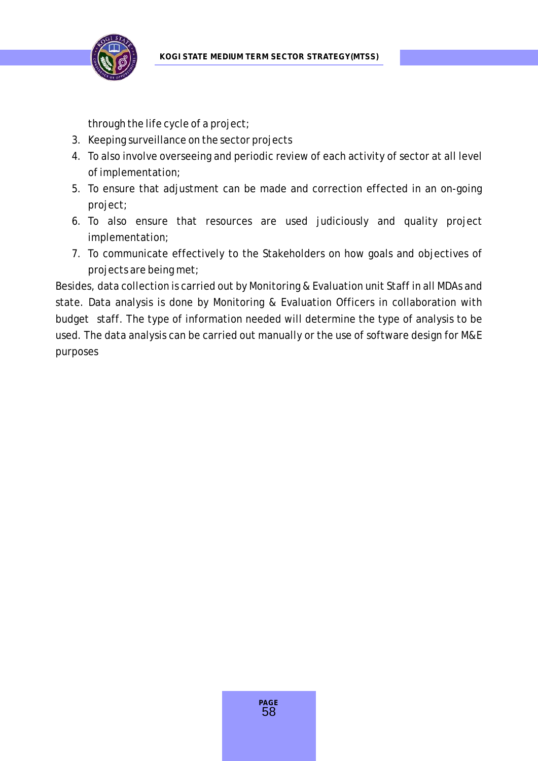through the life cycle of a project;

3. Keeping surveillance on the sector projects
4. To also involve overseeing and periodic review of each activity of sector at all level of implementation;
5. To ensure that adjustment can be made and correction effected in an on-going project;
6. To also ensure that resources are used judiciously and quality project implementation;
7. To communicate effectively to the Stakeholders on how goals and objectives of projects are being met;

Besides, data collection is carried out by Monitoring & Evaluation unit Staff in all MDAs and state. Data analysis is done by Monitoring & Evaluation Officers in collaboration with budget staff. The type of information needed will determine the type of analysis to be used. The data analysis can be carried out manually or the use of software design for M&E purposes